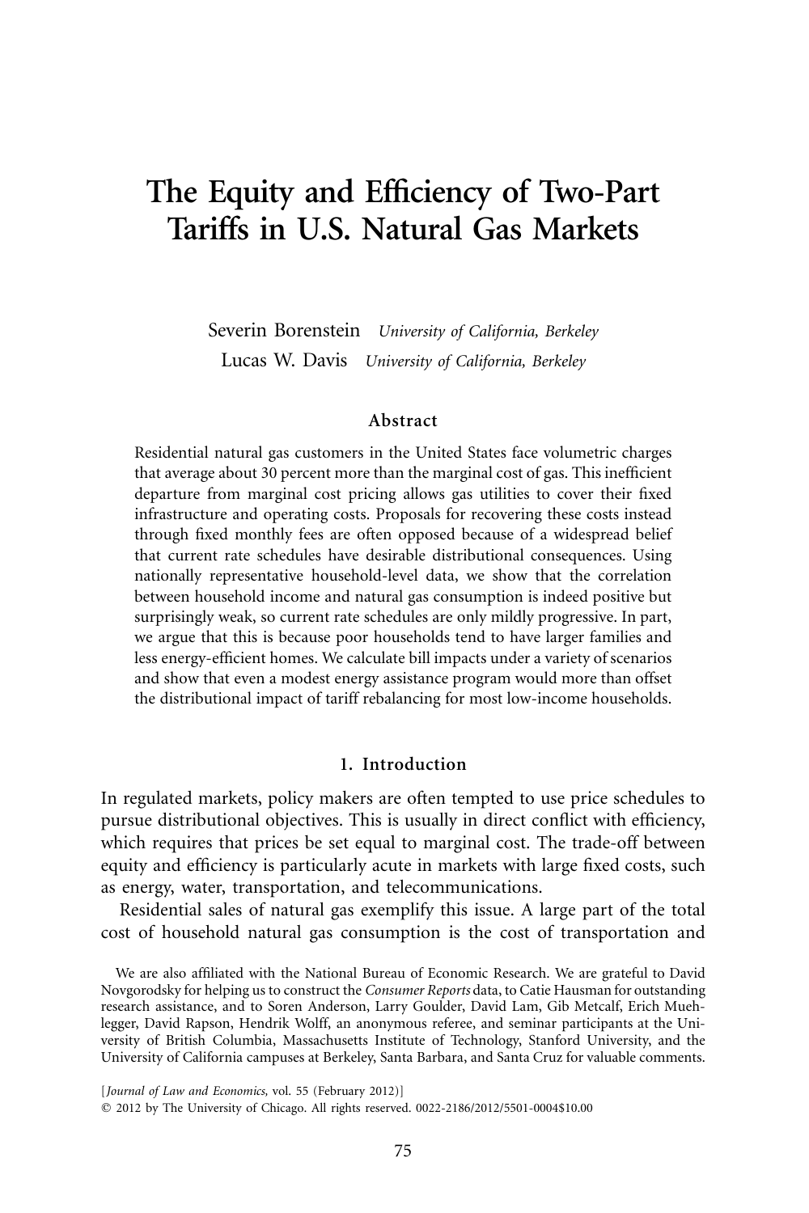# The Equity and Efficiency of Two-Part Tariffs in U.S. Natural Gas Markets

Severin Borenstein *University of California, Berkeley*
Lucas W. Davis *University of California, Berkeley*

### Abstract

Residential natural gas customers in the United States face volumetric charges that average about 30 percent more than the marginal cost of gas. This inefficient departure from marginal cost pricing allows gas utilities to cover their fixed infrastructure and operating costs. Proposals for recovering these costs instead through fixed monthly fees are often opposed because of a widespread belief that current rate schedules have desirable distributional consequences. Using nationally representative household-level data, we show that the correlation between household income and natural gas consumption is indeed positive but surprisingly weak, so current rate schedules are only mildly progressive. In part, we argue that this is because poor households tend to have larger families and less energy-efficient homes. We calculate bill impacts under a variety of scenarios and show that even a modest energy assistance program would more than offset the distributional impact of tariff rebalancing for most low-income households.

## 1. Introduction

In regulated markets, policy makers are often tempted to use price schedules to pursue distributional objectives. This is usually in direct conflict with efficiency, which requires that prices be set equal to marginal cost. The trade-off between equity and efficiency is particularly acute in markets with large fixed costs, such as energy, water, transportation, and telecommunications.

Residential sales of natural gas exemplify this issue. A large part of the total cost of household natural gas consumption is the cost of transportation and

We are also affiliated with the National Bureau of Economic Research. We are grateful to David Novgorodsky for helping us to construct the *Consumer Reports* data, to Catie Hausman for outstanding research assistance, and to Soren Anderson, Larry Goulder, David Lam, Gib Metcalf, Erich Muehlegger, David Rapson, Hendrik Wolff, an anonymous referee, and seminar participants at the University of British Columbia, Massachusetts Institute of Technology, Stanford University, and the University of California campuses at Berkeley, Santa Barbara, and Santa Cruz for valuable comments.

[*Journal of Law and Economics,* vol. 55 (February 2012)]
© 2012 by The University of Chicago. All rights reserved. 0022-2186/2012/5501-0004$10.00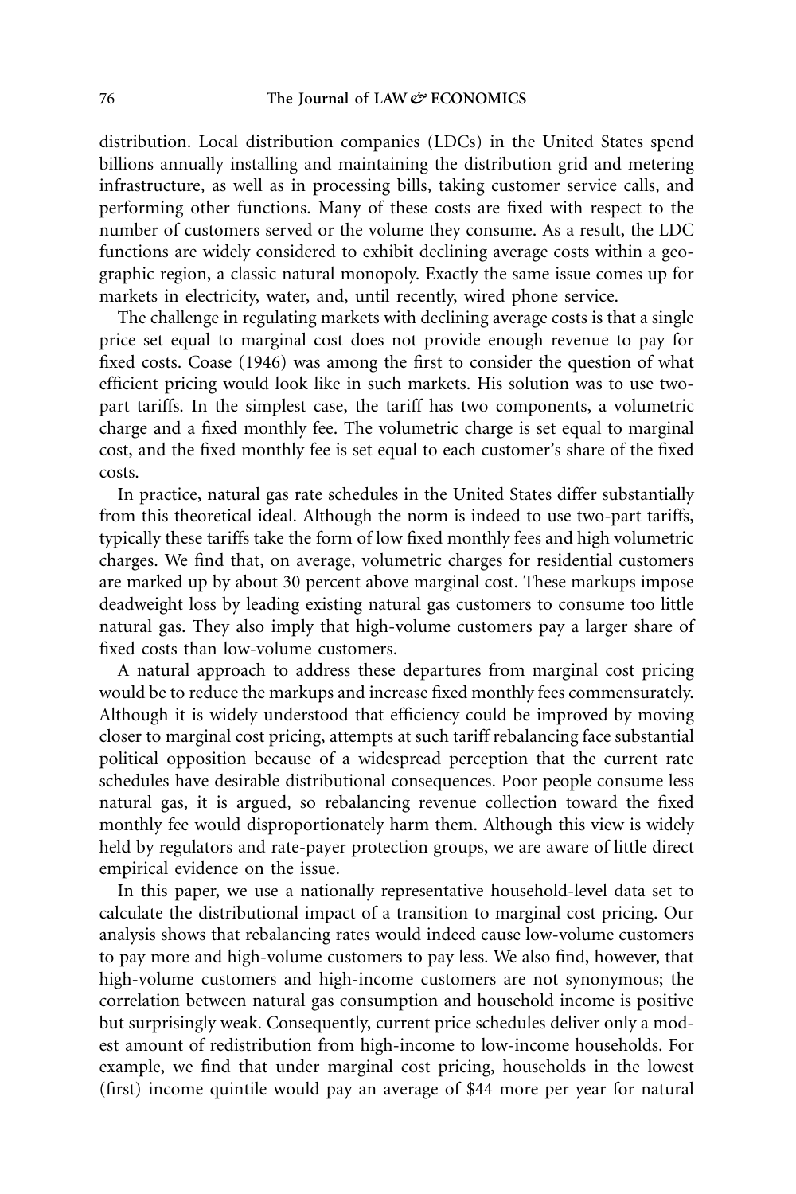distribution. Local distribution companies (LDCs) in the United States spend billions annually installing and maintaining the distribution grid and metering infrastructure, as well as in processing bills, taking customer service calls, and performing other functions. Many of these costs are fixed with respect to the number of customers served or the volume they consume. As a result, the LDC functions are widely considered to exhibit declining average costs within a geographic region, a classic natural monopoly. Exactly the same issue comes up for markets in electricity, water, and, until recently, wired phone service.

The challenge in regulating markets with declining average costs is that a single price set equal to marginal cost does not provide enough revenue to pay for fixed costs. Coase (1946) was among the first to consider the question of what efficient pricing would look like in such markets. His solution was to use two-part tariffs. In the simplest case, the tariff has two components, a volumetric charge and a fixed monthly fee. The volumetric charge is set equal to marginal cost, and the fixed monthly fee is set equal to each customer's share of the fixed costs.

In practice, natural gas rate schedules in the United States differ substantially from this theoretical ideal. Although the norm is indeed to use two-part tariffs, typically these tariffs take the form of low fixed monthly fees and high volumetric charges. We find that, on average, volumetric charges for residential customers are marked up by about 30 percent above marginal cost. These markups impose deadweight loss by leading existing natural gas customers to consume too little natural gas. They also imply that high-volume customers pay a larger share of fixed costs than low-volume customers.

A natural approach to address these departures from marginal cost pricing would be to reduce the markups and increase fixed monthly fees commensurately. Although it is widely understood that efficiency could be improved by moving closer to marginal cost pricing, attempts at such tariff rebalancing face substantial political opposition because of a widespread perception that the current rate schedules have desirable distributional consequences. Poor people consume less natural gas, it is argued, so rebalancing revenue collection toward the fixed monthly fee would disproportionately harm them. Although this view is widely held by regulators and rate-payer protection groups, we are aware of little direct empirical evidence on the issue.

In this paper, we use a nationally representative household-level data set to calculate the distributional impact of a transition to marginal cost pricing. Our analysis shows that rebalancing rates would indeed cause low-volume customers to pay more and high-volume customers to pay less. We also find, however, that high-volume customers and high-income customers are not synonymous; the correlation between natural gas consumption and household income is positive but surprisingly weak. Consequently, current price schedules deliver only a modest amount of redistribution from high-income to low-income households. For example, we find that under marginal cost pricing, households in the lowest (first) income quintile would pay an average of $44 more per year for natural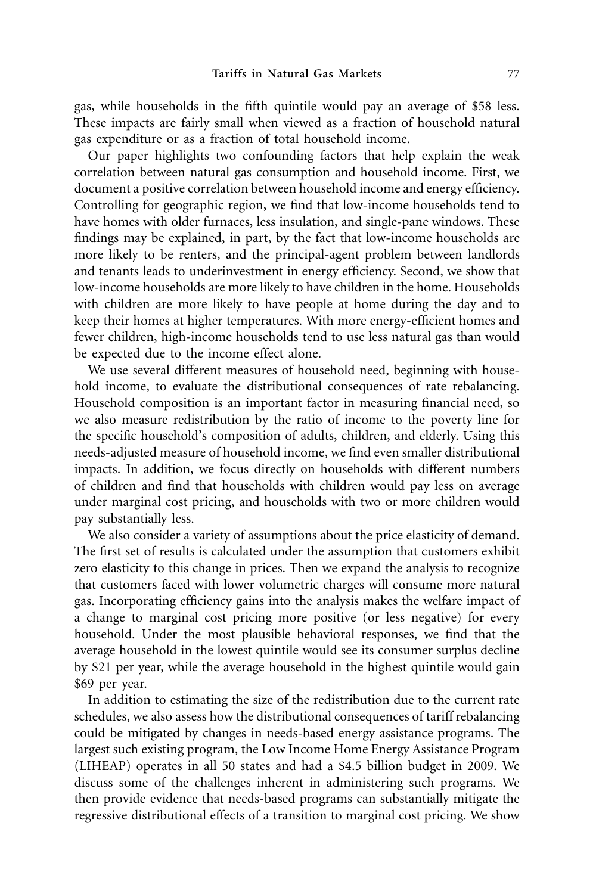gas, while households in the fifth quintile would pay an average of $58 less. These impacts are fairly small when viewed as a fraction of household natural gas expenditure or as a fraction of total household income.

Our paper highlights two confounding factors that help explain the weak correlation between natural gas consumption and household income. First, we document a positive correlation between household income and energy efficiency. Controlling for geographic region, we find that low-income households tend to have homes with older furnaces, less insulation, and single-pane windows. These findings may be explained, in part, by the fact that low-income households are more likely to be renters, and the principal-agent problem between landlords and tenants leads to underinvestment in energy efficiency. Second, we show that low-income households are more likely to have children in the home. Households with children are more likely to have people at home during the day and to keep their homes at higher temperatures. With more energy-efficient homes and fewer children, high-income households tend to use less natural gas than would be expected due to the income effect alone.

We use several different measures of household need, beginning with household income, to evaluate the distributional consequences of rate rebalancing. Household composition is an important factor in measuring financial need, so we also measure redistribution by the ratio of income to the poverty line for the specific household's composition of adults, children, and elderly. Using this needs-adjusted measure of household income, we find even smaller distributional impacts. In addition, we focus directly on households with different numbers of children and find that households with children would pay less on average under marginal cost pricing, and households with two or more children would pay substantially less.

We also consider a variety of assumptions about the price elasticity of demand. The first set of results is calculated under the assumption that customers exhibit zero elasticity to this change in prices. Then we expand the analysis to recognize that customers faced with lower volumetric charges will consume more natural gas. Incorporating efficiency gains into the analysis makes the welfare impact of a change to marginal cost pricing more positive (or less negative) for every household. Under the most plausible behavioral responses, we find that the average household in the lowest quintile would see its consumer surplus decline by $21 per year, while the average household in the highest quintile would gain $69 per year.

In addition to estimating the size of the redistribution due to the current rate schedules, we also assess how the distributional consequences of tariff rebalancing could be mitigated by changes in needs-based energy assistance programs. The largest such existing program, the Low Income Home Energy Assistance Program (LIHEAP) operates in all 50 states and had a $4.5 billion budget in 2009. We discuss some of the challenges inherent in administering such programs. We then provide evidence that needs-based programs can substantially mitigate the regressive distributional effects of a transition to marginal cost pricing. We show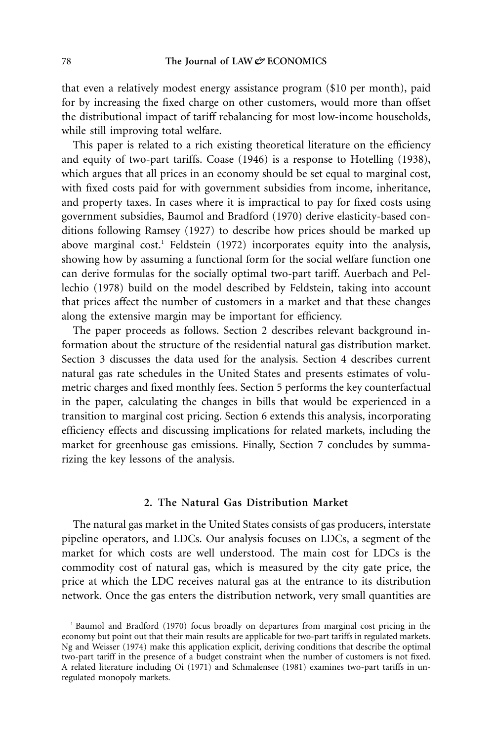that even a relatively modest energy assistance program ($10 per month), paid for by increasing the fixed charge on other customers, would more than offset the distributional impact of tariff rebalancing for most low-income households, while still improving total welfare.

This paper is related to a rich existing theoretical literature on the efficiency and equity of two-part tariffs. Coase (1946) is a response to Hotelling (1938), which argues that all prices in an economy should be set equal to marginal cost, with fixed costs paid for with government subsidies from income, inheritance, and property taxes. In cases where it is impractical to pay for fixed costs using government subsidies, Baumol and Bradford (1970) derive elasticity-based conditions following Ramsey (1927) to describe how prices should be marked up above marginal cost.[1] Feldstein (1972) incorporates equity into the analysis, showing how by assuming a functional form for the social welfare function one can derive formulas for the socially optimal two-part tariff. Auerbach and Pellechio (1978) build on the model described by Feldstein, taking into account that prices affect the number of customers in a market and that these changes along the extensive margin may be important for efficiency.

The paper proceeds as follows. Section 2 describes relevant background information about the structure of the residential natural gas distribution market. Section 3 discusses the data used for the analysis. Section 4 describes current natural gas rate schedules in the United States and presents estimates of volumetric charges and fixed monthly fees. Section 5 performs the key counterfactual in the paper, calculating the changes in bills that would be experienced in a transition to marginal cost pricing. Section 6 extends this analysis, incorporating efficiency effects and discussing implications for related markets, including the market for greenhouse gas emissions. Finally, Section 7 concludes by summarizing the key lessons of the analysis.

## 2. The Natural Gas Distribution Market

The natural gas market in the United States consists of gas producers, interstate pipeline operators, and LDCs. Our analysis focuses on LDCs, a segment of the market for which costs are well understood. The main cost for LDCs is the commodity cost of natural gas, which is measured by the city gate price, the price at which the LDC receives natural gas at the entrance to its distribution network. Once the gas enters the distribution network, very small quantities are

[1] Baumol and Bradford (1970) focus broadly on departures from marginal cost pricing in the economy but point out that their main results are applicable for two-part tariffs in regulated markets. Ng and Weisser (1974) make this application explicit, deriving conditions that describe the optimal two-part tariff in the presence of a budget constraint when the number of customers is not fixed. A related literature including Oi (1971) and Schmalensee (1981) examines two-part tariffs in unregulated monopoly markets.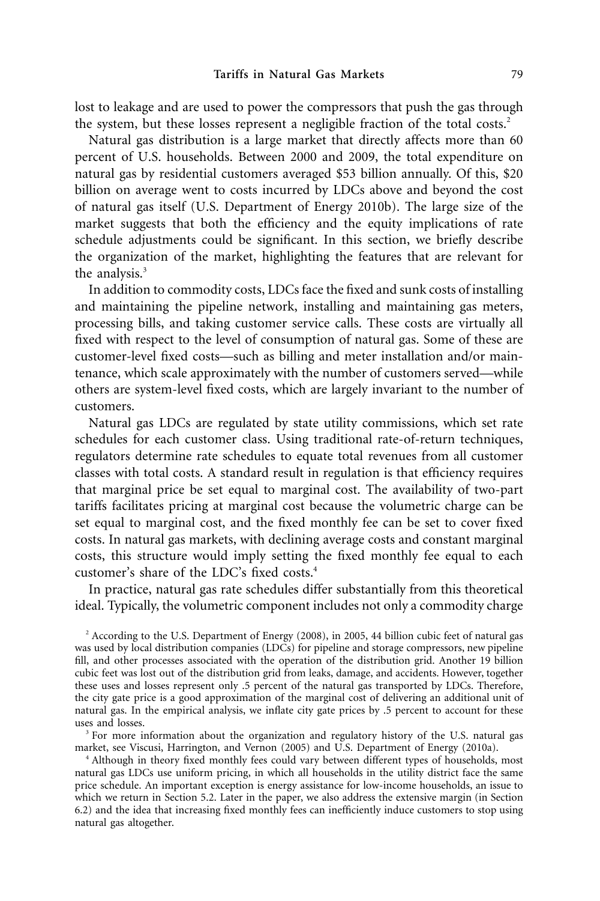lost to leakage and are used to power the compressors that push the gas through the system, but these losses represent a negligible fraction of the total costs.[2]

Natural gas distribution is a large market that directly affects more than 60 percent of U.S. households. Between 2000 and 2009, the total expenditure on natural gas by residential customers averaged \$53 billion annually. Of this, \$20 billion on average went to costs incurred by LDCs above and beyond the cost of natural gas itself (U.S. Department of Energy 2010b). The large size of the market suggests that both the efficiency and the equity implications of rate schedule adjustments could be significant. In this section, we briefly describe the organization of the market, highlighting the features that are relevant for the analysis.[3]

In addition to commodity costs, LDCs face the fixed and sunk costs of installing and maintaining the pipeline network, installing and maintaining gas meters, processing bills, and taking customer service calls. These costs are virtually all fixed with respect to the level of consumption of natural gas. Some of these are customer-level fixed costs—such as billing and meter installation and/or maintenance, which scale approximately with the number of customers served—while others are system-level fixed costs, which are largely invariant to the number of customers.

Natural gas LDCs are regulated by state utility commissions, which set rate schedules for each customer class. Using traditional rate-of-return techniques, regulators determine rate schedules to equate total revenues from all customer classes with total costs. A standard result in regulation is that efficiency requires that marginal price be set equal to marginal cost. The availability of two-part tariffs facilitates pricing at marginal cost because the volumetric charge can be set equal to marginal cost, and the fixed monthly fee can be set to cover fixed costs. In natural gas markets, with declining average costs and constant marginal costs, this structure would imply setting the fixed monthly fee equal to each customer's share of the LDC's fixed costs.[4]

In practice, natural gas rate schedules differ substantially from this theoretical ideal. Typically, the volumetric component includes not only a commodity charge

[2] According to the U.S. Department of Energy (2008), in 2005, 44 billion cubic feet of natural gas was used by local distribution companies (LDCs) for pipeline and storage compressors, new pipeline fill, and other processes associated with the operation of the distribution grid. Another 19 billion cubic feet was lost out of the distribution grid from leaks, damage, and accidents. However, together these uses and losses represent only .5 percent of the natural gas transported by LDCs. Therefore, the city gate price is a good approximation of the marginal cost of delivering an additional unit of natural gas. In the empirical analysis, we inflate city gate prices by .5 percent to account for these uses and losses.

[3] For more information about the organization and regulatory history of the U.S. natural gas market, see Viscusi, Harrington, and Vernon (2005) and U.S. Department of Energy (2010a).

[4] Although in theory fixed monthly fees could vary between different types of households, most natural gas LDCs use uniform pricing, in which all households in the utility district face the same price schedule. An important exception is energy assistance for low-income households, an issue to which we return in Section 5.2. Later in the paper, we also address the extensive margin (in Section 6.2) and the idea that increasing fixed monthly fees can inefficiently induce customers to stop using natural gas altogether.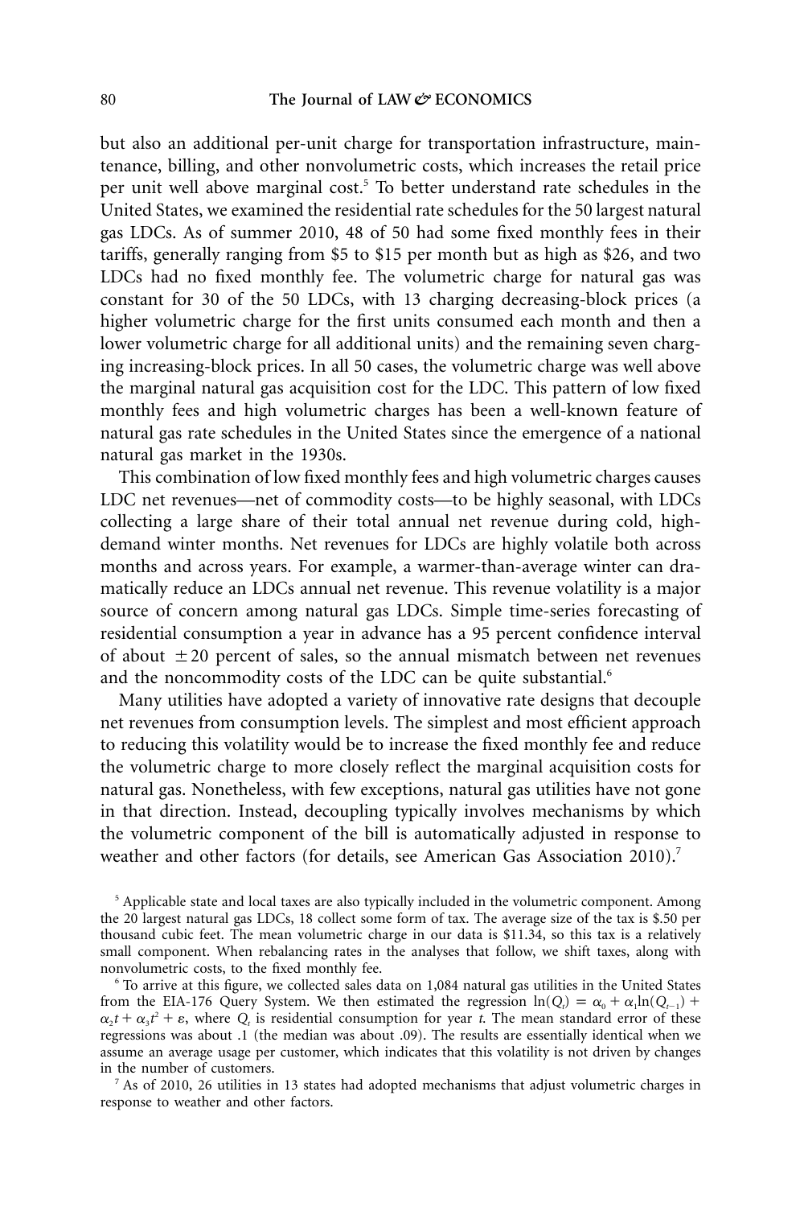but also an additional per-unit charge for transportation infrastructure, maintenance, billing, and other nonvolumetric costs, which increases the retail price per unit well above marginal cost.[5] To better understand rate schedules in the United States, we examined the residential rate schedules for the 50 largest natural gas LDCs. As of summer 2010, 48 of 50 had some fixed monthly fees in their tariffs, generally ranging from $5 to $15 per month but as high as $26, and two LDCs had no fixed monthly fee. The volumetric charge for natural gas was constant for 30 of the 50 LDCs, with 13 charging decreasing-block prices (a higher volumetric charge for the first units consumed each month and then a lower volumetric charge for all additional units) and the remaining seven charging increasing-block prices. In all 50 cases, the volumetric charge was well above the marginal natural gas acquisition cost for the LDC. This pattern of low fixed monthly fees and high volumetric charges has been a well-known feature of natural gas rate schedules in the United States since the emergence of a national natural gas market in the 1930s.

This combination of low fixed monthly fees and high volumetric charges causes LDC net revenues—net of commodity costs—to be highly seasonal, with LDCs collecting a large share of their total annual net revenue during cold, high-demand winter months. Net revenues for LDCs are highly volatile both across months and across years. For example, a warmer-than-average winter can dramatically reduce an LDCs annual net revenue. This revenue volatility is a major source of concern among natural gas LDCs. Simple time-series forecasting of residential consumption a year in advance has a 95 percent confidence interval of about $\pm 20$ percent of sales, so the annual mismatch between net revenues and the noncommodity costs of the LDC can be quite substantial.[6]

Many utilities have adopted a variety of innovative rate designs that decouple net revenues from consumption levels. The simplest and most efficient approach to reducing this volatility would be to increase the fixed monthly fee and reduce the volumetric charge to more closely reflect the marginal acquisition costs for natural gas. Nonetheless, with few exceptions, natural gas utilities have not gone in that direction. Instead, decoupling typically involves mechanisms by which the volumetric component of the bill is automatically adjusted in response to weather and other factors (for details, see American Gas Association 2010).[7]

[5] Applicable state and local taxes are also typically included in the volumetric component. Among the 20 largest natural gas LDCs, 18 collect some form of tax. The average size of the tax is $.50 per thousand cubic feet. The mean volumetric charge in our data is $11.34, so this tax is a relatively small component. When rebalancing rates in the analyses that follow, we shift taxes, along with nonvolumetric costs, to the fixed monthly fee.

[6] To arrive at this figure, we collected sales data on 1,084 natural gas utilities in the United States from the EIA-176 Query System. We then estimated the regression $\ln(Q_t) = \alpha_0 + \alpha_1 \ln(Q_{t-1}) + \alpha_2 t + \alpha_3 t^2 + \varepsilon$, where $Q_t$ is residential consumption for year $t$. The mean standard error of these regressions was about .1 (the median was about .09). The results are essentially identical when we assume an average usage per customer, which indicates that this volatility is not driven by changes in the number of customers.

[7] As of 2010, 26 utilities in 13 states had adopted mechanisms that adjust volumetric charges in response to weather and other factors.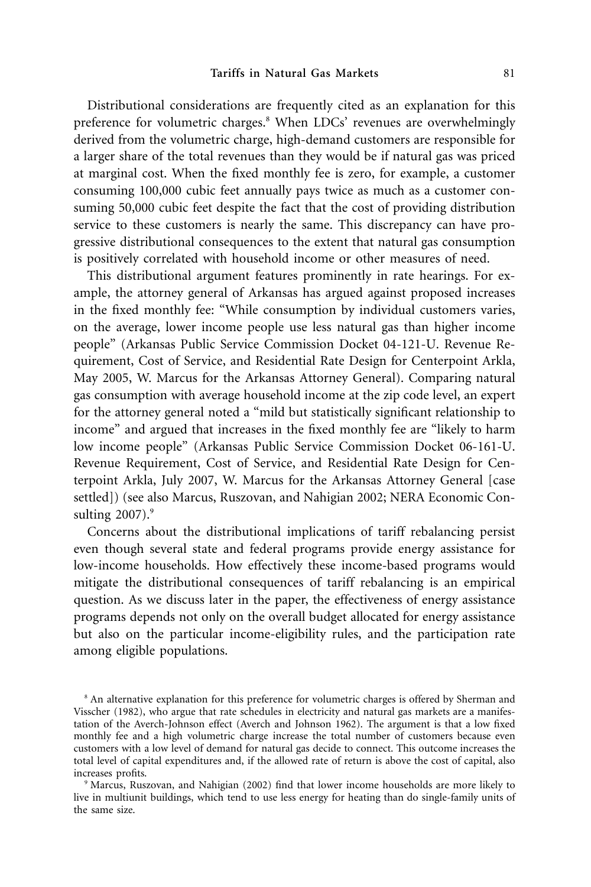Distributional considerations are frequently cited as an explanation for this preference for volumetric charges.[8] When LDCs' revenues are overwhelmingly derived from the volumetric charge, high-demand customers are responsible for a larger share of the total revenues than they would be if natural gas was priced at marginal cost. When the fixed monthly fee is zero, for example, a customer consuming 100,000 cubic feet annually pays twice as much as a customer consuming 50,000 cubic feet despite the fact that the cost of providing distribution service to these customers is nearly the same. This discrepancy can have progressive distributional consequences to the extent that natural gas consumption is positively correlated with household income or other measures of need.

This distributional argument features prominently in rate hearings. For example, the attorney general of Arkansas has argued against proposed increases in the fixed monthly fee: "While consumption by individual customers varies, on the average, lower income people use less natural gas than higher income people" (Arkansas Public Service Commission Docket 04-121-U. Revenue Requirement, Cost of Service, and Residential Rate Design for Centerpoint Arkla, May 2005, W. Marcus for the Arkansas Attorney General). Comparing natural gas consumption with average household income at the zip code level, an expert for the attorney general noted a "mild but statistically significant relationship to income" and argued that increases in the fixed monthly fee are "likely to harm low income people" (Arkansas Public Service Commission Docket 06-161-U. Revenue Requirement, Cost of Service, and Residential Rate Design for Centerpoint Arkla, July 2007, W. Marcus for the Arkansas Attorney General [case settled]) (see also Marcus, Ruszovan, and Nahigian 2002; NERA Economic Consulting 2007).[9]

Concerns about the distributional implications of tariff rebalancing persist even though several state and federal programs provide energy assistance for low-income households. How effectively these income-based programs would mitigate the distributional consequences of tariff rebalancing is an empirical question. As we discuss later in the paper, the effectiveness of energy assistance programs depends not only on the overall budget allocated for energy assistance but also on the particular income-eligibility rules, and the participation rate among eligible populations.

[8] An alternative explanation for this preference for volumetric charges is offered by Sherman and Visscher (1982), who argue that rate schedules in electricity and natural gas markets are a manifestation of the Averch-Johnson effect (Averch and Johnson 1962). The argument is that a low fixed monthly fee and a high volumetric charge increase the total number of customers because even customers with a low level of demand for natural gas decide to connect. This outcome increases the total level of capital expenditures and, if the allowed rate of return is above the cost of capital, also increases profits.

[9] Marcus, Ruszovan, and Nahigian (2002) find that lower income households are more likely to live in multiunit buildings, which tend to use less energy for heating than do single-family units of the same size.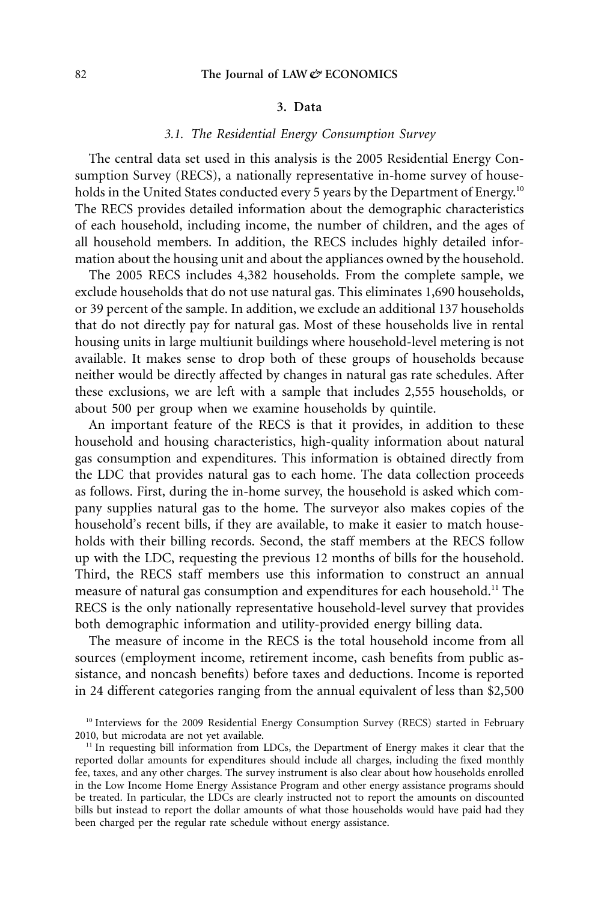## 3. Data

### *3.1. The Residential Energy Consumption Survey*

The central data set used in this analysis is the 2005 Residential Energy Consumption Survey (RECS), a nationally representative in-home survey of households in the United States conducted every 5 years by the Department of Energy.[10] The RECS provides detailed information about the demographic characteristics of each household, including income, the number of children, and the ages of all household members. In addition, the RECS includes highly detailed information about the housing unit and about the appliances owned by the household.

The 2005 RECS includes 4,382 households. From the complete sample, we exclude households that do not use natural gas. This eliminates 1,690 households, or 39 percent of the sample. In addition, we exclude an additional 137 households that do not directly pay for natural gas. Most of these households live in rental housing units in large multiunit buildings where household-level metering is not available. It makes sense to drop both of these groups of households because neither would be directly affected by changes in natural gas rate schedules. After these exclusions, we are left with a sample that includes 2,555 households, or about 500 per group when we examine households by quintile.

An important feature of the RECS is that it provides, in addition to these household and housing characteristics, high-quality information about natural gas consumption and expenditures. This information is obtained directly from the LDC that provides natural gas to each home. The data collection proceeds as follows. First, during the in-home survey, the household is asked which company supplies natural gas to the home. The surveyor also makes copies of the household's recent bills, if they are available, to make it easier to match households with their billing records. Second, the staff members at the RECS follow up with the LDC, requesting the previous 12 months of bills for the household. Third, the RECS staff members use this information to construct an annual measure of natural gas consumption and expenditures for each household.[11] The RECS is the only nationally representative household-level survey that provides both demographic information and utility-provided energy billing data.

The measure of income in the RECS is the total household income from all sources (employment income, retirement income, cash benefits from public assistance, and noncash benefits) before taxes and deductions. Income is reported in 24 different categories ranging from the annual equivalent of less than $2,500

---

[10] Interviews for the 2009 Residential Energy Consumption Survey (RECS) started in February 2010, but microdata are not yet available.

[11] In requesting bill information from LDCs, the Department of Energy makes it clear that the reported dollar amounts for expenditures should include all charges, including the fixed monthly fee, taxes, and any other charges. The survey instrument is also clear about how households enrolled in the Low Income Home Energy Assistance Program and other energy assistance programs should be treated. In particular, the LDCs are clearly instructed not to report the amounts on discounted bills but instead to report the dollar amounts of what those households would have paid had they been charged per the regular rate schedule without energy assistance.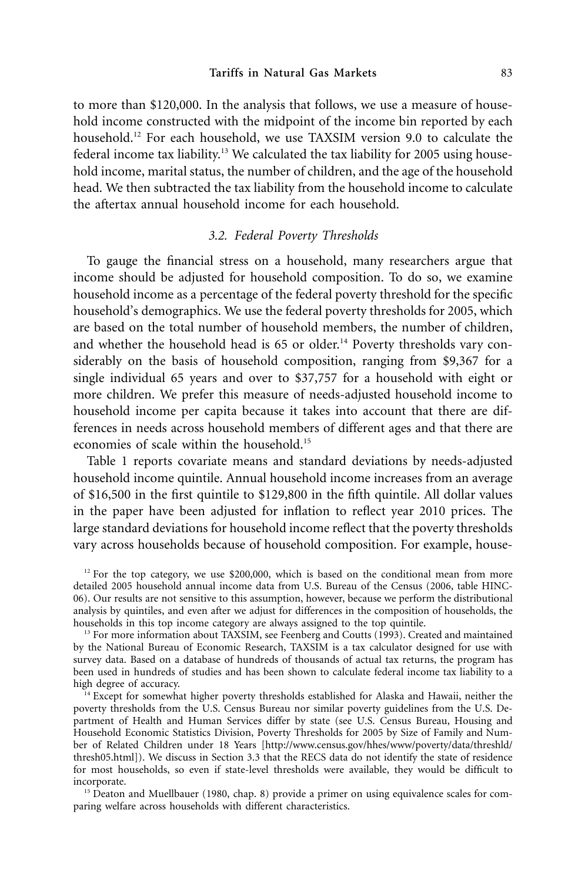to more than $120,000. In the analysis that follows, we use a measure of household income constructed with the midpoint of the income bin reported by each household.[12] For each household, we use TAXSIM version 9.0 to calculate the federal income tax liability.[13] We calculated the tax liability for 2005 using household income, marital status, the number of children, and the age of the household head. We then subtracted the tax liability from the household income to calculate the aftertax annual household income for each household.

### 3.2. Federal Poverty Thresholds

To gauge the financial stress on a household, many researchers argue that income should be adjusted for household composition. To do so, we examine household income as a percentage of the federal poverty threshold for the specific household's demographics. We use the federal poverty thresholds for 2005, which are based on the total number of household members, the number of children, and whether the household head is 65 or older.[14] Poverty thresholds vary considerably on the basis of household composition, ranging from $9,367 for a single individual 65 years and over to $37,757 for a household with eight or more children. We prefer this measure of needs-adjusted household income to household income per capita because it takes into account that there are differences in needs across household members of different ages and that there are economies of scale within the household.[15]

Table 1 reports covariate means and standard deviations by needs-adjusted household income quintile. Annual household income increases from an average of $16,500 in the first quintile to $129,800 in the fifth quintile. All dollar values in the paper have been adjusted for inflation to reflect year 2010 prices. The large standard deviations for household income reflect that the poverty thresholds vary across households because of household composition. For example, house-

[12] For the top category, we use $200,000, which is based on the conditional mean from more detailed 2005 household annual income data from U.S. Bureau of the Census (2006, table HINC-06). Our results are not sensitive to this assumption, however, because we perform the distributional analysis by quintiles, and even after we adjust for differences in the composition of households, the households in this top income category are always assigned to the top quintile.

[13] For more information about TAXSIM, see Feenberg and Coutts (1993). Created and maintained by the National Bureau of Economic Research, TAXSIM is a tax calculator designed for use with survey data. Based on a database of hundreds of thousands of actual tax returns, the program has been used in hundreds of studies and has been shown to calculate federal income tax liability to a high degree of accuracy.

[14] Except for somewhat higher poverty thresholds established for Alaska and Hawaii, neither the poverty thresholds from the U.S. Census Bureau nor similar poverty guidelines from the U.S. Department of Health and Human Services differ by state (see U.S. Census Bureau, Housing and Household Economic Statistics Division, Poverty Thresholds for 2005 by Size of Family and Number of Related Children under 18 Years [http://www.census.gov/hhes/www/poverty/data/threshld/thresh05.html]). We discuss in Section 3.3 that the RECS data do not identify the state of residence for most households, so even if state-level thresholds were available, they would be difficult to incorporate.

[15] Deaton and Muellbauer (1980, chap. 8) provide a primer on using equivalence scales for comparing welfare across households with different characteristics.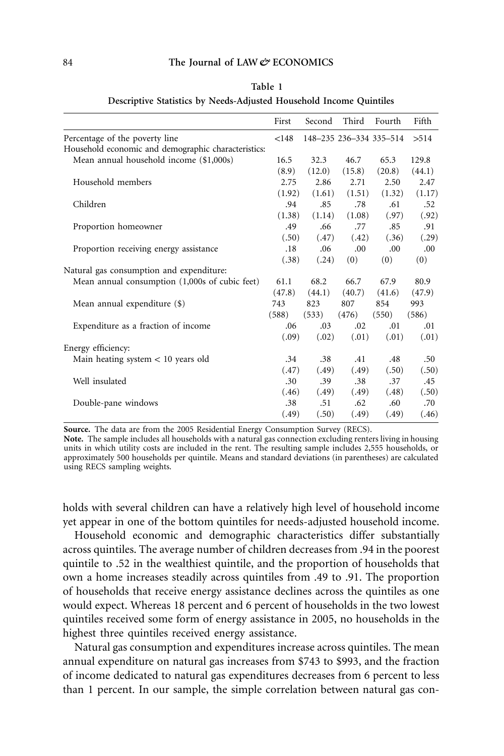**Table 1**

**Descriptive Statistics by Needs-Adjusted Household Income Quintiles**

| | First | Second | Third | Fourth | Fifth |
|---|---|---|---|---|---|
| Percentage of the poverty line | <148 | 148–235 | 236–334 | 335–514 | >514 |
| Household economic and demographic characteristics: | | | | | |
| Mean annual household income ($1,000s) | 16.5 | 32.3 | 46.7 | 65.3 | 129.8 |
| | (8.9) | (12.0) | (15.8) | (20.8) | (44.1) |
| Household members | 2.75 | 2.86 | 2.71 | 2.50 | 2.47 |
| | (1.92) | (1.61) | (1.51) | (1.32) | (1.17) |
| Children | .94 | .85 | .78 | .61 | .52 |
| | (1.38) | (1.14) | (1.08) | (.97) | (.92) |
| Proportion homeowner | .49 | .66 | .77 | .85 | .91 |
| | (.50) | (.47) | (.42) | (.36) | (.29) |
| Proportion receiving energy assistance | .18 | .06 | .00 | .00 | .00 |
| | (.38) | (.24) | (0) | (0) | (0) |
| Natural gas consumption and expenditure: | | | | | |
| Mean annual consumption (1,000s of cubic feet) | 61.1 | 68.2 | 66.7 | 67.9 | 80.9 |
| | (47.8) | (44.1) | (40.7) | (41.6) | (47.9) |
| Mean annual expenditure ($) | 743 | 823 | 807 | 854 | 993 |
| | (588) | (533) | (476) | (550) | (586) |
| Expenditure as a fraction of income | .06 | .03 | .02 | .01 | .01 |
| | (.09) | (.02) | (.01) | (.01) | (.01) |
| Energy efficiency: | | | | | |
| Main heating system < 10 years old | .34 | .38 | .41 | .48 | .50 |
| | (.47) | (.49) | (.49) | (.50) | (.50) |
| Well insulated | .30 | .39 | .38 | .37 | .45 |
| | (.46) | (.49) | (.49) | (.48) | (.50) |
| Double-pane windows | .38 | .51 | .62 | .60 | .70 |
| | (.49) | (.50) | (.49) | (.49) | (.46) |

**Source.** The data are from the 2005 Residential Energy Consumption Survey (RECS).

**Note.** The sample includes all households with a natural gas connection excluding renters living in housing units in which utility costs are included in the rent. The resulting sample includes 2,555 households, or approximately 500 households per quintile. Means and standard deviations (in parentheses) are calculated using RECS sampling weights.

holds with several children can have a relatively high level of household income yet appear in one of the bottom quintiles for needs-adjusted household income.

Household economic and demographic characteristics differ substantially across quintiles. The average number of children decreases from .94 in the poorest quintile to .52 in the wealthiest quintile, and the proportion of households that own a home increases steadily across quintiles from .49 to .91. The proportion of households that receive energy assistance declines across the quintiles as one would expect. Whereas 18 percent and 6 percent of households in the two lowest quintiles received some form of energy assistance in 2005, no households in the highest three quintiles received energy assistance.

Natural gas consumption and expenditures increase across quintiles. The mean annual expenditure on natural gas increases from $743 to $993, and the fraction of income dedicated to natural gas expenditures decreases from 6 percent to less than 1 percent. In our sample, the simple correlation between natural gas con-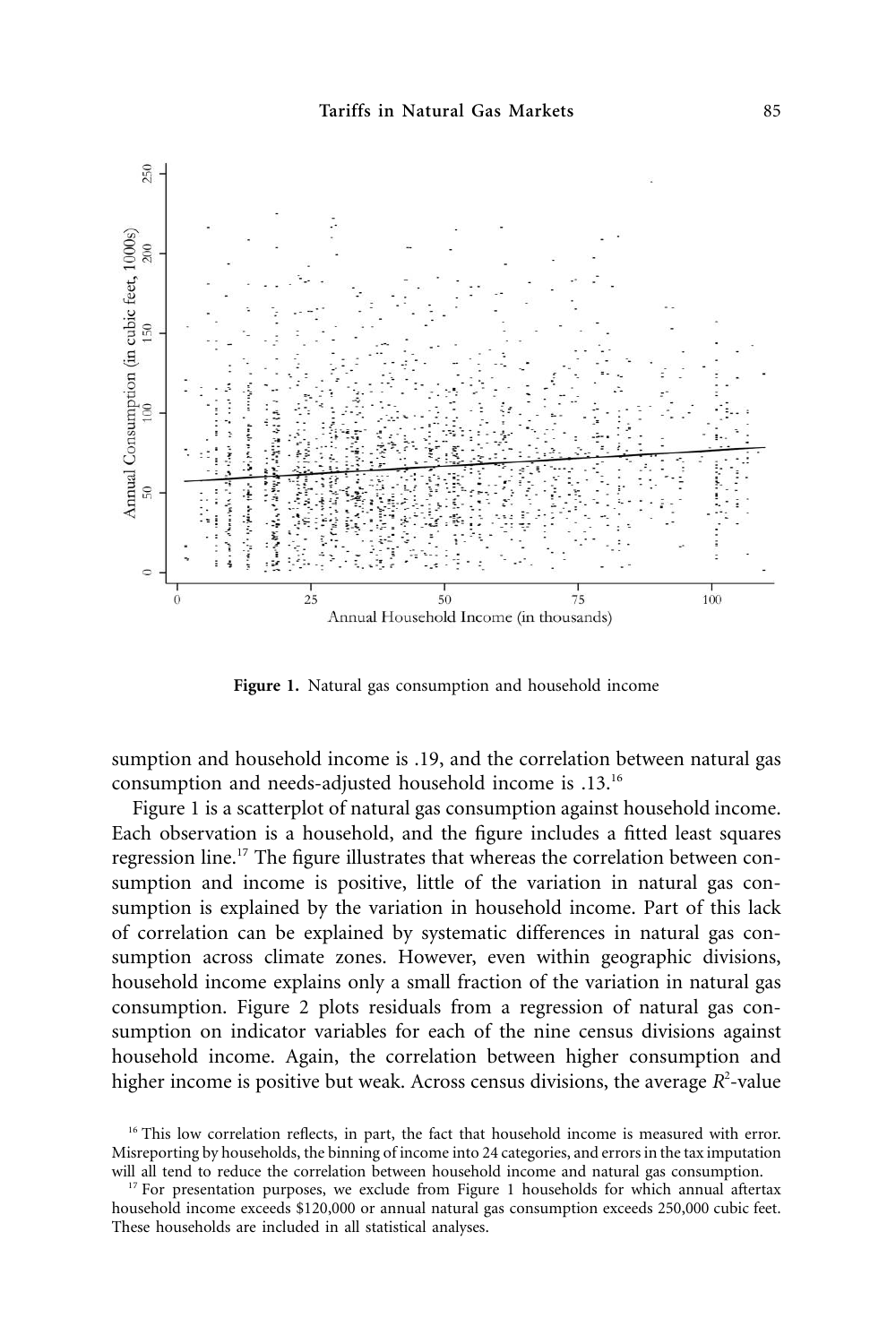**Figure 1.** Natural gas consumption and household income

sumption and household income is .19, and the correlation between natural gas consumption and needs-adjusted household income is .13.[16]

Figure 1 is a scatterplot of natural gas consumption against household income. Each observation is a household, and the figure includes a fitted least squares regression line.[17] The figure illustrates that whereas the correlation between consumption and income is positive, little of the variation in natural gas consumption is explained by the variation in household income. Part of this lack of correlation can be explained by systematic differences in natural gas consumption across climate zones. However, even within geographic divisions, household income explains only a small fraction of the variation in natural gas consumption. Figure 2 plots residuals from a regression of natural gas consumption on indicator variables for each of the nine census divisions against household income. Again, the correlation between higher consumption and higher income is positive but weak. Across census divisions, the average $R^2$-value

[16] This low correlation reflects, in part, the fact that household income is measured with error. Misreporting by households, the binning of income into 24 categories, and errors in the tax imputation will all tend to reduce the correlation between household income and natural gas consumption.

[17] For presentation purposes, we exclude from Figure 1 households for which annual aftertax household income exceeds $120,000 or annual natural gas consumption exceeds 250,000 cubic feet. These households are included in all statistical analyses.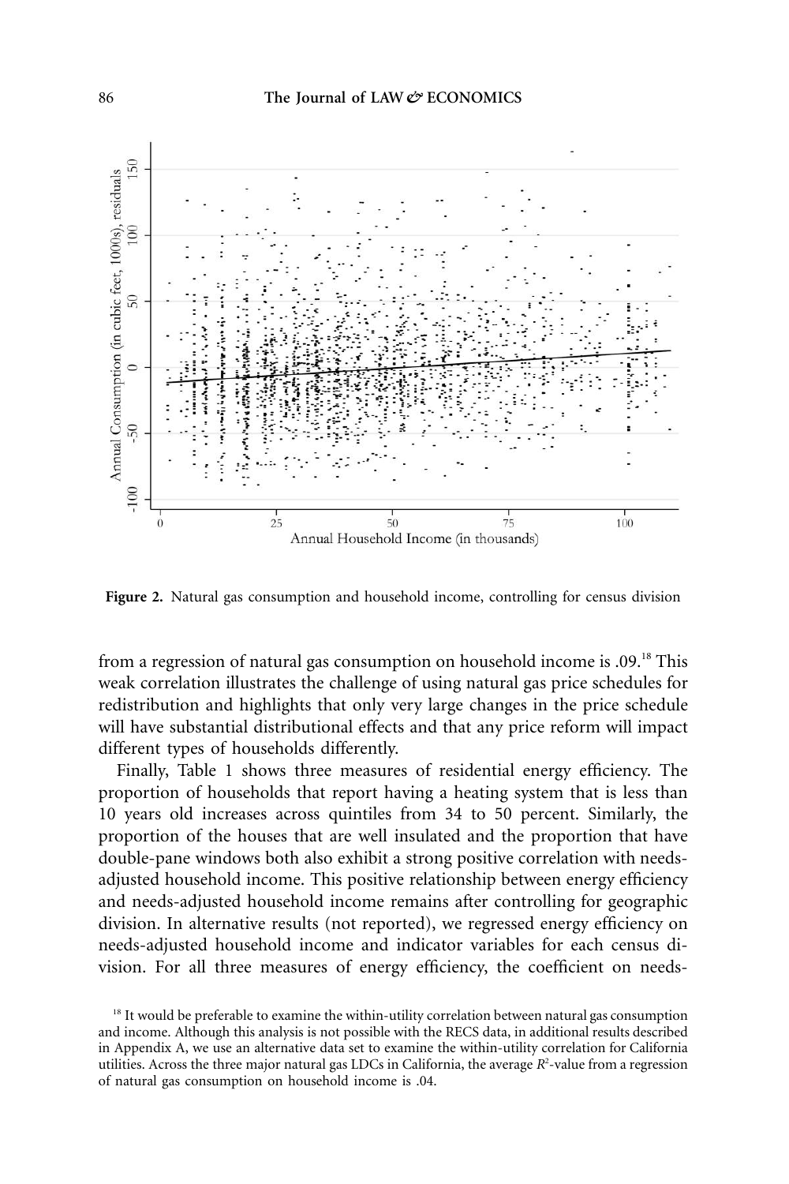**Figure 2.** Natural gas consumption and household income, controlling for census division

from a regression of natural gas consumption on household income is .09.[18] This weak correlation illustrates the challenge of using natural gas price schedules for redistribution and highlights that only very large changes in the price schedule will have substantial distributional effects and that any price reform will impact different types of households differently.

Finally, Table 1 shows three measures of residential energy efficiency. The proportion of households that report having a heating system that is less than 10 years old increases across quintiles from 34 to 50 percent. Similarly, the proportion of the houses that are well insulated and the proportion that have double-pane windows both also exhibit a strong positive correlation with needs-adjusted household income. This positive relationship between energy efficiency and needs-adjusted household income remains after controlling for geographic division. In alternative results (not reported), we regressed energy efficiency on needs-adjusted household income and indicator variables for each census division. For all three measures of energy efficiency, the coefficient on needs-

[18] It would be preferable to examine the within-utility correlation between natural gas consumption and income. Although this analysis is not possible with the RECS data, in additional results described in Appendix A, we use an alternative data set to examine the within-utility correlation for California utilities. Across the three major natural gas LDCs in California, the average $R^2$-value from a regression of natural gas consumption on household income is .04.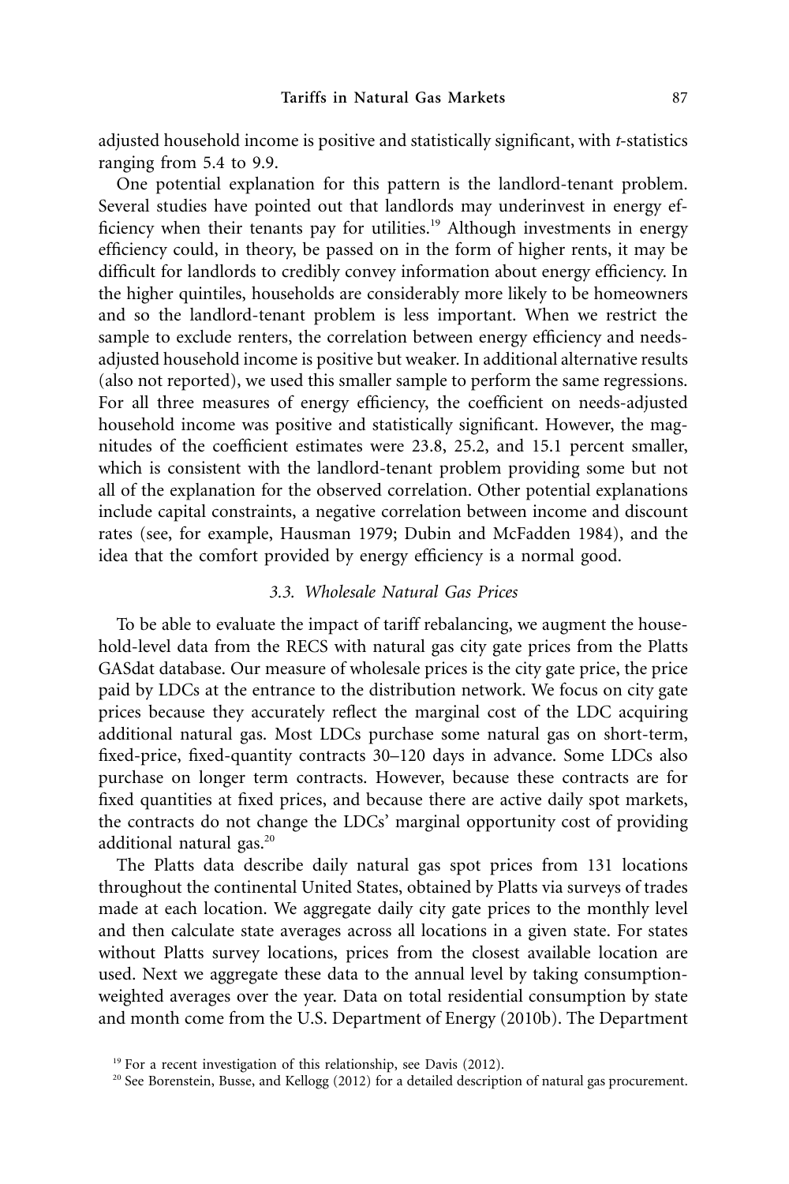adjusted household income is positive and statistically significant, with *t*-statistics ranging from 5.4 to 9.9.

One potential explanation for this pattern is the landlord-tenant problem. Several studies have pointed out that landlords may underinvest in energy efficiency when their tenants pay for utilities.[19] Although investments in energy efficiency could, in theory, be passed on in the form of higher rents, it may be difficult for landlords to credibly convey information about energy efficiency. In the higher quintiles, households are considerably more likely to be homeowners and so the landlord-tenant problem is less important. When we restrict the sample to exclude renters, the correlation between energy efficiency and needs-adjusted household income is positive but weaker. In additional alternative results (also not reported), we used this smaller sample to perform the same regressions. For all three measures of energy efficiency, the coefficient on needs-adjusted household income was positive and statistically significant. However, the magnitudes of the coefficient estimates were 23.8, 25.2, and 15.1 percent smaller, which is consistent with the landlord-tenant problem providing some but not all of the explanation for the observed correlation. Other potential explanations include capital constraints, a negative correlation between income and discount rates (see, for example, Hausman 1979; Dubin and McFadden 1984), and the idea that the comfort provided by energy efficiency is a normal good.

### *3.3. Wholesale Natural Gas Prices*

To be able to evaluate the impact of tariff rebalancing, we augment the household-level data from the RECS with natural gas city gate prices from the Platts GASdat database. Our measure of wholesale prices is the city gate price, the price paid by LDCs at the entrance to the distribution network. We focus on city gate prices because they accurately reflect the marginal cost of the LDC acquiring additional natural gas. Most LDCs purchase some natural gas on short-term, fixed-price, fixed-quantity contracts 30–120 days in advance. Some LDCs also purchase on longer term contracts. However, because these contracts are for fixed quantities at fixed prices, and because there are active daily spot markets, the contracts do not change the LDCs' marginal opportunity cost of providing additional natural gas.[20]

The Platts data describe daily natural gas spot prices from 131 locations throughout the continental United States, obtained by Platts via surveys of trades made at each location. We aggregate daily city gate prices to the monthly level and then calculate state averages across all locations in a given state. For states without Platts survey locations, prices from the closest available location are used. Next we aggregate these data to the annual level by taking consumption-weighted averages over the year. Data on total residential consumption by state and month come from the U.S. Department of Energy (2010b). The Department

[19] For a recent investigation of this relationship, see Davis (2012).

[20] See Borenstein, Busse, and Kellogg (2012) for a detailed description of natural gas procurement.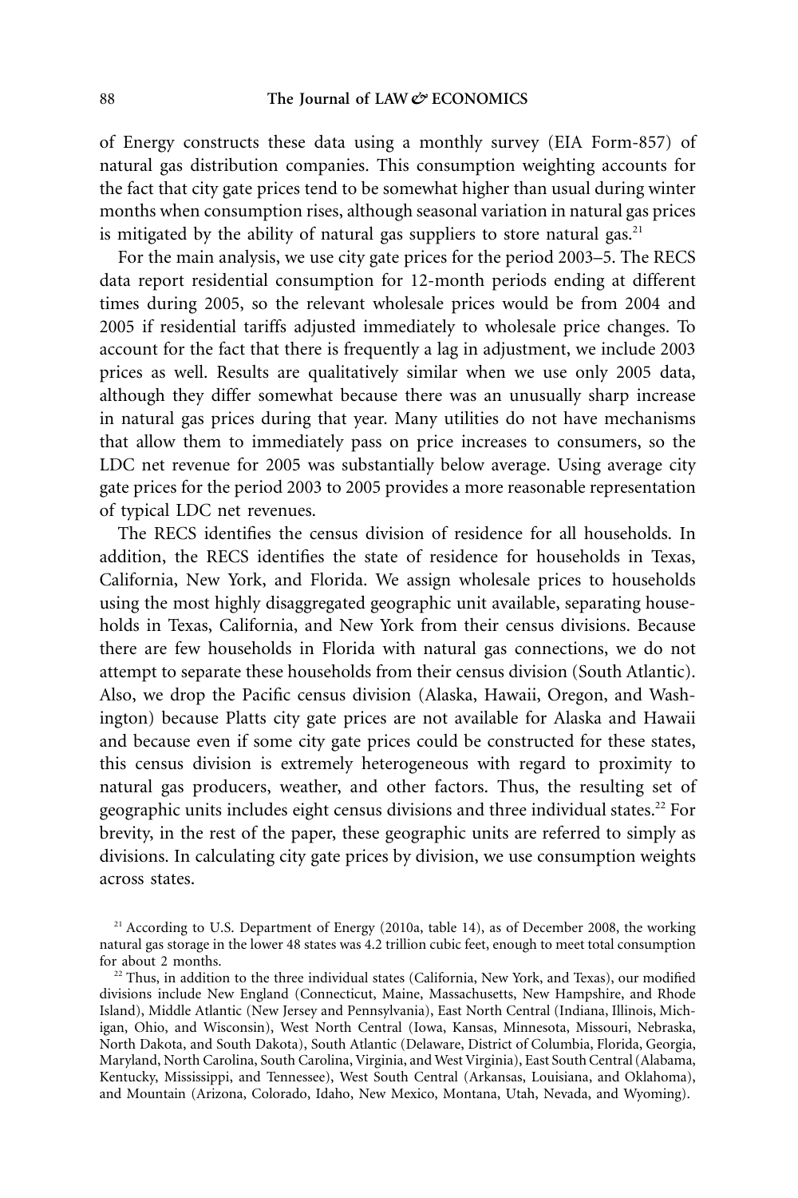of Energy constructs these data using a monthly survey (EIA Form-857) of natural gas distribution companies. This consumption weighting accounts for the fact that city gate prices tend to be somewhat higher than usual during winter months when consumption rises, although seasonal variation in natural gas prices is mitigated by the ability of natural gas suppliers to store natural gas.[21]

For the main analysis, we use city gate prices for the period 2003–5. The RECS data report residential consumption for 12-month periods ending at different times during 2005, so the relevant wholesale prices would be from 2004 and 2005 if residential tariffs adjusted immediately to wholesale price changes. To account for the fact that there is frequently a lag in adjustment, we include 2003 prices as well. Results are qualitatively similar when we use only 2005 data, although they differ somewhat because there was an unusually sharp increase in natural gas prices during that year. Many utilities do not have mechanisms that allow them to immediately pass on price increases to consumers, so the LDC net revenue for 2005 was substantially below average. Using average city gate prices for the period 2003 to 2005 provides a more reasonable representation of typical LDC net revenues.

The RECS identifies the census division of residence for all households. In addition, the RECS identifies the state of residence for households in Texas, California, New York, and Florida. We assign wholesale prices to households using the most highly disaggregated geographic unit available, separating households in Texas, California, and New York from their census divisions. Because there are few households in Florida with natural gas connections, we do not attempt to separate these households from their census division (South Atlantic). Also, we drop the Pacific census division (Alaska, Hawaii, Oregon, and Washington) because Platts city gate prices are not available for Alaska and Hawaii and because even if some city gate prices could be constructed for these states, this census division is extremely heterogeneous with regard to proximity to natural gas producers, weather, and other factors. Thus, the resulting set of geographic units includes eight census divisions and three individual states.[22] For brevity, in the rest of the paper, these geographic units are referred to simply as divisions. In calculating city gate prices by division, we use consumption weights across states.

[21] According to U.S. Department of Energy (2010a, table 14), as of December 2008, the working natural gas storage in the lower 48 states was 4.2 trillion cubic feet, enough to meet total consumption for about 2 months.

[22] Thus, in addition to the three individual states (California, New York, and Texas), our modified divisions include New England (Connecticut, Maine, Massachusetts, New Hampshire, and Rhode Island), Middle Atlantic (New Jersey and Pennsylvania), East North Central (Indiana, Illinois, Michigan, Ohio, and Wisconsin), West North Central (Iowa, Kansas, Minnesota, Missouri, Nebraska, North Dakota, and South Dakota), South Atlantic (Delaware, District of Columbia, Florida, Georgia, Maryland, North Carolina, South Carolina, Virginia, and West Virginia), East South Central (Alabama, Kentucky, Mississippi, and Tennessee), West South Central (Arkansas, Louisiana, and Oklahoma), and Mountain (Arizona, Colorado, Idaho, New Mexico, Montana, Utah, Nevada, and Wyoming).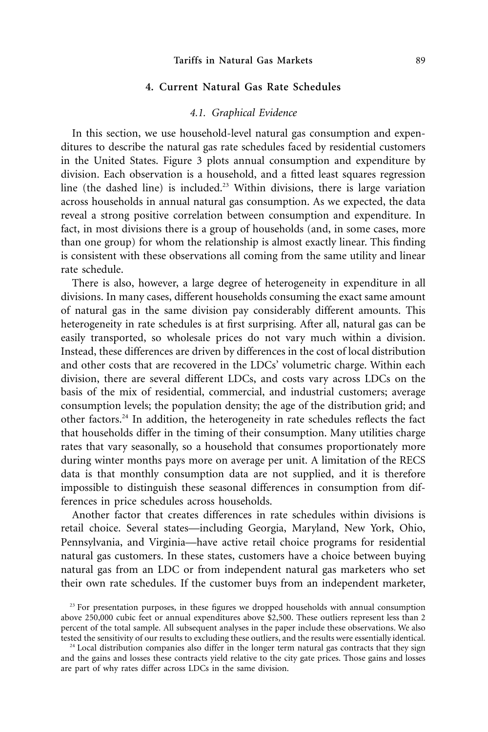## 4. Current Natural Gas Rate Schedules

### 4.1. Graphical Evidence

In this section, we use household-level natural gas consumption and expenditures to describe the natural gas rate schedules faced by residential customers in the United States. Figure 3 plots annual consumption and expenditure by division. Each observation is a household, and a fitted least squares regression line (the dashed line) is included.[23] Within divisions, there is large variation across households in annual natural gas consumption. As we expected, the data reveal a strong positive correlation between consumption and expenditure. In fact, in most divisions there is a group of households (and, in some cases, more than one group) for whom the relationship is almost exactly linear. This finding is consistent with these observations all coming from the same utility and linear rate schedule.

There is also, however, a large degree of heterogeneity in expenditure in all divisions. In many cases, different households consuming the exact same amount of natural gas in the same division pay considerably different amounts. This heterogeneity in rate schedules is at first surprising. After all, natural gas can be easily transported, so wholesale prices do not vary much within a division. Instead, these differences are driven by differences in the cost of local distribution and other costs that are recovered in the LDCs' volumetric charge. Within each division, there are several different LDCs, and costs vary across LDCs on the basis of the mix of residential, commercial, and industrial customers; average consumption levels; the population density; the age of the distribution grid; and other factors.[24] In addition, the heterogeneity in rate schedules reflects the fact that households differ in the timing of their consumption. Many utilities charge rates that vary seasonally, so a household that consumes proportionately more during winter months pays more on average per unit. A limitation of the RECS data is that monthly consumption data are not supplied, and it is therefore impossible to distinguish these seasonal differences in consumption from differences in price schedules across households.

Another factor that creates differences in rate schedules within divisions is retail choice. Several states—including Georgia, Maryland, New York, Ohio, Pennsylvania, and Virginia—have active retail choice programs for residential natural gas customers. In these states, customers have a choice between buying natural gas from an LDC or from independent natural gas marketers who set their own rate schedules. If the customer buys from an independent marketer,

[23] For presentation purposes, in these figures we dropped households with annual consumption above 250,000 cubic feet or annual expenditures above $2,500. These outliers represent less than 2 percent of the total sample. All subsequent analyses in the paper include these observations. We also tested the sensitivity of our results to excluding these outliers, and the results were essentially identical.

[24] Local distribution companies also differ in the longer term natural gas contracts that they sign and the gains and losses these contracts yield relative to the city gate prices. Those gains and losses are part of why rates differ across LDCs in the same division.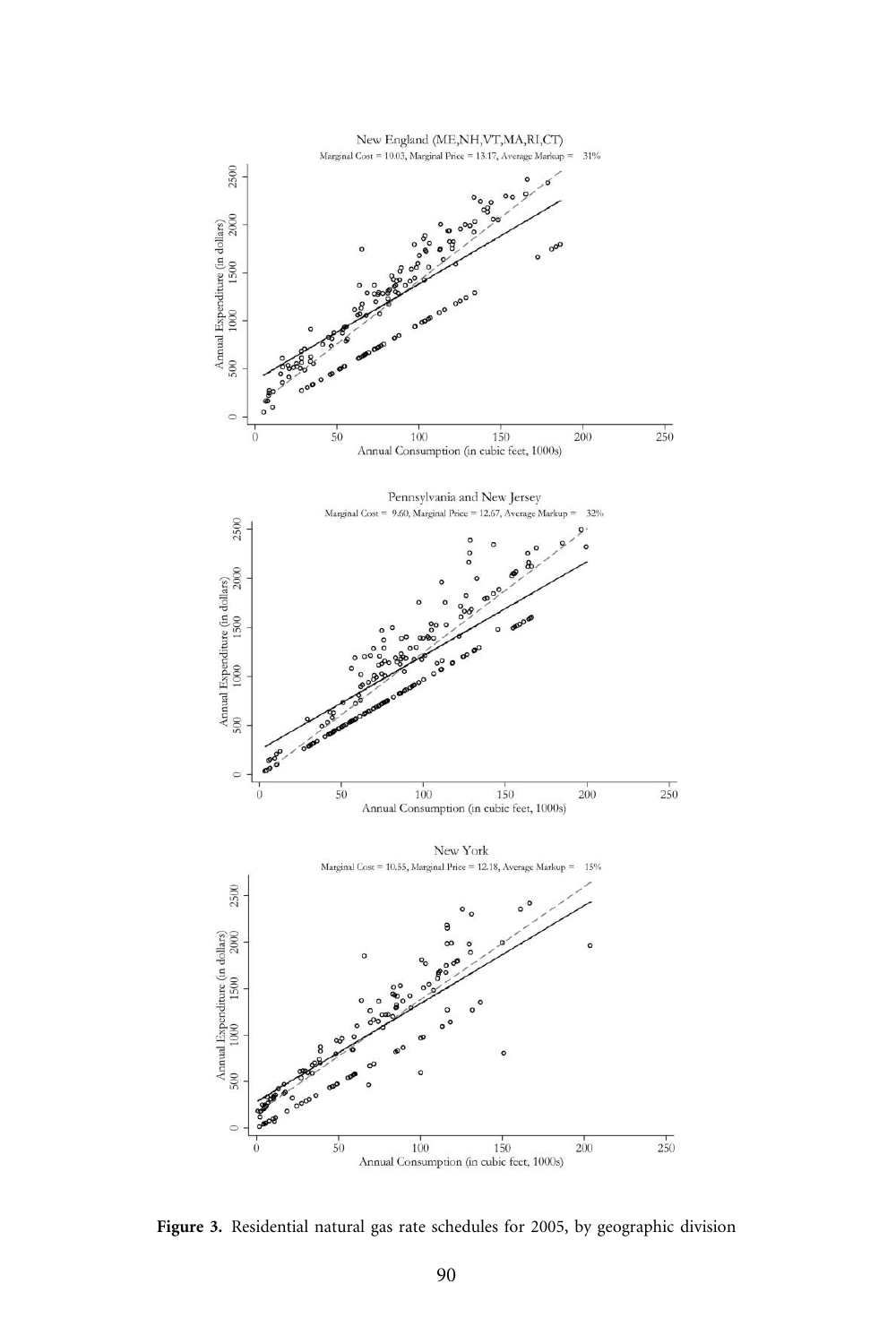New England (ME,NH,VT,MA,RI,CT)

Marginal Cost = 10.03, Marginal Price = 13.17, Average Markup = 31%

Pennsylvania and New Jersey

Marginal Cost = 9.60, Marginal Price = 12.67, Average Markup = 32%

New York

Marginal Cost = 10.55, Marginal Price = 12.18, Average Markup = 15%

**Figure 3.** Residential natural gas rate schedules for 2005, by geographic division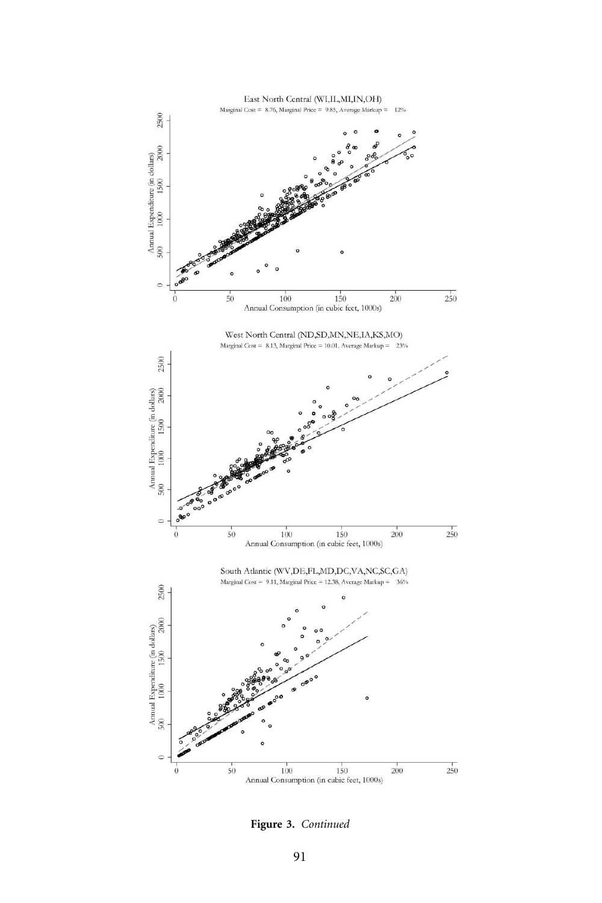East North Central (WI,IL,MI,IN,OH)

Marginal Cost = 8.76, Marginal Price = 9.85, Average Markup = 12%

West North Central (ND,SD,MN,NE,IA,KS,MO)

Marginal Cost = 8.13, Marginal Price = 10.01, Average Markup = 23%

South Atlantic (WV,DE,FL,MD,DC,VA,NC,SC,GA)

Marginal Cost = 9.11, Marginal Price = 12.38, Average Markup = 36%

**Figure 3.** *Continued*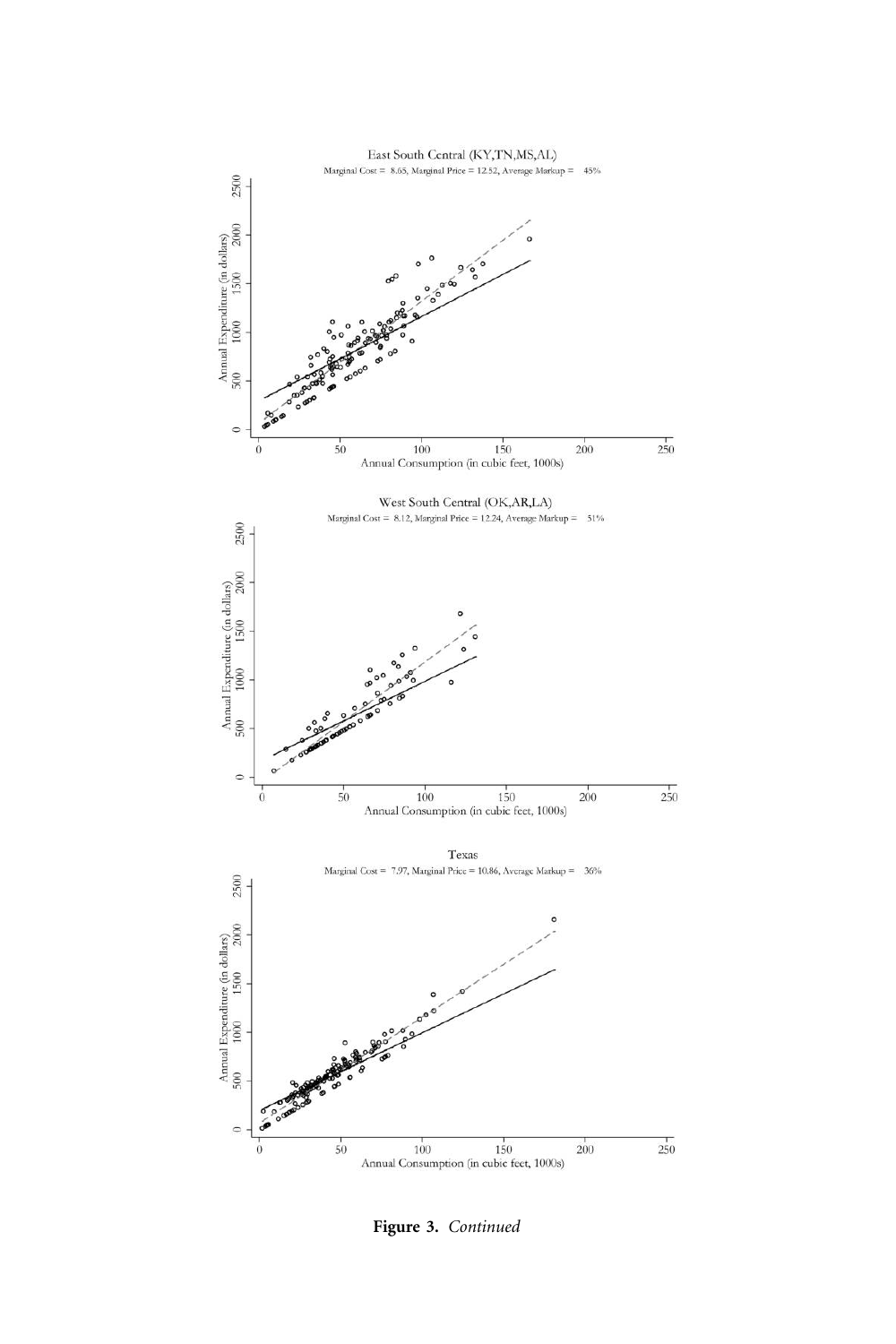East South Central (KY,TN,MS,AL)

Marginal Cost = 8.65, Marginal Price = 12.52, Average Markup = 45%

West South Central (OK,AR,LA)

Marginal Cost = 8.12, Marginal Price = 12.24, Average Markup = 51%

Texas

Marginal Cost = 7.97, Marginal Price = 10.86, Average Markup = 36%

**Figure 3.** *Continued*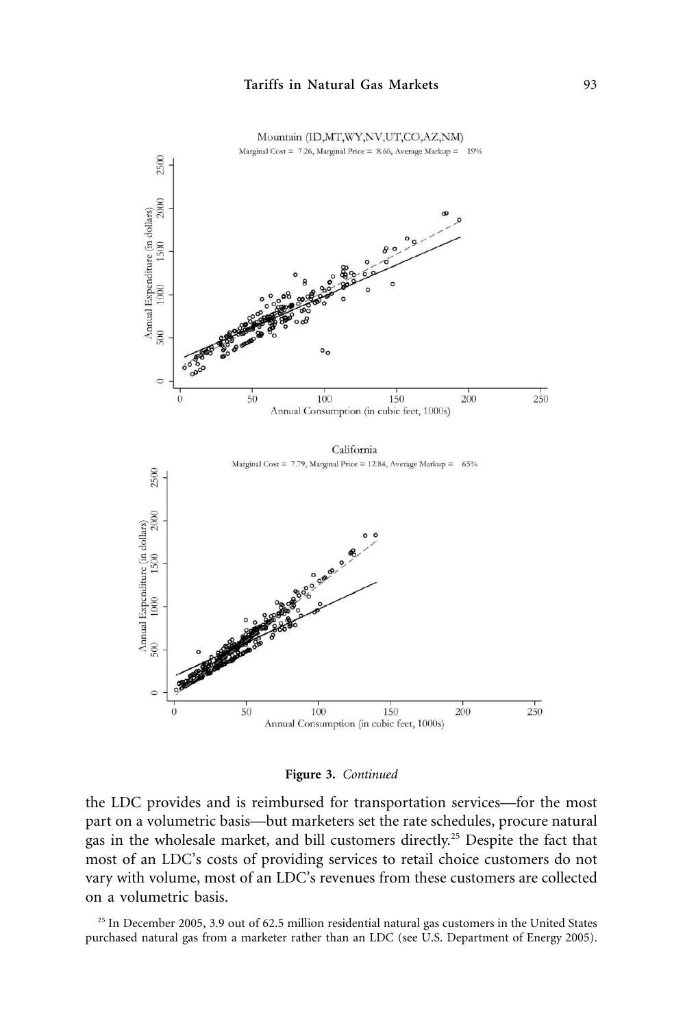**Figure 3.** *Continued*

the LDC provides and is reimbursed for transportation services—for the most part on a volumetric basis—but marketers set the rate schedules, procure natural gas in the wholesale market, and bill customers directly.[25] Despite the fact that most of an LDC's costs of providing services to retail choice customers do not vary with volume, most of an LDC's revenues from these customers are collected on a volumetric basis.

[25] In December 2005, 3.9 out of 62.5 million residential natural gas customers in the United States purchased natural gas from a marketer rather than an LDC (see U.S. Department of Energy 2005).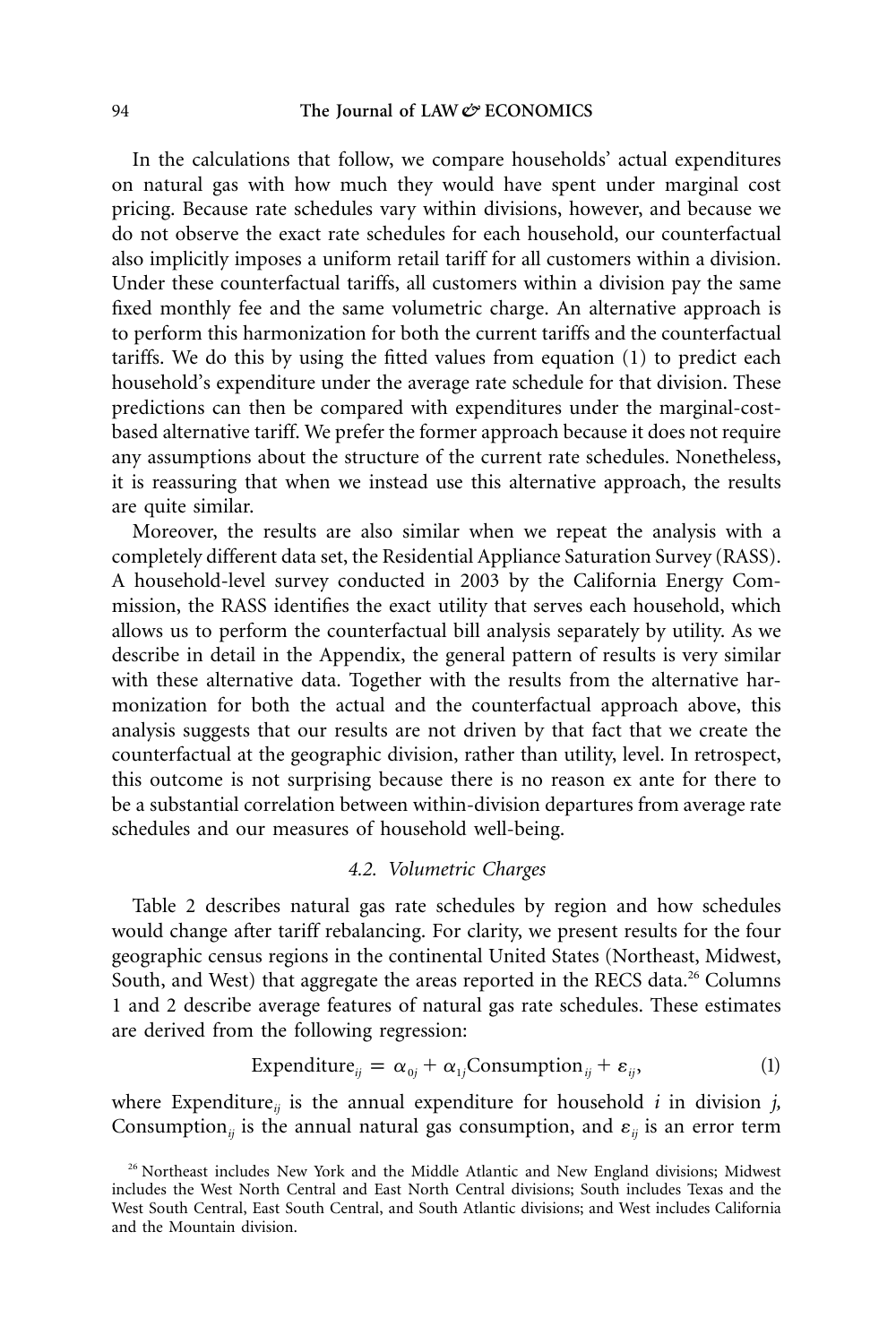In the calculations that follow, we compare households' actual expenditures on natural gas with how much they would have spent under marginal cost pricing. Because rate schedules vary within divisions, however, and because we do not observe the exact rate schedules for each household, our counterfactual also implicitly imposes a uniform retail tariff for all customers within a division. Under these counterfactual tariffs, all customers within a division pay the same fixed monthly fee and the same volumetric charge. An alternative approach is to perform this harmonization for both the current tariffs and the counterfactual tariffs. We do this by using the fitted values from equation (1) to predict each household's expenditure under the average rate schedule for that division. These predictions can then be compared with expenditures under the marginal-cost-based alternative tariff. We prefer the former approach because it does not require any assumptions about the structure of the current rate schedules. Nonetheless, it is reassuring that when we instead use this alternative approach, the results are quite similar.

Moreover, the results are also similar when we repeat the analysis with a completely different data set, the Residential Appliance Saturation Survey (RASS). A household-level survey conducted in 2003 by the California Energy Commission, the RASS identifies the exact utility that serves each household, which allows us to perform the counterfactual bill analysis separately by utility. As we describe in detail in the Appendix, the general pattern of results is very similar with these alternative data. Together with the results from the alternative harmonization for both the actual and the counterfactual approach above, this analysis suggests that our results are not driven by that fact that we create the counterfactual at the geographic division, rather than utility, level. In retrospect, this outcome is not surprising because there is no reason ex ante for there to be a substantial correlation between within-division departures from average rate schedules and our measures of household well-being.

### *4.2. Volumetric Charges*

Table 2 describes natural gas rate schedules by region and how schedules would change after tariff rebalancing. For clarity, we present results for the four geographic census regions in the continental United States (Northeast, Midwest, South, and West) that aggregate the areas reported in the RECS data.[26] Columns 1 and 2 describe average features of natural gas rate schedules. These estimates are derived from the following regression:

$$\text{Expenditure}_{ij} = \alpha_{0j} + \alpha_{1j}\text{Consumption}_{ij} + \varepsilon_{ij}, \tag{1}$$

where $\text{Expenditure}_{ij}$ is the annual expenditure for household $i$ in division $j$, $\text{Consumption}_{ij}$ is the annual natural gas consumption, and $\varepsilon_{ij}$ is an error term

[26] Northeast includes New York and the Middle Atlantic and New England divisions; Midwest includes the West North Central and East North Central divisions; South includes Texas and the West South Central, East South Central, and South Atlantic divisions; and West includes California and the Mountain division.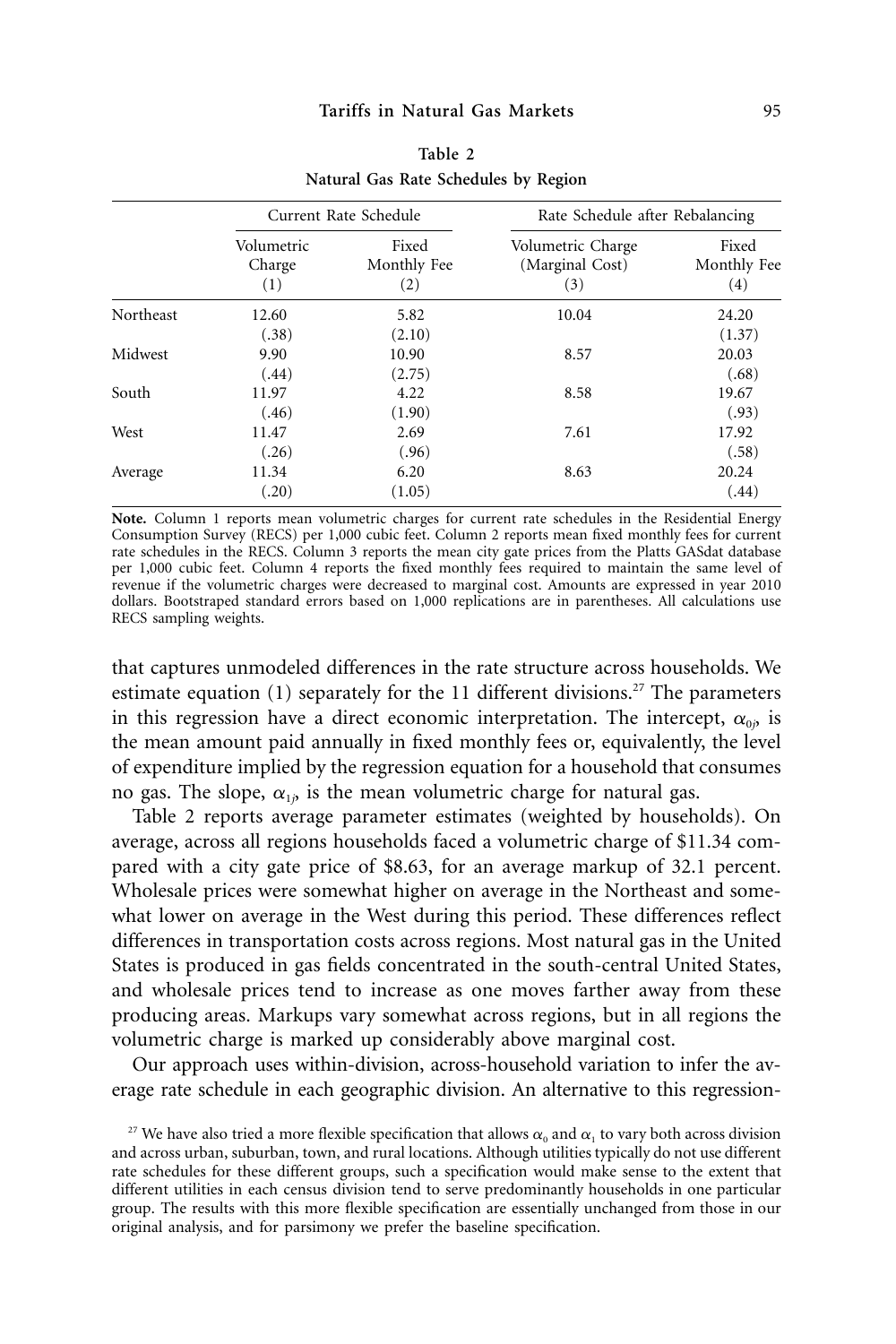**Table 2**
**Natural Gas Rate Schedules by Region**

| | Current Rate Schedule | | Rate Schedule after Rebalancing | |
|---|---|---|---|---|
| | Volumetric Charge (1) | Fixed Monthly Fee (2) | Volumetric Charge (Marginal Cost) (3) | Fixed Monthly Fee (4) |
| Northeast | 12.60 | 5.82 | 10.04 | 24.20 |
| | (.38) | (2.10) | | (1.37) |
| Midwest | 9.90 | 10.90 | 8.57 | 20.03 |
| | (.44) | (2.75) | | (.68) |
| South | 11.97 | 4.22 | 8.58 | 19.67 |
| | (.46) | (1.90) | | (.93) |
| West | 11.47 | 2.69 | 7.61 | 17.92 |
| | (.26) | (.96) | | (.58) |
| Average | 11.34 | 6.20 | 8.63 | 20.24 |
| | (.20) | (1.05) | | (.44) |

**Note.** Column 1 reports mean volumetric charges for current rate schedules in the Residential Energy Consumption Survey (RECS) per 1,000 cubic feet. Column 2 reports mean fixed monthly fees for current rate schedules in the RECS. Column 3 reports the mean city gate prices from the Platts GASdat database per 1,000 cubic feet. Column 4 reports the fixed monthly fees required to maintain the same level of revenue if the volumetric charges were decreased to marginal cost. Amounts are expressed in year 2010 dollars. Bootstraped standard errors based on 1,000 replications are in parentheses. All calculations use RECS sampling weights.

that captures unmodeled differences in the rate structure across households. We estimate equation (1) separately for the 11 different divisions.[27] The parameters in this regression have a direct economic interpretation. The intercept, $\alpha_{0j}$, is the mean amount paid annually in fixed monthly fees or, equivalently, the level of expenditure implied by the regression equation for a household that consumes no gas. The slope, $\alpha_{1j}$, is the mean volumetric charge for natural gas.

Table 2 reports average parameter estimates (weighted by households). On average, across all regions households faced a volumetric charge of \$11.34 compared with a city gate price of \$8.63, for an average markup of 32.1 percent. Wholesale prices were somewhat higher on average in the Northeast and somewhat lower on average in the West during this period. These differences reflect differences in transportation costs across regions. Most natural gas in the United States is produced in gas fields concentrated in the south-central United States, and wholesale prices tend to increase as one moves farther away from these producing areas. Markups vary somewhat across regions, but in all regions the volumetric charge is marked up considerably above marginal cost.

Our approach uses within-division, across-household variation to infer the average rate schedule in each geographic division. An alternative to this regression-

[27] We have also tried a more flexible specification that allows $\alpha_0$ and $\alpha_1$ to vary both across division and across urban, suburban, town, and rural locations. Although utilities typically do not use different rate schedules for these different groups, such a specification would make sense to the extent that different utilities in each census division tend to serve predominantly households in one particular group. The results with this more flexible specification are essentially unchanged from those in our original analysis, and for parsimony we prefer the baseline specification.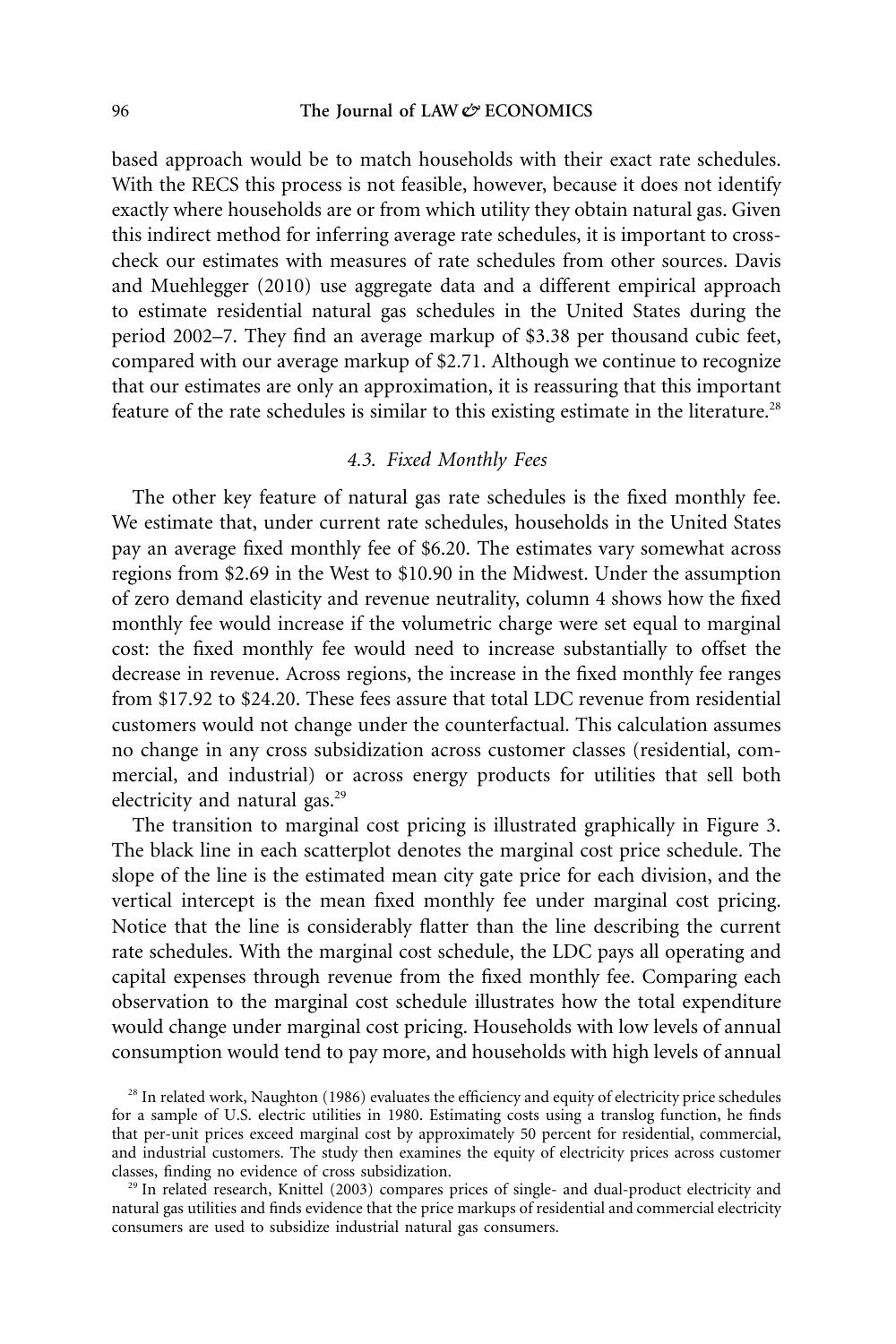based approach would be to match households with their exact rate schedules. With the RECS this process is not feasible, however, because it does not identify exactly where households are or from which utility they obtain natural gas. Given this indirect method for inferring average rate schedules, it is important to cross-check our estimates with measures of rate schedules from other sources. Davis and Muehlegger (2010) use aggregate data and a different empirical approach to estimate residential natural gas schedules in the United States during the period 2002–7. They find an average markup of $3.38 per thousand cubic feet, compared with our average markup of $2.71. Although we continue to recognize that our estimates are only an approximation, it is reassuring that this important feature of the rate schedules is similar to this existing estimate in the literature.[28]

### *4.3. Fixed Monthly Fees*

The other key feature of natural gas rate schedules is the fixed monthly fee. We estimate that, under current rate schedules, households in the United States pay an average fixed monthly fee of $6.20. The estimates vary somewhat across regions from $2.69 in the West to $10.90 in the Midwest. Under the assumption of zero demand elasticity and revenue neutrality, column 4 shows how the fixed monthly fee would increase if the volumetric charge were set equal to marginal cost: the fixed monthly fee would need to increase substantially to offset the decrease in revenue. Across regions, the increase in the fixed monthly fee ranges from $17.92 to $24.20. These fees assure that total LDC revenue from residential customers would not change under the counterfactual. This calculation assumes no change in any cross subsidization across customer classes (residential, commercial, and industrial) or across energy products for utilities that sell both electricity and natural gas.[29]

The transition to marginal cost pricing is illustrated graphically in Figure 3. The black line in each scatterplot denotes the marginal cost price schedule. The slope of the line is the estimated mean city gate price for each division, and the vertical intercept is the mean fixed monthly fee under marginal cost pricing. Notice that the line is considerably flatter than the line describing the current rate schedules. With the marginal cost schedule, the LDC pays all operating and capital expenses through revenue from the fixed monthly fee. Comparing each observation to the marginal cost schedule illustrates how the total expenditure would change under marginal cost pricing. Households with low levels of annual consumption would tend to pay more, and households with high levels of annual

[28] In related work, Naughton (1986) evaluates the efficiency and equity of electricity price schedules for a sample of U.S. electric utilities in 1980. Estimating costs using a translog function, he finds that per-unit prices exceed marginal cost by approximately 50 percent for residential, commercial, and industrial customers. The study then examines the equity of electricity prices across customer classes, finding no evidence of cross subsidization.

[29] In related research, Knittel (2003) compares prices of single- and dual-product electricity and natural gas utilities and finds evidence that the price markups of residential and commercial electricity consumers are used to subsidize industrial natural gas consumers.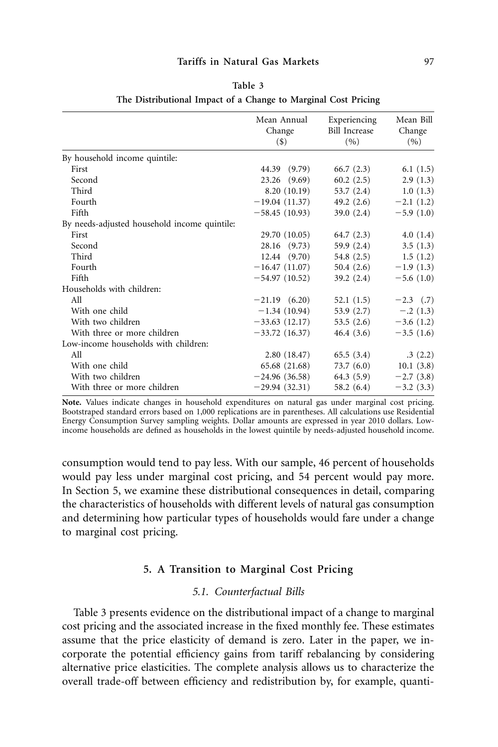**Table 3**

**The Distributional Impact of a Change to Marginal Cost Pricing**

| | Mean Annual Change ($) | Experiencing Bill Increase (%) | Mean Bill Change (%) |
|---|---|---|---|
| By household income quintile: | | | |
| First | 44.39 (9.79) | 66.7 (2.3) | 6.1 (1.5) |
| Second | 23.26 (9.69) | 60.2 (2.5) | 2.9 (1.3) |
| Third | 8.20 (10.19) | 53.7 (2.4) | 1.0 (1.3) |
| Fourth | −19.04 (11.37) | 49.2 (2.6) | −2.1 (1.2) |
| Fifth | −58.45 (10.93) | 39.0 (2.4) | −5.9 (1.0) |
| By needs-adjusted household income quintile: | | | |
| First | 29.70 (10.05) | 64.7 (2.3) | 4.0 (1.4) |
| Second | 28.16 (9.73) | 59.9 (2.4) | 3.5 (1.3) |
| Third | 12.44 (9.70) | 54.8 (2.5) | 1.5 (1.2) |
| Fourth | −16.47 (11.07) | 50.4 (2.6) | −1.9 (1.3) |
| Fifth | −54.97 (10.52) | 39.2 (2.4) | −5.6 (1.0) |
| Households with children: | | | |
| All | −21.19 (6.20) | 52.1 (1.5) | −2.3 (.7) |
| With one child | −1.34 (10.94) | 53.9 (2.7) | −.2 (1.3) |
| With two children | −33.63 (12.17) | 53.5 (2.6) | −3.6 (1.2) |
| With three or more children | −33.72 (16.37) | 46.4 (3.6) | −3.5 (1.6) |
| Low-income households with children: | | | |
| All | 2.80 (18.47) | 65.5 (3.4) | .3 (2.2) |
| With one child | 65.68 (21.68) | 73.7 (6.0) | 10.1 (3.8) |
| With two children | −24.96 (36.58) | 64.3 (5.9) | −2.7 (3.8) |
| With three or more children | −29.94 (32.31) | 58.2 (6.4) | −3.2 (3.3) |

**Note.** Values indicate changes in household expenditures on natural gas under marginal cost pricing. Bootstraped standard errors based on 1,000 replications are in parentheses. All calculations use Residential Energy Consumption Survey sampling weights. Dollar amounts are expressed in year 2010 dollars. Low-income households are defined as households in the lowest quintile by needs-adjusted household income.

consumption would tend to pay less. With our sample, 46 percent of households would pay less under marginal cost pricing, and 54 percent would pay more. In Section 5, we examine these distributional consequences in detail, comparing the characteristics of households with different levels of natural gas consumption and determining how particular types of households would fare under a change to marginal cost pricing.

## 5. A Transition to Marginal Cost Pricing

### 5.1. Counterfactual Bills

Table 3 presents evidence on the distributional impact of a change to marginal cost pricing and the associated increase in the fixed monthly fee. These estimates assume that the price elasticity of demand is zero. Later in the paper, we incorporate the potential efficiency gains from tariff rebalancing by considering alternative price elasticities. The complete analysis allows us to characterize the overall trade-off between efficiency and redistribution by, for example, quanti-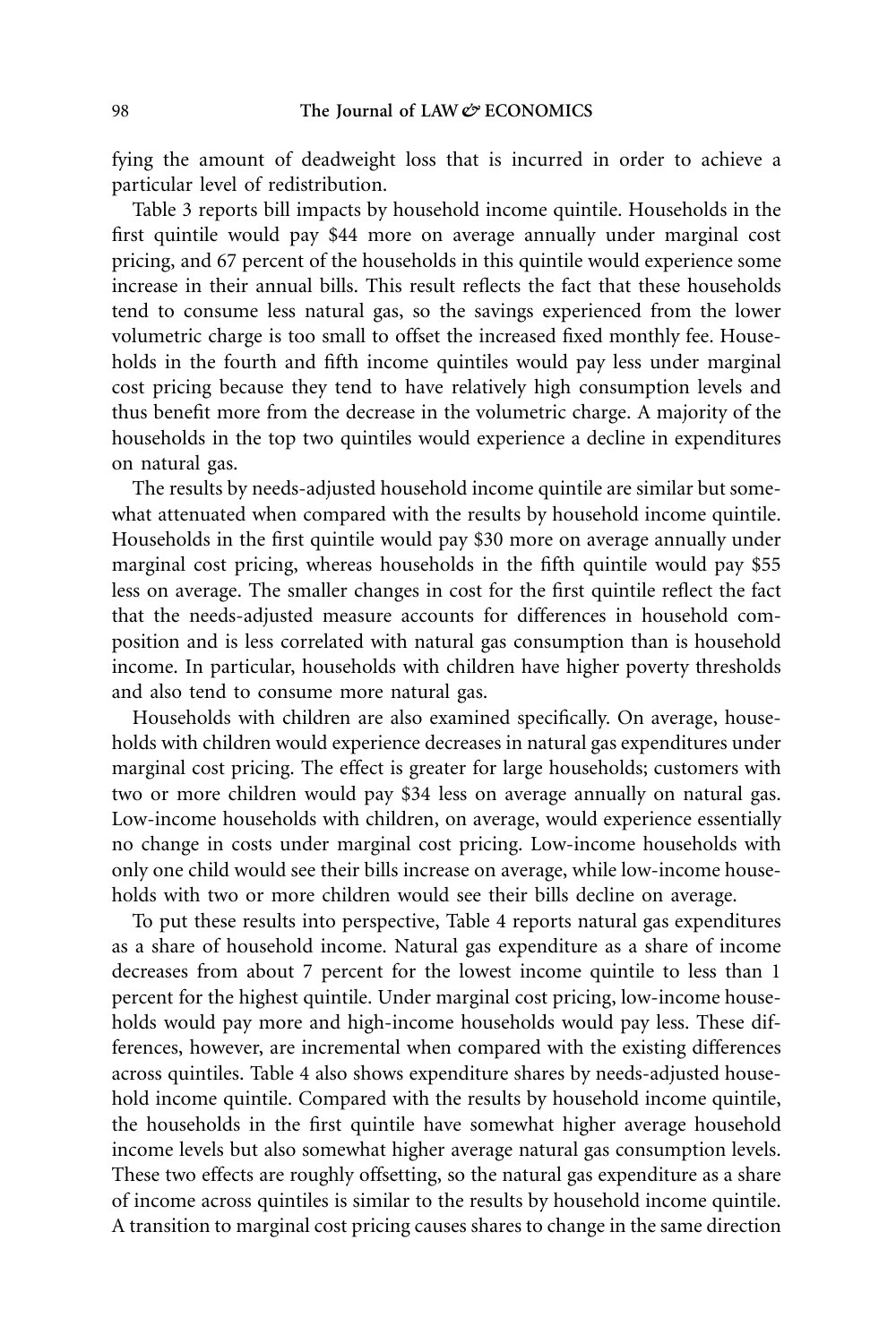fying the amount of deadweight loss that is incurred in order to achieve a particular level of redistribution.

Table 3 reports bill impacts by household income quintile. Households in the first quintile would pay $44 more on average annually under marginal cost pricing, and 67 percent of the households in this quintile would experience some increase in their annual bills. This result reflects the fact that these households tend to consume less natural gas, so the savings experienced from the lower volumetric charge is too small to offset the increased fixed monthly fee. Households in the fourth and fifth income quintiles would pay less under marginal cost pricing because they tend to have relatively high consumption levels and thus benefit more from the decrease in the volumetric charge. A majority of the households in the top two quintiles would experience a decline in expenditures on natural gas.

The results by needs-adjusted household income quintile are similar but somewhat attenuated when compared with the results by household income quintile. Households in the first quintile would pay $30 more on average annually under marginal cost pricing, whereas households in the fifth quintile would pay $55 less on average. The smaller changes in cost for the first quintile reflect the fact that the needs-adjusted measure accounts for differences in household composition and is less correlated with natural gas consumption than is household income. In particular, households with children have higher poverty thresholds and also tend to consume more natural gas.

Households with children are also examined specifically. On average, households with children would experience decreases in natural gas expenditures under marginal cost pricing. The effect is greater for large households; customers with two or more children would pay $34 less on average annually on natural gas. Low-income households with children, on average, would experience essentially no change in costs under marginal cost pricing. Low-income households with only one child would see their bills increase on average, while low-income households with two or more children would see their bills decline on average.

To put these results into perspective, Table 4 reports natural gas expenditures as a share of household income. Natural gas expenditure as a share of income decreases from about 7 percent for the lowest income quintile to less than 1 percent for the highest quintile. Under marginal cost pricing, low-income households would pay more and high-income households would pay less. These differences, however, are incremental when compared with the existing differences across quintiles. Table 4 also shows expenditure shares by needs-adjusted household income quintile. Compared with the results by household income quintile, the households in the first quintile have somewhat higher average household income levels but also somewhat higher average natural gas consumption levels. These two effects are roughly offsetting, so the natural gas expenditure as a share of income across quintiles is similar to the results by household income quintile. A transition to marginal cost pricing causes shares to change in the same direction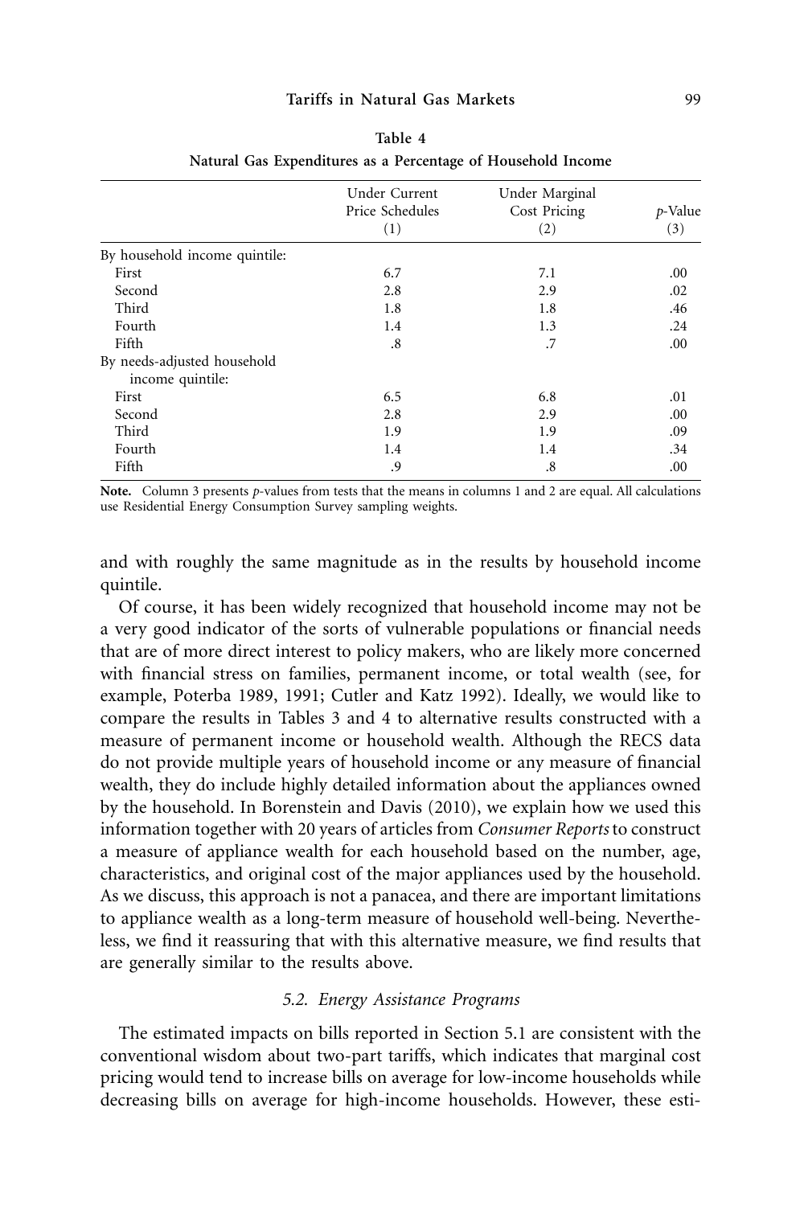**Table 4**
**Natural Gas Expenditures as a Percentage of Household Income**

| | Under Current Price Schedules (1) | Under Marginal Cost Pricing (2) | *p*-Value (3) |
|---|---|---|---|
| By household income quintile: | | | |
| First | 6.7 | 7.1 | .00 |
| Second | 2.8 | 2.9 | .02 |
| Third | 1.8 | 1.8 | .46 |
| Fourth | 1.4 | 1.3 | .24 |
| Fifth | .8 | .7 | .00 |
| By needs-adjusted household income quintile: | | | |
| First | 6.5 | 6.8 | .01 |
| Second | 2.8 | 2.9 | .00 |
| Third | 1.9 | 1.9 | .09 |
| Fourth | 1.4 | 1.4 | .34 |
| Fifth | .9 | .8 | .00 |

**Note.** Column 3 presents *p*-values from tests that the means in columns 1 and 2 are equal. All calculations use Residential Energy Consumption Survey sampling weights.

and with roughly the same magnitude as in the results by household income quintile.

Of course, it has been widely recognized that household income may not be a very good indicator of the sorts of vulnerable populations or financial needs that are of more direct interest to policy makers, who are likely more concerned with financial stress on families, permanent income, or total wealth (see, for example, Poterba 1989, 1991; Cutler and Katz 1992). Ideally, we would like to compare the results in Tables 3 and 4 to alternative results constructed with a measure of permanent income or household wealth. Although the RECS data do not provide multiple years of household income or any measure of financial wealth, they do include highly detailed information about the appliances owned by the household. In Borenstein and Davis (2010), we explain how we used this information together with 20 years of articles from *Consumer Reports* to construct a measure of appliance wealth for each household based on the number, age, characteristics, and original cost of the major appliances used by the household. As we discuss, this approach is not a panacea, and there are important limitations to appliance wealth as a long-term measure of household well-being. Nevertheless, we find it reassuring that with this alternative measure, we find results that are generally similar to the results above.

### *5.2. Energy Assistance Programs*

The estimated impacts on bills reported in Section 5.1 are consistent with the conventional wisdom about two-part tariffs, which indicates that marginal cost pricing would tend to increase bills on average for low-income households while decreasing bills on average for high-income households. However, these esti-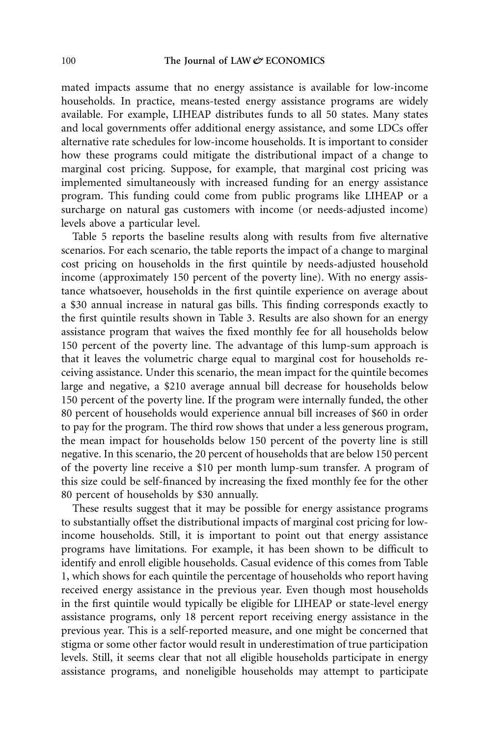mated impacts assume that no energy assistance is available for low-income households. In practice, means-tested energy assistance programs are widely available. For example, LIHEAP distributes funds to all 50 states. Many states and local governments offer additional energy assistance, and some LDCs offer alternative rate schedules for low-income households. It is important to consider how these programs could mitigate the distributional impact of a change to marginal cost pricing. Suppose, for example, that marginal cost pricing was implemented simultaneously with increased funding for an energy assistance program. This funding could come from public programs like LIHEAP or a surcharge on natural gas customers with income (or needs-adjusted income) levels above a particular level.

Table 5 reports the baseline results along with results from five alternative scenarios. For each scenario, the table reports the impact of a change to marginal cost pricing on households in the first quintile by needs-adjusted household income (approximately 150 percent of the poverty line). With no energy assistance whatsoever, households in the first quintile experience on average about a $30 annual increase in natural gas bills. This finding corresponds exactly to the first quintile results shown in Table 3. Results are also shown for an energy assistance program that waives the fixed monthly fee for all households below 150 percent of the poverty line. The advantage of this lump-sum approach is that it leaves the volumetric charge equal to marginal cost for households receiving assistance. Under this scenario, the mean impact for the quintile becomes large and negative, a $210 average annual bill decrease for households below 150 percent of the poverty line. If the program were internally funded, the other 80 percent of households would experience annual bill increases of $60 in order to pay for the program. The third row shows that under a less generous program, the mean impact for households below 150 percent of the poverty line is still negative. In this scenario, the 20 percent of households that are below 150 percent of the poverty line receive a $10 per month lump-sum transfer. A program of this size could be self-financed by increasing the fixed monthly fee for the other 80 percent of households by $30 annually.

These results suggest that it may be possible for energy assistance programs to substantially offset the distributional impacts of marginal cost pricing for low-income households. Still, it is important to point out that energy assistance programs have limitations. For example, it has been shown to be difficult to identify and enroll eligible households. Casual evidence of this comes from Table 1, which shows for each quintile the percentage of households who report having received energy assistance in the previous year. Even though most households in the first quintile would typically be eligible for LIHEAP or state-level energy assistance programs, only 18 percent report receiving energy assistance in the previous year. This is a self-reported measure, and one might be concerned that stigma or some other factor would result in underestimation of true participation levels. Still, it seems clear that not all eligible households participate in energy assistance programs, and noneligible households may attempt to participate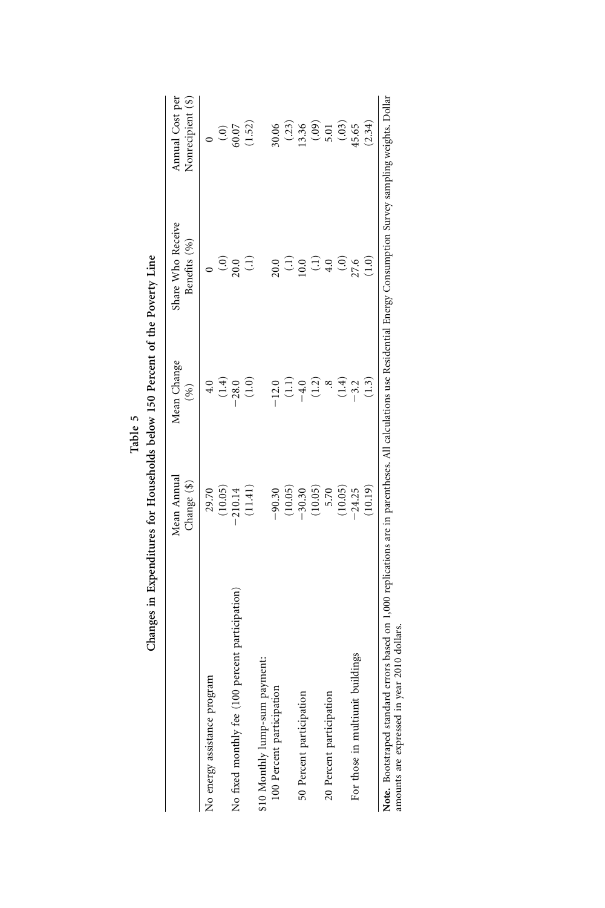**Table 5**

**Changes in Expenditures for Households below 150 Percent of the Poverty Line**

| | Mean Annual Change ($) | Mean Change (%) | Share Who Receive Benefits (%) | Annual Cost per Nonrecipient ($) |
|---|---|---|---|---|
| No energy assistance program | 29.70 | 4.0 | 0 | 0 |
| | (10.05) | (1.4) | (.0) | (.0) |
| No fixed monthly fee (100 percent participation) | −210.14 | −28.0 | 20.0 | 60.07 |
| | (11.41) | (1.0) | (.1) | (1.52) |
| $10 Monthly lump-sum payment: | | | | |
| 100 Percent participation | −90.30 | −12.0 | 20.0 | 30.06 |
| | (10.05) | (1.1) | (.1) | (.23) |
| 50 Percent participation | −30.30 | −4.0 | 10.0 | 13.36 |
| | (10.05) | (1.2) | (.1) | (.09) |
| 20 Percent participation | 5.70 | .8 | 4.0 | 5.01 |
| | (10.05) | (1.4) | (.0) | (.03) |
| For those in multiunit buildings | −24.25 | −3.2 | 27.6 | 45.65 |
| | (10.19) | (1.3) | (1.0) | (2.34) |

**Note.** Bootstraped standard errors based on 1,000 replications are in parentheses. All calculations use Residential Energy Consumption Survey sampling weights. Dollar amounts are expressed in year 2010 dollars.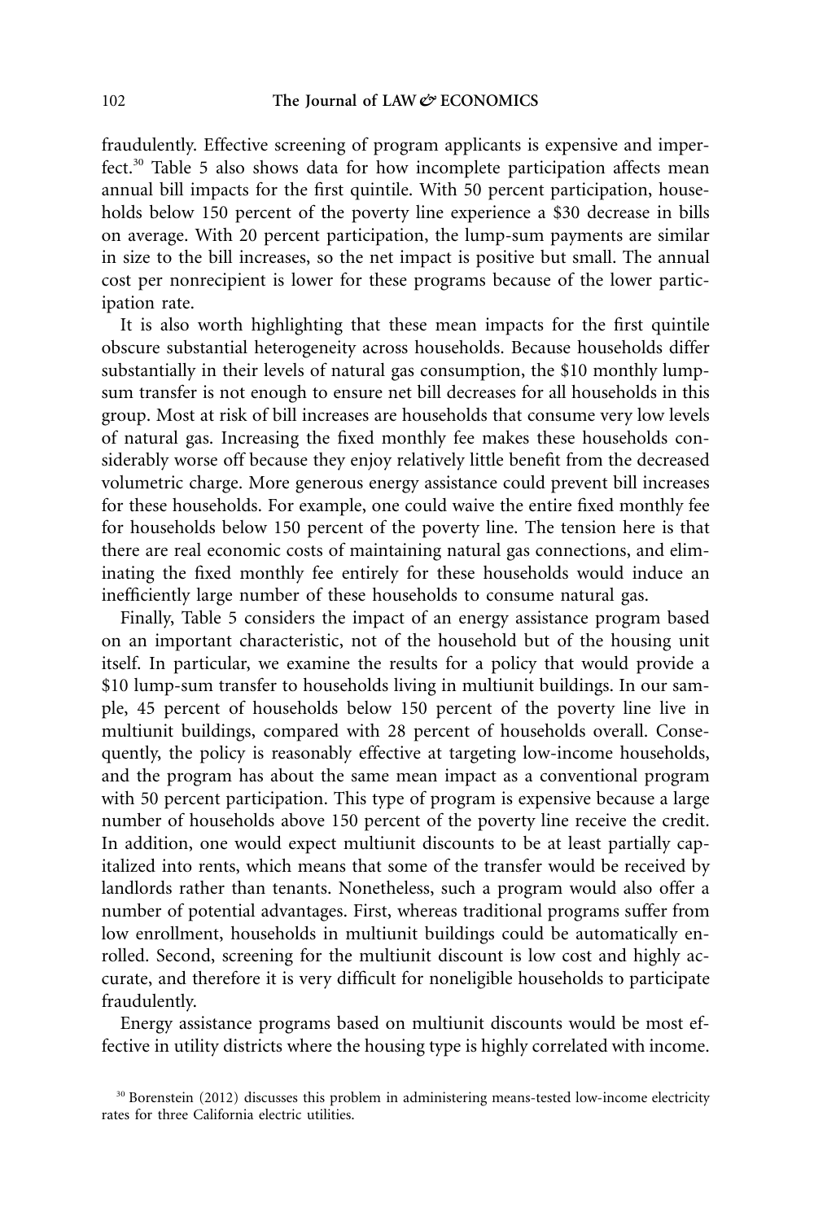fraudulently. Effective screening of program applicants is expensive and imperfect.[30] Table 5 also shows data for how incomplete participation affects mean annual bill impacts for the first quintile. With 50 percent participation, households below 150 percent of the poverty line experience a $30 decrease in bills on average. With 20 percent participation, the lump-sum payments are similar in size to the bill increases, so the net impact is positive but small. The annual cost per nonrecipient is lower for these programs because of the lower participation rate.

It is also worth highlighting that these mean impacts for the first quintile obscure substantial heterogeneity across households. Because households differ substantially in their levels of natural gas consumption, the $10 monthly lump-sum transfer is not enough to ensure net bill decreases for all households in this group. Most at risk of bill increases are households that consume very low levels of natural gas. Increasing the fixed monthly fee makes these households considerably worse off because they enjoy relatively little benefit from the decreased volumetric charge. More generous energy assistance could prevent bill increases for these households. For example, one could waive the entire fixed monthly fee for households below 150 percent of the poverty line. The tension here is that there are real economic costs of maintaining natural gas connections, and eliminating the fixed monthly fee entirely for these households would induce an inefficiently large number of these households to consume natural gas.

Finally, Table 5 considers the impact of an energy assistance program based on an important characteristic, not of the household but of the housing unit itself. In particular, we examine the results for a policy that would provide a $10 lump-sum transfer to households living in multiunit buildings. In our sample, 45 percent of households below 150 percent of the poverty line live in multiunit buildings, compared with 28 percent of households overall. Consequently, the policy is reasonably effective at targeting low-income households, and the program has about the same mean impact as a conventional program with 50 percent participation. This type of program is expensive because a large number of households above 150 percent of the poverty line receive the credit. In addition, one would expect multiunit discounts to be at least partially capitalized into rents, which means that some of the transfer would be received by landlords rather than tenants. Nonetheless, such a program would also offer a number of potential advantages. First, whereas traditional programs suffer from low enrollment, households in multiunit buildings could be automatically enrolled. Second, screening for the multiunit discount is low cost and highly accurate, and therefore it is very difficult for noneligible households to participate fraudulently.

Energy assistance programs based on multiunit discounts would be most effective in utility districts where the housing type is highly correlated with income.

[30] Borenstein (2012) discusses this problem in administering means-tested low-income electricity rates for three California electric utilities.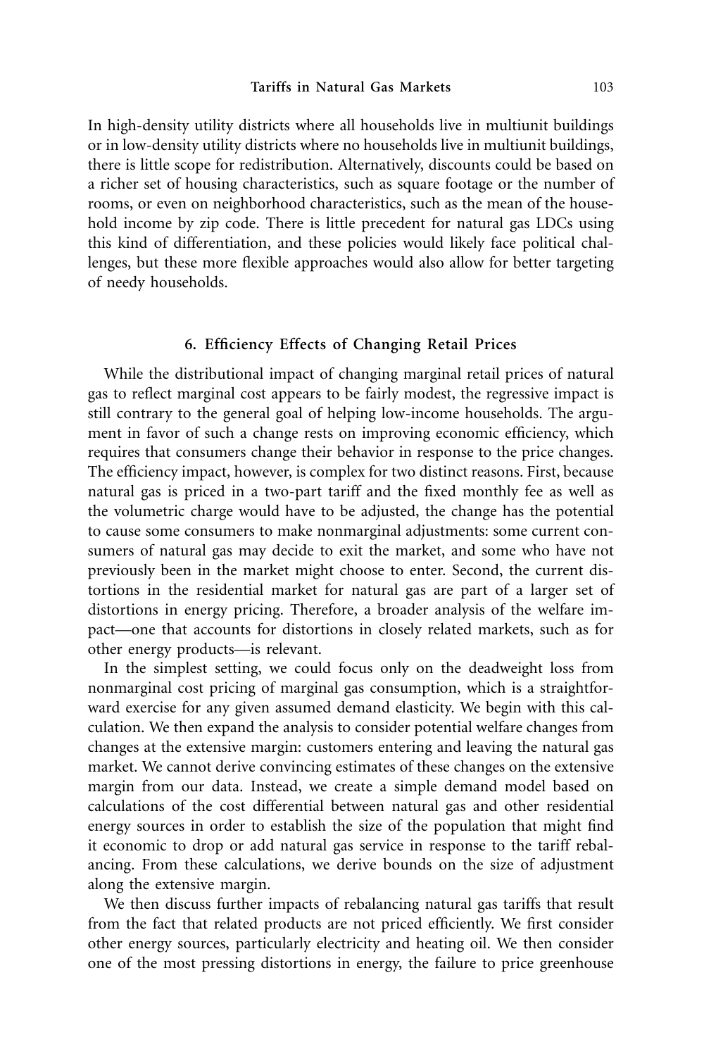In high-density utility districts where all households live in multiunit buildings or in low-density utility districts where no households live in multiunit buildings, there is little scope for redistribution. Alternatively, discounts could be based on a richer set of housing characteristics, such as square footage or the number of rooms, or even on neighborhood characteristics, such as the mean of the household income by zip code. There is little precedent for natural gas LDCs using this kind of differentiation, and these policies would likely face political challenges, but these more flexible approaches would also allow for better targeting of needy households.

## 6. Efficiency Effects of Changing Retail Prices

While the distributional impact of changing marginal retail prices of natural gas to reflect marginal cost appears to be fairly modest, the regressive impact is still contrary to the general goal of helping low-income households. The argument in favor of such a change rests on improving economic efficiency, which requires that consumers change their behavior in response to the price changes. The efficiency impact, however, is complex for two distinct reasons. First, because natural gas is priced in a two-part tariff and the fixed monthly fee as well as the volumetric charge would have to be adjusted, the change has the potential to cause some consumers to make nonmarginal adjustments: some current consumers of natural gas may decide to exit the market, and some who have not previously been in the market might choose to enter. Second, the current distortions in the residential market for natural gas are part of a larger set of distortions in energy pricing. Therefore, a broader analysis of the welfare impact—one that accounts for distortions in closely related markets, such as for other energy products—is relevant.

In the simplest setting, we could focus only on the deadweight loss from nonmarginal cost pricing of marginal gas consumption, which is a straightforward exercise for any given assumed demand elasticity. We begin with this calculation. We then expand the analysis to consider potential welfare changes from changes at the extensive margin: customers entering and leaving the natural gas market. We cannot derive convincing estimates of these changes on the extensive margin from our data. Instead, we create a simple demand model based on calculations of the cost differential between natural gas and other residential energy sources in order to establish the size of the population that might find it economic to drop or add natural gas service in response to the tariff rebalancing. From these calculations, we derive bounds on the size of adjustment along the extensive margin.

We then discuss further impacts of rebalancing natural gas tariffs that result from the fact that related products are not priced efficiently. We first consider other energy sources, particularly electricity and heating oil. We then consider one of the most pressing distortions in energy, the failure to price greenhouse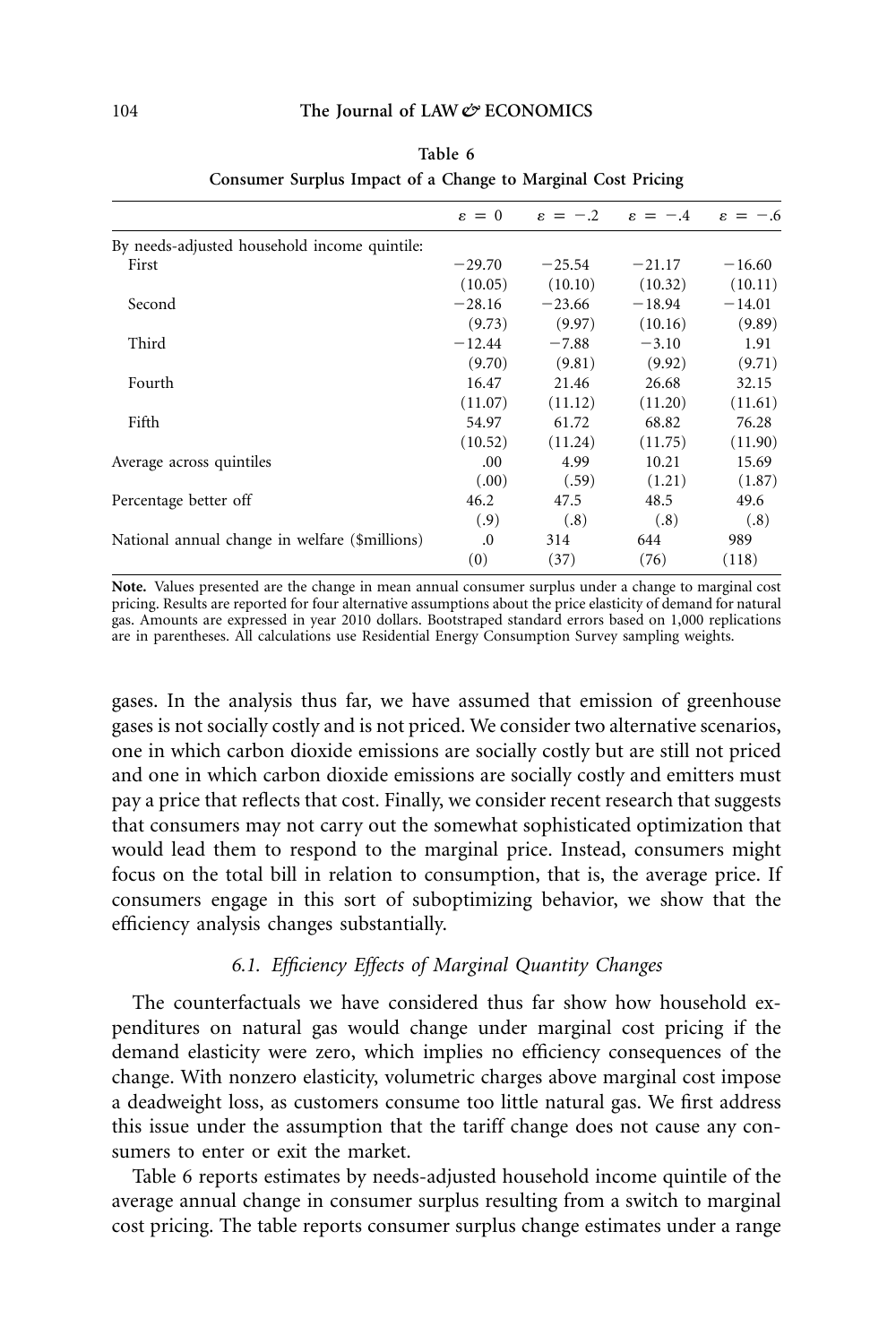**Table 6**

**Consumer Surplus Impact of a Change to Marginal Cost Pricing**

| | $\varepsilon = 0$ | $\varepsilon = -.2$ | $\varepsilon = -.4$ | $\varepsilon = -.6$ |
|---|---|---|---|---|
| By needs-adjusted household income quintile: | | | | |
| First | −29.70 | −25.54 | −21.17 | −16.60 |
| | (10.05) | (10.10) | (10.32) | (10.11) |
| Second | −28.16 | −23.66 | −18.94 | −14.01 |
| | (9.73) | (9.97) | (10.16) | (9.89) |
| Third | −12.44 | −7.88 | −3.10 | 1.91 |
| | (9.70) | (9.81) | (9.92) | (9.71) |
| Fourth | 16.47 | 21.46 | 26.68 | 32.15 |
| | (11.07) | (11.12) | (11.20) | (11.61) |
| Fifth | 54.97 | 61.72 | 68.82 | 76.28 |
| | (10.52) | (11.24) | (11.75) | (11.90) |
| Average across quintiles | .00 | 4.99 | 10.21 | 15.69 |
| | (.00) | (.59) | (1.21) | (1.87) |
| Percentage better off | 46.2 | 47.5 | 48.5 | 49.6 |
| | (.9) | (.8) | (.8) | (.8) |
| National annual change in welfare ($millions) | .0 | 314 | 644 | 989 |
| | (0) | (37) | (76) | (118) |

**Note.** Values presented are the change in mean annual consumer surplus under a change to marginal cost pricing. Results are reported for four alternative assumptions about the price elasticity of demand for natural gas. Amounts are expressed in year 2010 dollars. Bootstraped standard errors based on 1,000 replications are in parentheses. All calculations use Residential Energy Consumption Survey sampling weights.

gases. In the analysis thus far, we have assumed that emission of greenhouse gases is not socially costly and is not priced. We consider two alternative scenarios, one in which carbon dioxide emissions are socially costly but are still not priced and one in which carbon dioxide emissions are socially costly and emitters must pay a price that reflects that cost. Finally, we consider recent research that suggests that consumers may not carry out the somewhat sophisticated optimization that would lead them to respond to the marginal price. Instead, consumers might focus on the total bill in relation to consumption, that is, the average price. If consumers engage in this sort of suboptimizing behavior, we show that the efficiency analysis changes substantially.

### *6.1. Efficiency Effects of Marginal Quantity Changes*

The counterfactuals we have considered thus far show how household expenditures on natural gas would change under marginal cost pricing if the demand elasticity were zero, which implies no efficiency consequences of the change. With nonzero elasticity, volumetric charges above marginal cost impose a deadweight loss, as customers consume too little natural gas. We first address this issue under the assumption that the tariff change does not cause any consumers to enter or exit the market.

Table 6 reports estimates by needs-adjusted household income quintile of the average annual change in consumer surplus resulting from a switch to marginal cost pricing. The table reports consumer surplus change estimates under a range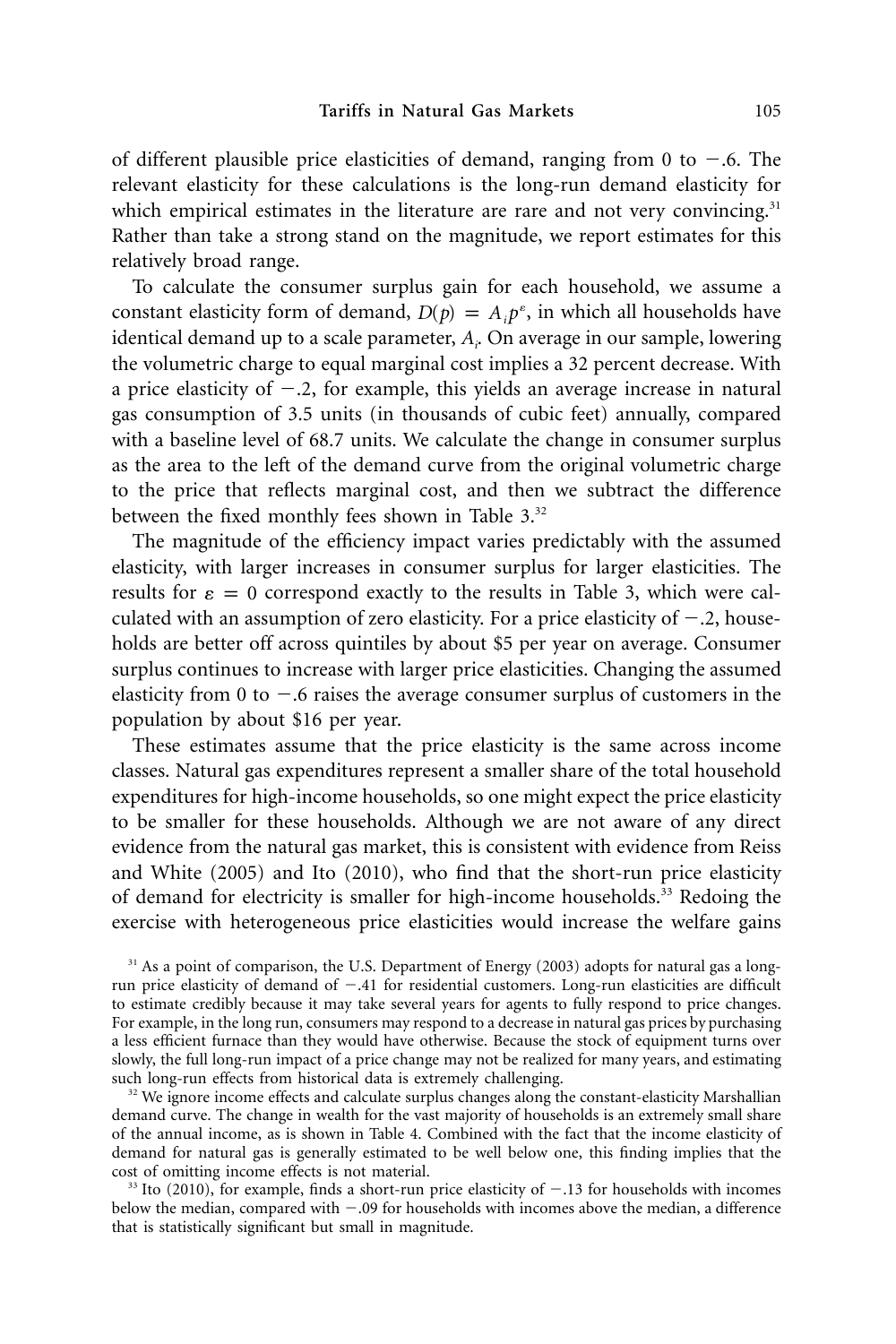of different plausible price elasticities of demand, ranging from 0 to $-.6$. The relevant elasticity for these calculations is the long-run demand elasticity for which empirical estimates in the literature are rare and not very convincing.[31] Rather than take a strong stand on the magnitude, we report estimates for this relatively broad range.

To calculate the consumer surplus gain for each household, we assume a constant elasticity form of demand, $D(p) = A_i p^{\varepsilon}$, in which all households have identical demand up to a scale parameter, $A_i$. On average in our sample, lowering the volumetric charge to equal marginal cost implies a 32 percent decrease. With a price elasticity of $-.2$, for example, this yields an average increase in natural gas consumption of 3.5 units (in thousands of cubic feet) annually, compared with a baseline level of 68.7 units. We calculate the change in consumer surplus as the area to the left of the demand curve from the original volumetric charge to the price that reflects marginal cost, and then we subtract the difference between the fixed monthly fees shown in Table 3.[32]

The magnitude of the efficiency impact varies predictably with the assumed elasticity, with larger increases in consumer surplus for larger elasticities. The results for $\varepsilon = 0$ correspond exactly to the results in Table 3, which were calculated with an assumption of zero elasticity. For a price elasticity of $-.2$, households are better off across quintiles by about \$5 per year on average. Consumer surplus continues to increase with larger price elasticities. Changing the assumed elasticity from 0 to $-.6$ raises the average consumer surplus of customers in the population by about \$16 per year.

These estimates assume that the price elasticity is the same across income classes. Natural gas expenditures represent a smaller share of the total household expenditures for high-income households, so one might expect the price elasticity to be smaller for these households. Although we are not aware of any direct evidence from the natural gas market, this is consistent with evidence from Reiss and White (2005) and Ito (2010), who find that the short-run price elasticity of demand for electricity is smaller for high-income households.[33] Redoing the exercise with heterogeneous price elasticities would increase the welfare gains

[31] As a point of comparison, the U.S. Department of Energy (2003) adopts for natural gas a long-run price elasticity of demand of $-.41$ for residential customers. Long-run elasticities are difficult to estimate credibly because it may take several years for agents to fully respond to price changes. For example, in the long run, consumers may respond to a decrease in natural gas prices by purchasing a less efficient furnace than they would have otherwise. Because the stock of equipment turns over slowly, the full long-run impact of a price change may not be realized for many years, and estimating such long-run effects from historical data is extremely challenging.

[32] We ignore income effects and calculate surplus changes along the constant-elasticity Marshallian demand curve. The change in wealth for the vast majority of households is an extremely small share of the annual income, as is shown in Table 4. Combined with the fact that the income elasticity of demand for natural gas is generally estimated to be well below one, this finding implies that the cost of omitting income effects is not material.

[33] Ito (2010), for example, finds a short-run price elasticity of $-.13$ for households with incomes below the median, compared with $-.09$ for households with incomes above the median, a difference that is statistically significant but small in magnitude.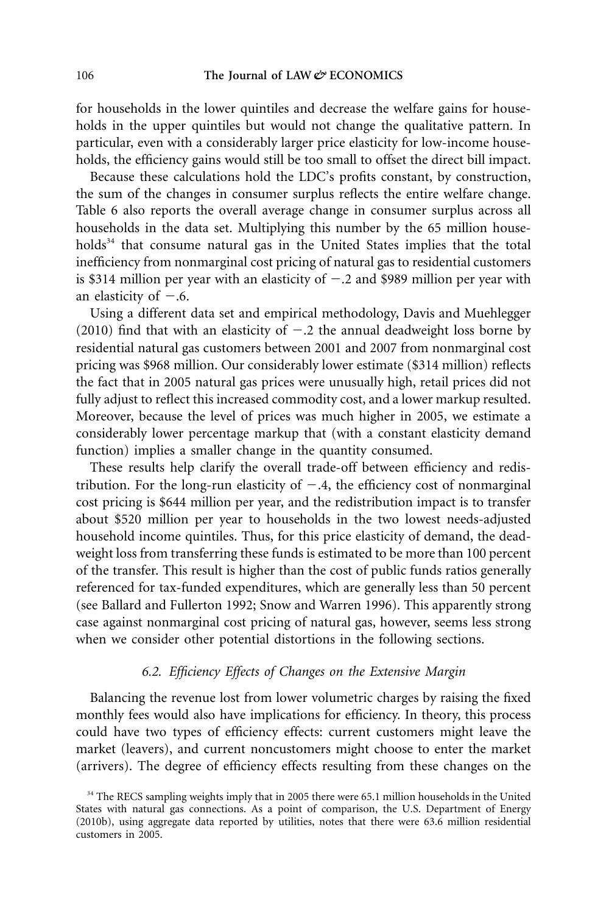for households in the lower quintiles and decrease the welfare gains for households in the upper quintiles but would not change the qualitative pattern. In particular, even with a considerably larger price elasticity for low-income households, the efficiency gains would still be too small to offset the direct bill impact.

Because these calculations hold the LDC's profits constant, by construction, the sum of the changes in consumer surplus reflects the entire welfare change. Table 6 also reports the overall average change in consumer surplus across all households in the data set. Multiplying this number by the 65 million households[34] that consume natural gas in the United States implies that the total inefficiency from nonmarginal cost pricing of natural gas to residential customers is \$314 million per year with an elasticity of $-.2$ and \$989 million per year with an elasticity of $-.6$.

Using a different data set and empirical methodology, Davis and Muehlegger (2010) find that with an elasticity of $-.2$ the annual deadweight loss borne by residential natural gas customers between 2001 and 2007 from nonmarginal cost pricing was \$968 million. Our considerably lower estimate (\$314 million) reflects the fact that in 2005 natural gas prices were unusually high, retail prices did not fully adjust to reflect this increased commodity cost, and a lower markup resulted. Moreover, because the level of prices was much higher in 2005, we estimate a considerably lower percentage markup that (with a constant elasticity demand function) implies a smaller change in the quantity consumed.

These results help clarify the overall trade-off between efficiency and redistribution. For the long-run elasticity of $-.4$, the efficiency cost of nonmarginal cost pricing is \$644 million per year, and the redistribution impact is to transfer about \$520 million per year to households in the two lowest needs-adjusted household income quintiles. Thus, for this price elasticity of demand, the deadweight loss from transferring these funds is estimated to be more than 100 percent of the transfer. This result is higher than the cost of public funds ratios generally referenced for tax-funded expenditures, which are generally less than 50 percent (see Ballard and Fullerton 1992; Snow and Warren 1996). This apparently strong case against nonmarginal cost pricing of natural gas, however, seems less strong when we consider other potential distortions in the following sections.

### *6.2. Efficiency Effects of Changes on the Extensive Margin*

Balancing the revenue lost from lower volumetric charges by raising the fixed monthly fees would also have implications for efficiency. In theory, this process could have two types of efficiency effects: current customers might leave the market (leavers), and current noncustomers might choose to enter the market (arrivers). The degree of efficiency effects resulting from these changes on the

[34] The RECS sampling weights imply that in 2005 there were 65.1 million households in the United States with natural gas connections. As a point of comparison, the U.S. Department of Energy (2010b), using aggregate data reported by utilities, notes that there were 63.6 million residential customers in 2005.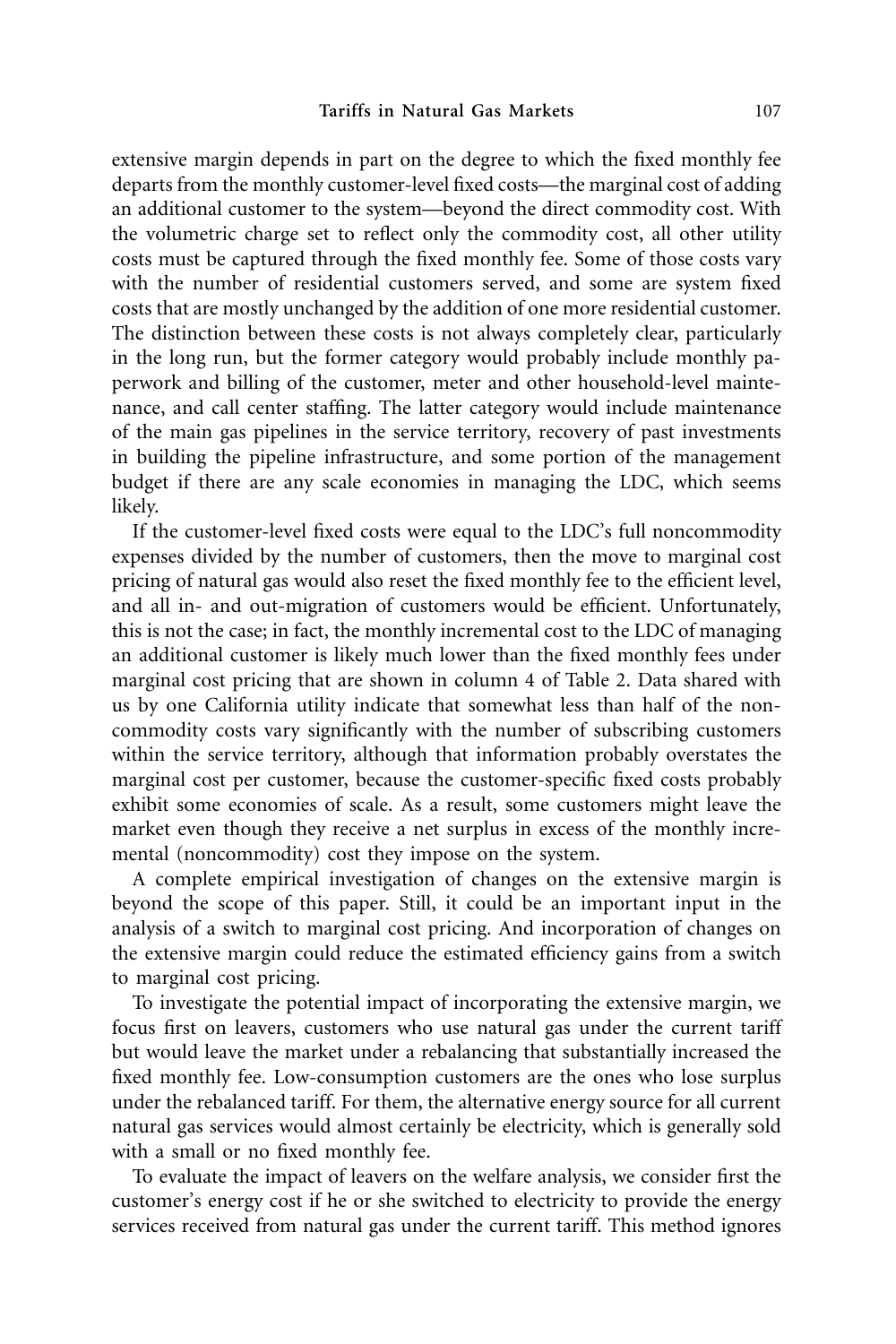extensive margin depends in part on the degree to which the fixed monthly fee departs from the monthly customer-level fixed costs—the marginal cost of adding an additional customer to the system—beyond the direct commodity cost. With the volumetric charge set to reflect only the commodity cost, all other utility costs must be captured through the fixed monthly fee. Some of those costs vary with the number of residential customers served, and some are system fixed costs that are mostly unchanged by the addition of one more residential customer. The distinction between these costs is not always completely clear, particularly in the long run, but the former category would probably include monthly paperwork and billing of the customer, meter and other household-level maintenance, and call center staffing. The latter category would include maintenance of the main gas pipelines in the service territory, recovery of past investments in building the pipeline infrastructure, and some portion of the management budget if there are any scale economies in managing the LDC, which seems likely.

If the customer-level fixed costs were equal to the LDC's full noncommodity expenses divided by the number of customers, then the move to marginal cost pricing of natural gas would also reset the fixed monthly fee to the efficient level, and all in- and out-migration of customers would be efficient. Unfortunately, this is not the case; in fact, the monthly incremental cost to the LDC of managing an additional customer is likely much lower than the fixed monthly fees under marginal cost pricing that are shown in column 4 of Table 2. Data shared with us by one California utility indicate that somewhat less than half of the noncommodity costs vary significantly with the number of subscribing customers within the service territory, although that information probably overstates the marginal cost per customer, because the customer-specific fixed costs probably exhibit some economies of scale. As a result, some customers might leave the market even though they receive a net surplus in excess of the monthly incremental (noncommodity) cost they impose on the system.

A complete empirical investigation of changes on the extensive margin is beyond the scope of this paper. Still, it could be an important input in the analysis of a switch to marginal cost pricing. And incorporation of changes on the extensive margin could reduce the estimated efficiency gains from a switch to marginal cost pricing.

To investigate the potential impact of incorporating the extensive margin, we focus first on leavers, customers who use natural gas under the current tariff but would leave the market under a rebalancing that substantially increased the fixed monthly fee. Low-consumption customers are the ones who lose surplus under the rebalanced tariff. For them, the alternative energy source for all current natural gas services would almost certainly be electricity, which is generally sold with a small or no fixed monthly fee.

To evaluate the impact of leavers on the welfare analysis, we consider first the customer's energy cost if he or she switched to electricity to provide the energy services received from natural gas under the current tariff. This method ignores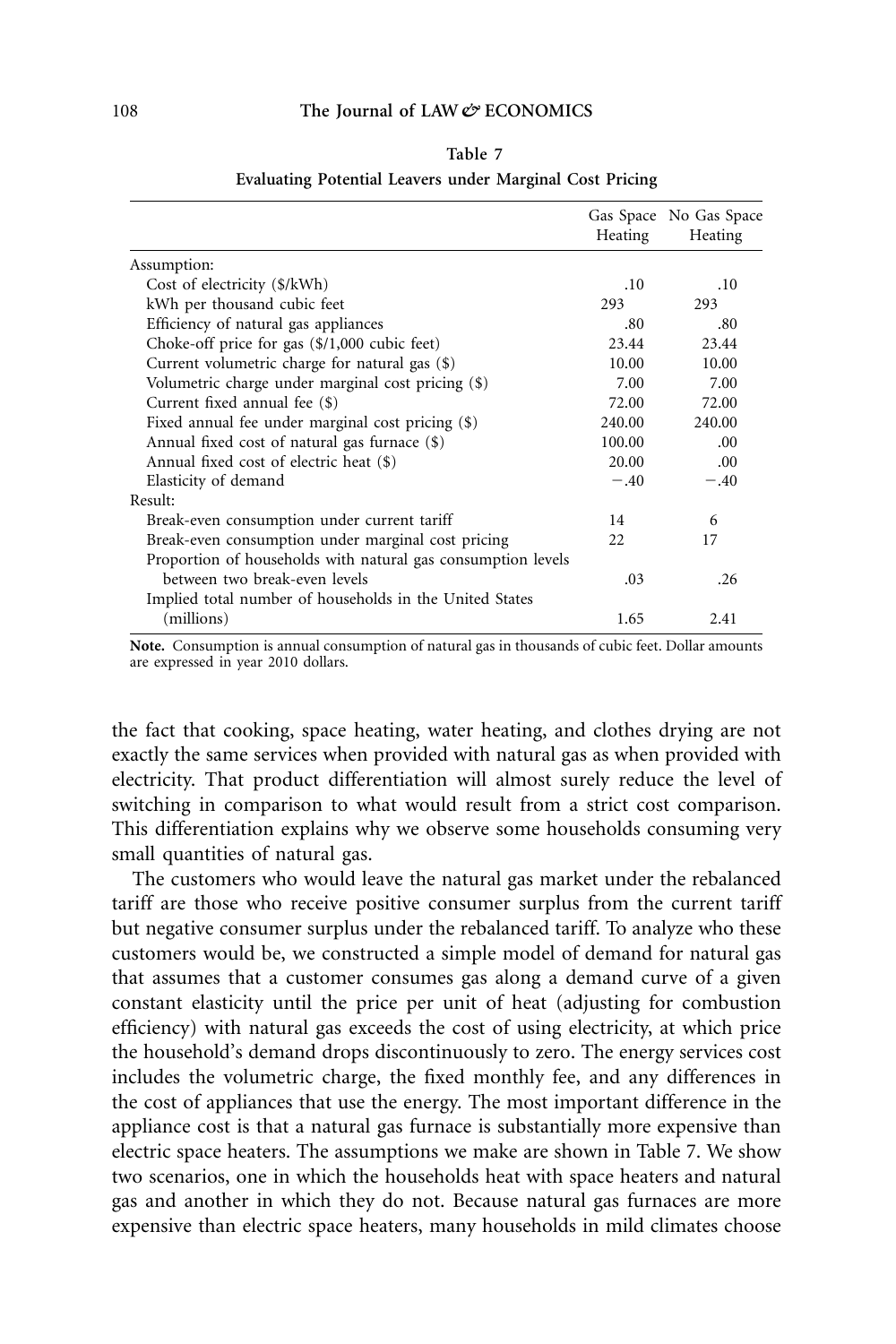**Table 7**

**Evaluating Potential Leavers under Marginal Cost Pricing**

| | Gas Space Heating | No Gas Space Heating |
|---|---|---|
| Assumption: | | |
| Cost of electricity ($/kWh) | .10 | .10 |
| kWh per thousand cubic feet | 293 | 293 |
| Efficiency of natural gas appliances | .80 | .80 |
| Choke-off price for gas ($/1,000 cubic feet) | 23.44 | 23.44 |
| Current volumetric charge for natural gas ($) | 10.00 | 10.00 |
| Volumetric charge under marginal cost pricing ($) | 7.00 | 7.00 |
| Current fixed annual fee ($) | 72.00 | 72.00 |
| Fixed annual fee under marginal cost pricing ($) | 240.00 | 240.00 |
| Annual fixed cost of natural gas furnace ($) | 100.00 | .00 |
| Annual fixed cost of electric heat ($) | 20.00 | .00 |
| Elasticity of demand | −.40 | −.40 |
| Result: | | |
| Break-even consumption under current tariff | 14 | 6 |
| Break-even consumption under marginal cost pricing | 22 | 17 |
| Proportion of households with natural gas consumption levels between two break-even levels | .03 | .26 |
| Implied total number of households in the United States (millions) | 1.65 | 2.41 |

**Note.** Consumption is annual consumption of natural gas in thousands of cubic feet. Dollar amounts are expressed in year 2010 dollars.

the fact that cooking, space heating, water heating, and clothes drying are not exactly the same services when provided with natural gas as when provided with electricity. That product differentiation will almost surely reduce the level of switching in comparison to what would result from a strict cost comparison. This differentiation explains why we observe some households consuming very small quantities of natural gas.

The customers who would leave the natural gas market under the rebalanced tariff are those who receive positive consumer surplus from the current tariff but negative consumer surplus under the rebalanced tariff. To analyze who these customers would be, we constructed a simple model of demand for natural gas that assumes that a customer consumes gas along a demand curve of a given constant elasticity until the price per unit of heat (adjusting for combustion efficiency) with natural gas exceeds the cost of using electricity, at which price the household's demand drops discontinuously to zero. The energy services cost includes the volumetric charge, the fixed monthly fee, and any differences in the cost of appliances that use the energy. The most important difference in the appliance cost is that a natural gas furnace is substantially more expensive than electric space heaters. The assumptions we make are shown in Table 7. We show two scenarios, one in which the households heat with space heaters and natural gas and another in which they do not. Because natural gas furnaces are more expensive than electric space heaters, many households in mild climates choose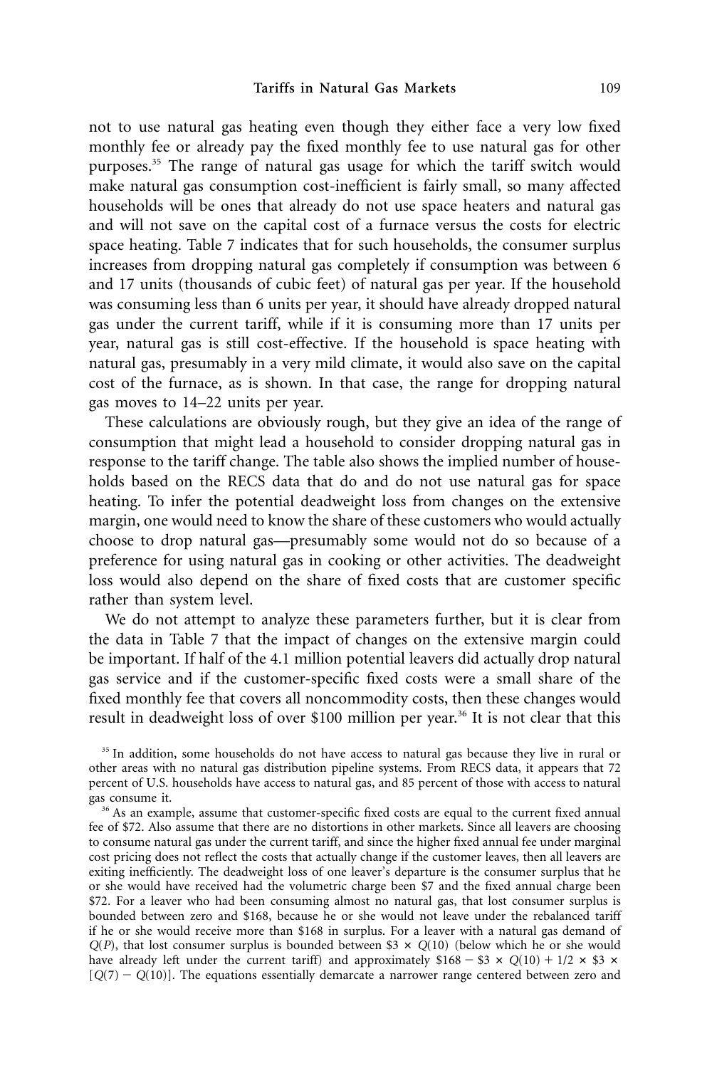not to use natural gas heating even though they either face a very low fixed monthly fee or already pay the fixed monthly fee to use natural gas for other purposes.[35] The range of natural gas usage for which the tariff switch would make natural gas consumption cost-inefficient is fairly small, so many affected households will be ones that already do not use space heaters and natural gas and will not save on the capital cost of a furnace versus the costs for electric space heating. Table 7 indicates that for such households, the consumer surplus increases from dropping natural gas completely if consumption was between 6 and 17 units (thousands of cubic feet) of natural gas per year. If the household was consuming less than 6 units per year, it should have already dropped natural gas under the current tariff, while if it is consuming more than 17 units per year, natural gas is still cost-effective. If the household is space heating with natural gas, presumably in a very mild climate, it would also save on the capital cost of the furnace, as is shown. In that case, the range for dropping natural gas moves to 14–22 units per year.

These calculations are obviously rough, but they give an idea of the range of consumption that might lead a household to consider dropping natural gas in response to the tariff change. The table also shows the implied number of households based on the RECS data that do and do not use natural gas for space heating. To infer the potential deadweight loss from changes on the extensive margin, one would need to know the share of these customers who would actually choose to drop natural gas—presumably some would not do so because of a preference for using natural gas in cooking or other activities. The deadweight loss would also depend on the share of fixed costs that are customer specific rather than system level.

We do not attempt to analyze these parameters further, but it is clear from the data in Table 7 that the impact of changes on the extensive margin could be important. If half of the 4.1 million potential leavers did actually drop natural gas service and if the customer-specific fixed costs were a small share of the fixed monthly fee that covers all noncommodity costs, then these changes would result in deadweight loss of over \$100 million per year.[36] It is not clear that this

[35] In addition, some households do not have access to natural gas because they live in rural or other areas with no natural gas distribution pipeline systems. From RECS data, it appears that 72 percent of U.S. households have access to natural gas, and 85 percent of those with access to natural gas consume it.

[36] As an example, assume that customer-specific fixed costs are equal to the current fixed annual fee of \$72. Also assume that there are no distortions in other markets. Since all leavers are choosing to consume natural gas under the current tariff, and since the higher fixed annual fee under marginal cost pricing does not reflect the costs that actually change if the customer leaves, then all leavers are exiting inefficiently. The deadweight loss of one leaver's departure is the consumer surplus that he or she would have received had the volumetric charge been \$7 and the fixed annual charge been \$72. For a leaver who had been consuming almost no natural gas, that lost consumer surplus is bounded between zero and \$168, because he or she would not leave under the rebalanced tariff if he or she would receive more than \$168 in surplus. For a leaver with a natural gas demand of $Q(P)$, that lost consumer surplus is bounded between \$3 $\times$ $Q(10)$ (below which he or she would have already left under the current tariff) and approximately \$168 $-$ \$3 $\times$ $Q(10)$ + 1/2 $\times$ \$3 $\times$ $[Q(7) - Q(10)]$. The equations essentially demarcate a narrower range centered between zero and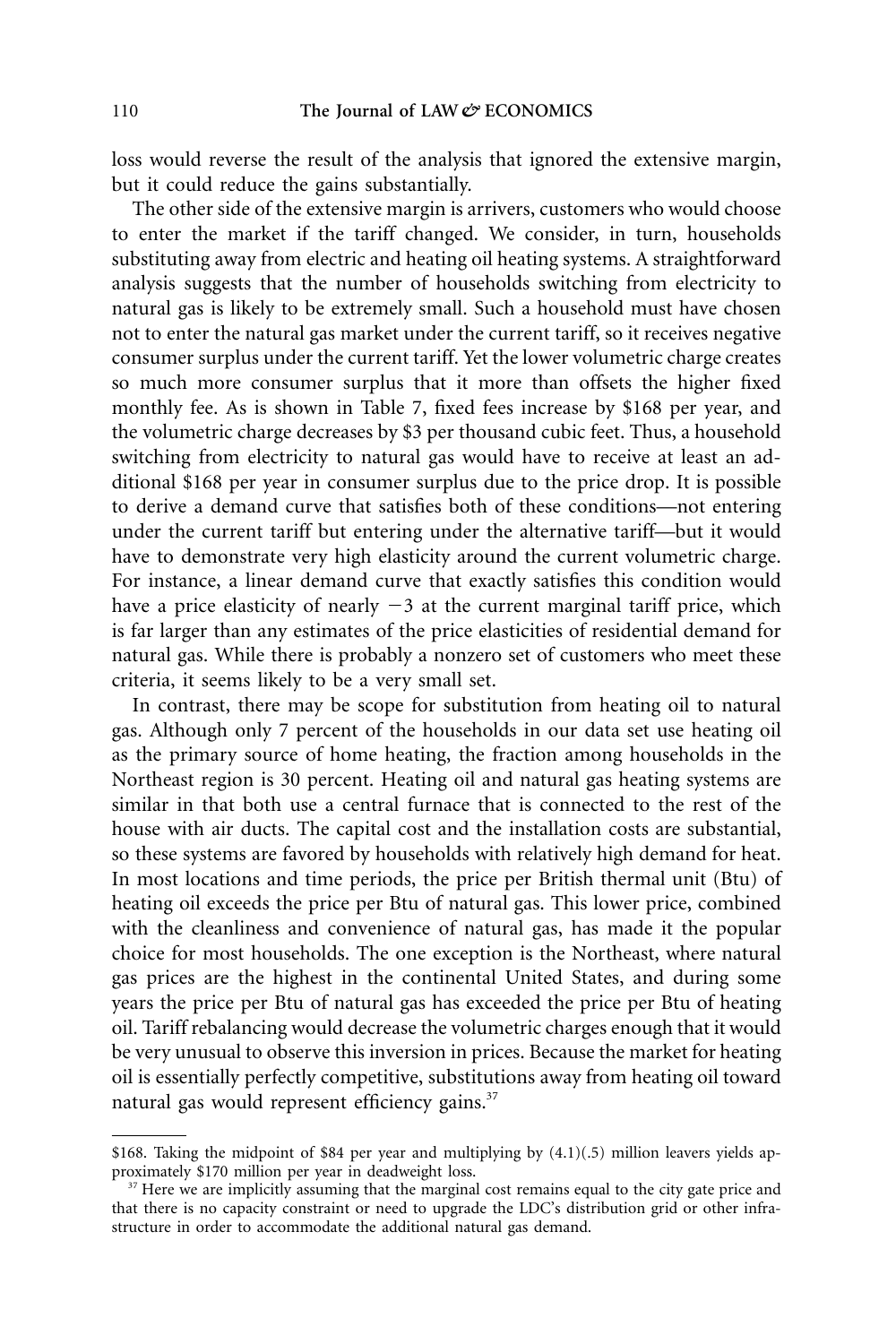loss would reverse the result of the analysis that ignored the extensive margin, but it could reduce the gains substantially.

The other side of the extensive margin is arrivers, customers who would choose to enter the market if the tariff changed. We consider, in turn, households substituting away from electric and heating oil heating systems. A straightforward analysis suggests that the number of households switching from electricity to natural gas is likely to be extremely small. Such a household must have chosen not to enter the natural gas market under the current tariff, so it receives negative consumer surplus under the current tariff. Yet the lower volumetric charge creates so much more consumer surplus that it more than offsets the higher fixed monthly fee. As is shown in Table 7, fixed fees increase by \$168 per year, and the volumetric charge decreases by \$3 per thousand cubic feet. Thus, a household switching from electricity to natural gas would have to receive at least an additional \$168 per year in consumer surplus due to the price drop. It is possible to derive a demand curve that satisfies both of these conditions—not entering under the current tariff but entering under the alternative tariff—but it would have to demonstrate very high elasticity around the current volumetric charge. For instance, a linear demand curve that exactly satisfies this condition would have a price elasticity of nearly $-3$ at the current marginal tariff price, which is far larger than any estimates of the price elasticities of residential demand for natural gas. While there is probably a nonzero set of customers who meet these criteria, it seems likely to be a very small set.

In contrast, there may be scope for substitution from heating oil to natural gas. Although only 7 percent of the households in our data set use heating oil as the primary source of home heating, the fraction among households in the Northeast region is 30 percent. Heating oil and natural gas heating systems are similar in that both use a central furnace that is connected to the rest of the house with air ducts. The capital cost and the installation costs are substantial, so these systems are favored by households with relatively high demand for heat. In most locations and time periods, the price per British thermal unit (Btu) of heating oil exceeds the price per Btu of natural gas. This lower price, combined with the cleanliness and convenience of natural gas, has made it the popular choice for most households. The one exception is the Northeast, where natural gas prices are the highest in the continental United States, and during some years the price per Btu of natural gas has exceeded the price per Btu of heating oil. Tariff rebalancing would decrease the volumetric charges enough that it would be very unusual to observe this inversion in prices. Because the market for heating oil is essentially perfectly competitive, substitutions away from heating oil toward natural gas would represent efficiency gains.[37]

---

\$168. Taking the midpoint of \$84 per year and multiplying by (4.1)(.5) million leavers yields approximately \$170 million per year in deadweight loss.

[37] Here we are implicitly assuming that the marginal cost remains equal to the city gate price and that there is no capacity constraint or need to upgrade the LDC's distribution grid or other infrastructure in order to accommodate the additional natural gas demand.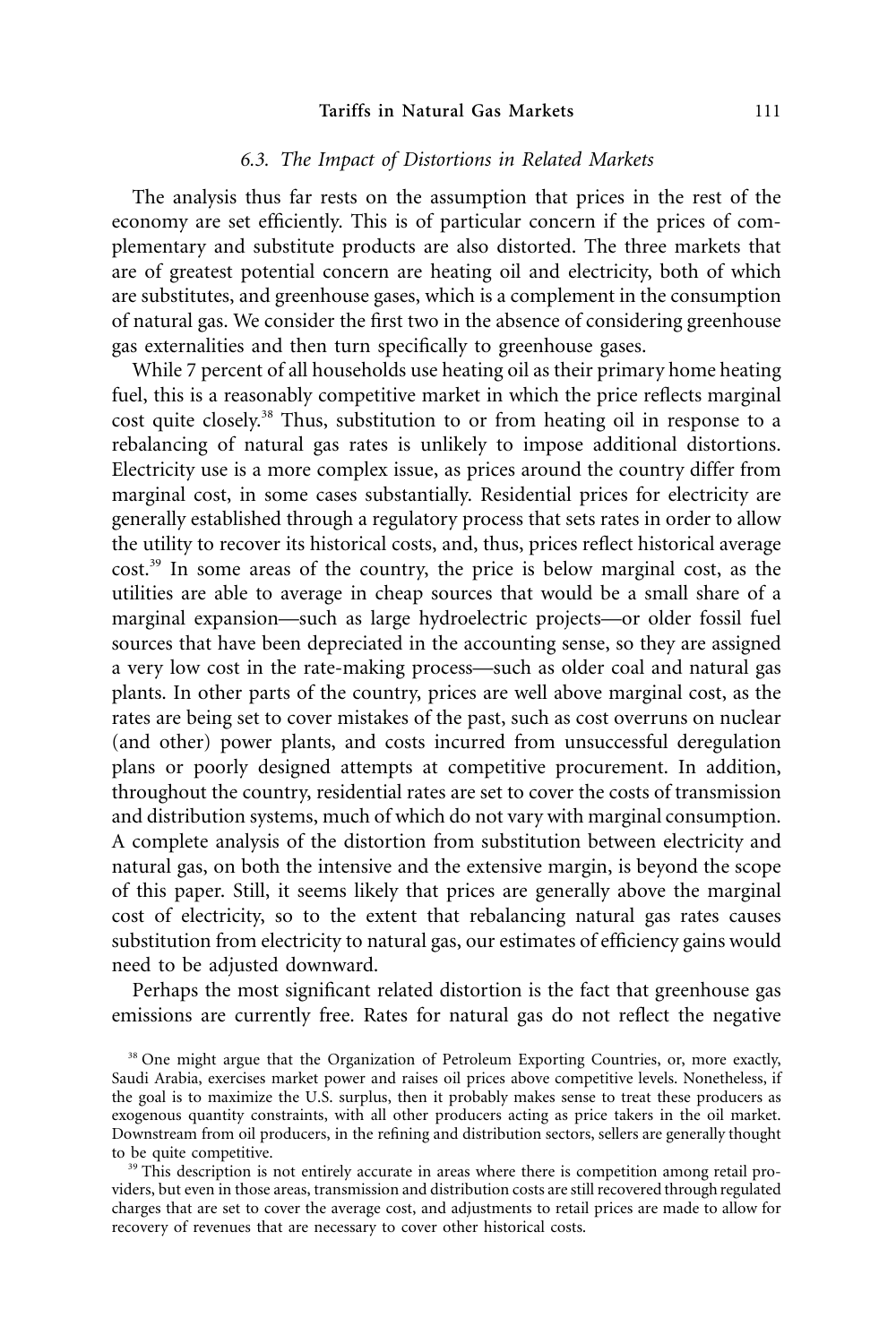### 6.3. The Impact of Distortions in Related Markets

The analysis thus far rests on the assumption that prices in the rest of the economy are set efficiently. This is of particular concern if the prices of complementary and substitute products are also distorted. The three markets that are of greatest potential concern are heating oil and electricity, both of which are substitutes, and greenhouse gases, which is a complement in the consumption of natural gas. We consider the first two in the absence of considering greenhouse gas externalities and then turn specifically to greenhouse gases.

While 7 percent of all households use heating oil as their primary home heating fuel, this is a reasonably competitive market in which the price reflects marginal cost quite closely.[38] Thus, substitution to or from heating oil in response to a rebalancing of natural gas rates is unlikely to impose additional distortions. Electricity use is a more complex issue, as prices around the country differ from marginal cost, in some cases substantially. Residential prices for electricity are generally established through a regulatory process that sets rates in order to allow the utility to recover its historical costs, and, thus, prices reflect historical average cost.[39] In some areas of the country, the price is below marginal cost, as the utilities are able to average in cheap sources that would be a small share of a marginal expansion—such as large hydroelectric projects—or older fossil fuel sources that have been depreciated in the accounting sense, so they are assigned a very low cost in the rate-making process—such as older coal and natural gas plants. In other parts of the country, prices are well above marginal cost, as the rates are being set to cover mistakes of the past, such as cost overruns on nuclear (and other) power plants, and costs incurred from unsuccessful deregulation plans or poorly designed attempts at competitive procurement. In addition, throughout the country, residential rates are set to cover the costs of transmission and distribution systems, much of which do not vary with marginal consumption. A complete analysis of the distortion from substitution between electricity and natural gas, on both the intensive and the extensive margin, is beyond the scope of this paper. Still, it seems likely that prices are generally above the marginal cost of electricity, so to the extent that rebalancing natural gas rates causes substitution from electricity to natural gas, our estimates of efficiency gains would need to be adjusted downward.

Perhaps the most significant related distortion is the fact that greenhouse gas emissions are currently free. Rates for natural gas do not reflect the negative

[38] One might argue that the Organization of Petroleum Exporting Countries, or, more exactly, Saudi Arabia, exercises market power and raises oil prices above competitive levels. Nonetheless, if the goal is to maximize the U.S. surplus, then it probably makes sense to treat these producers as exogenous quantity constraints, with all other producers acting as price takers in the oil market. Downstream from oil producers, in the refining and distribution sectors, sellers are generally thought to be quite competitive.

[39] This description is not entirely accurate in areas where there is competition among retail providers, but even in those areas, transmission and distribution costs are still recovered through regulated charges that are set to cover the average cost, and adjustments to retail prices are made to allow for recovery of revenues that are necessary to cover other historical costs.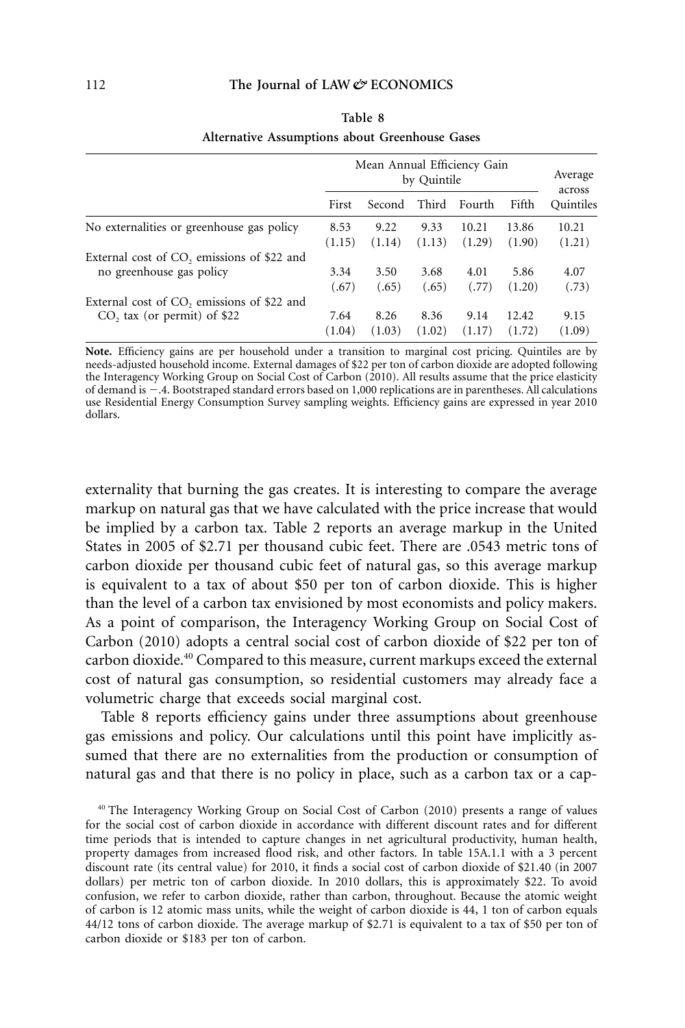**Table 8**

**Alternative Assumptions about Greenhouse Gases**

| | Mean Annual Efficiency Gain by Quintile | | | | | Average across Quintiles |
|---|---|---|---|---|---|---|
| | First | Second | Third | Fourth | Fifth | |
| No externalities or greenhouse gas policy | 8.53 | 9.22 | 9.33 | 10.21 | 13.86 | 10.21 |
| | (1.15) | (1.14) | (1.13) | (1.29) | (1.90) | (1.21) |
| External cost of $CO_2$ emissions of $22 and no greenhouse gas policy | 3.34 | 3.50 | 3.68 | 4.01 | 5.86 | 4.07 |
| | (.67) | (.65) | (.65) | (.77) | (1.20) | (.73) |
| External cost of $CO_2$ emissions of $22 and $CO_2$ tax (or permit) of $22 | 7.64 | 8.26 | 8.36 | 9.14 | 12.42 | 9.15 |
| | (1.04) | (1.03) | (1.02) | (1.17) | (1.72) | (1.09) |

**Note.** Efficiency gains are per household under a transition to marginal cost pricing. Quintiles are by needs-adjusted household income. External damages of $22 per ton of carbon dioxide are adopted following the Interagency Working Group on Social Cost of Carbon (2010). All results assume that the price elasticity of demand is −.4. Bootstraped standard errors based on 1,000 replications are in parentheses. All calculations use Residential Energy Consumption Survey sampling weights. Efficiency gains are expressed in year 2010 dollars.

externality that burning the gas creates. It is interesting to compare the average markup on natural gas that we have calculated with the price increase that would be implied by a carbon tax. Table 2 reports an average markup in the United States in 2005 of $2.71 per thousand cubic feet. There are .0543 metric tons of carbon dioxide per thousand cubic feet of natural gas, so this average markup is equivalent to a tax of about $50 per ton of carbon dioxide. This is higher than the level of a carbon tax envisioned by most economists and policy makers. As a point of comparison, the Interagency Working Group on Social Cost of Carbon (2010) adopts a central social cost of carbon dioxide of $22 per ton of carbon dioxide.[40] Compared to this measure, current markups exceed the external cost of natural gas consumption, so residential customers may already face a volumetric charge that exceeds social marginal cost.

Table 8 reports efficiency gains under three assumptions about greenhouse gas emissions and policy. Our calculations until this point have implicitly assumed that there are no externalities from the production or consumption of natural gas and that there is no policy in place, such as a carbon tax or a cap-

[40] The Interagency Working Group on Social Cost of Carbon (2010) presents a range of values for the social cost of carbon dioxide in accordance with different discount rates and for different time periods that is intended to capture changes in net agricultural productivity, human health, property damages from increased flood risk, and other factors. In table 15A.1.1 with a 3 percent discount rate (its central value) for 2010, it finds a social cost of carbon dioxide of $21.40 (in 2007 dollars) per metric ton of carbon dioxide. In 2010 dollars, this is approximately $22. To avoid confusion, we refer to carbon dioxide, rather than carbon, throughout. Because the atomic weight of carbon is 12 atomic mass units, while the weight of carbon dioxide is 44, 1 ton of carbon equals 44/12 tons of carbon dioxide. The average markup of $2.71 is equivalent to a tax of $50 per ton of carbon dioxide or $183 per ton of carbon.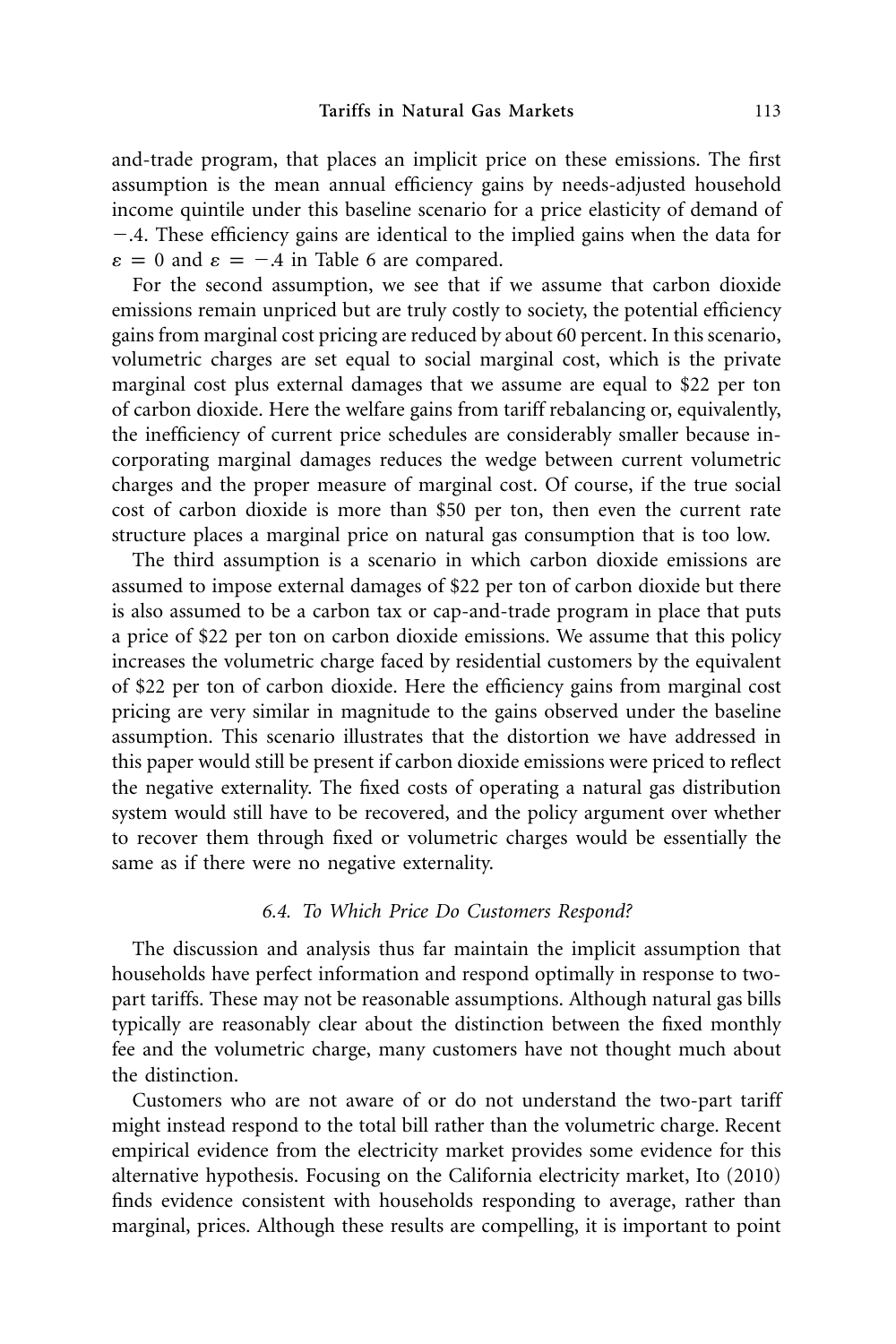and-trade program, that places an implicit price on these emissions. The first assumption is the mean annual efficiency gains by needs-adjusted household income quintile under this baseline scenario for a price elasticity of demand of −.4. These efficiency gains are identical to the implied gains when the data for $\varepsilon = 0$ and $\varepsilon = -.4$ in Table 6 are compared.

For the second assumption, we see that if we assume that carbon dioxide emissions remain unpriced but are truly costly to society, the potential efficiency gains from marginal cost pricing are reduced by about 60 percent. In this scenario, volumetric charges are set equal to social marginal cost, which is the private marginal cost plus external damages that we assume are equal to $22 per ton of carbon dioxide. Here the welfare gains from tariff rebalancing or, equivalently, the inefficiency of current price schedules are considerably smaller because incorporating marginal damages reduces the wedge between current volumetric charges and the proper measure of marginal cost. Of course, if the true social cost of carbon dioxide is more than $50 per ton, then even the current rate structure places a marginal price on natural gas consumption that is too low.

The third assumption is a scenario in which carbon dioxide emissions are assumed to impose external damages of $22 per ton of carbon dioxide but there is also assumed to be a carbon tax or cap-and-trade program in place that puts a price of $22 per ton on carbon dioxide emissions. We assume that this policy increases the volumetric charge faced by residential customers by the equivalent of $22 per ton of carbon dioxide. Here the efficiency gains from marginal cost pricing are very similar in magnitude to the gains observed under the baseline assumption. This scenario illustrates that the distortion we have addressed in this paper would still be present if carbon dioxide emissions were priced to reflect the negative externality. The fixed costs of operating a natural gas distribution system would still have to be recovered, and the policy argument over whether to recover them through fixed or volumetric charges would be essentially the same as if there were no negative externality.

### *6.4. To Which Price Do Customers Respond?*

The discussion and analysis thus far maintain the implicit assumption that households have perfect information and respond optimally in response to two-part tariffs. These may not be reasonable assumptions. Although natural gas bills typically are reasonably clear about the distinction between the fixed monthly fee and the volumetric charge, many customers have not thought much about the distinction.

Customers who are not aware of or do not understand the two-part tariff might instead respond to the total bill rather than the volumetric charge. Recent empirical evidence from the electricity market provides some evidence for this alternative hypothesis. Focusing on the California electricity market, Ito (2010) finds evidence consistent with households responding to average, rather than marginal, prices. Although these results are compelling, it is important to point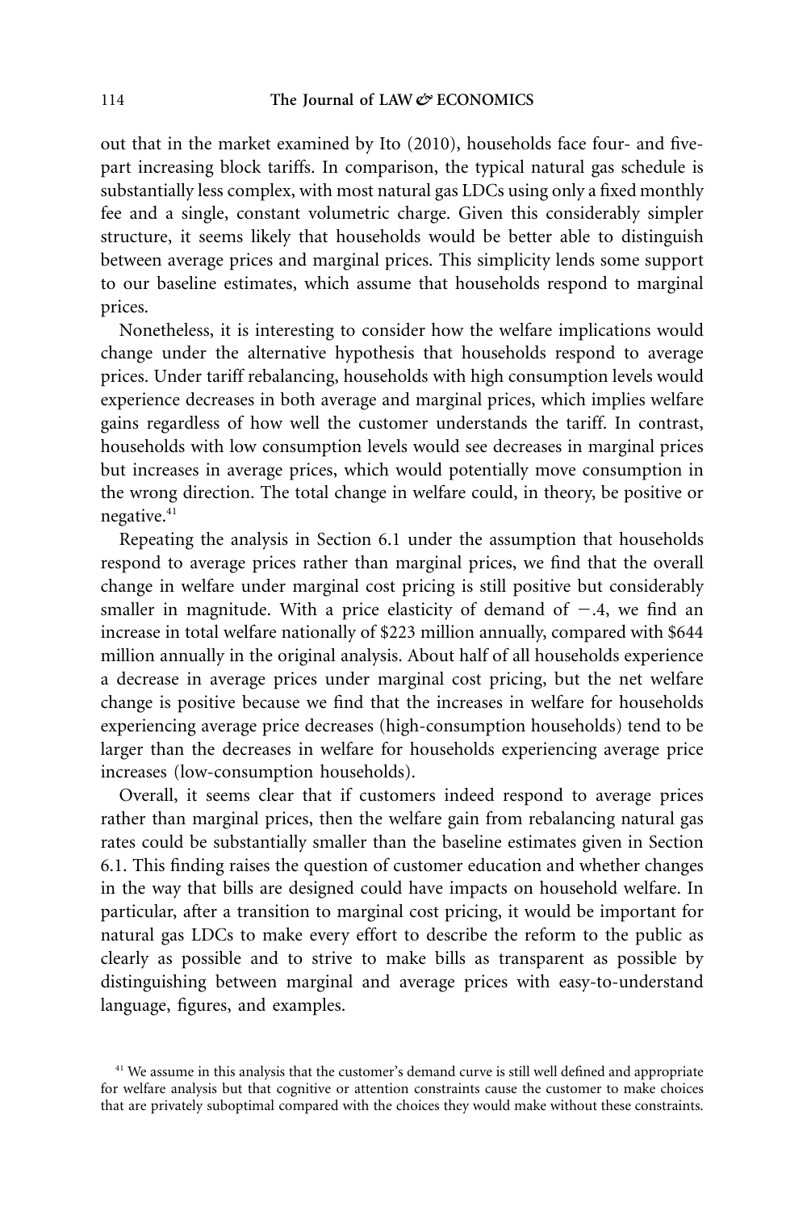out that in the market examined by Ito (2010), households face four- and five-part increasing block tariffs. In comparison, the typical natural gas schedule is substantially less complex, with most natural gas LDCs using only a fixed monthly fee and a single, constant volumetric charge. Given this considerably simpler structure, it seems likely that households would be better able to distinguish between average prices and marginal prices. This simplicity lends some support to our baseline estimates, which assume that households respond to marginal prices.

Nonetheless, it is interesting to consider how the welfare implications would change under the alternative hypothesis that households respond to average prices. Under tariff rebalancing, households with high consumption levels would experience decreases in both average and marginal prices, which implies welfare gains regardless of how well the customer understands the tariff. In contrast, households with low consumption levels would see decreases in marginal prices but increases in average prices, which would potentially move consumption in the wrong direction. The total change in welfare could, in theory, be positive or negative.[41]

Repeating the analysis in Section 6.1 under the assumption that households respond to average prices rather than marginal prices, we find that the overall change in welfare under marginal cost pricing is still positive but considerably smaller in magnitude. With a price elasticity of demand of $-.4$, we find an increase in total welfare nationally of $223 million annually, compared with $644 million annually in the original analysis. About half of all households experience a decrease in average prices under marginal cost pricing, but the net welfare change is positive because we find that the increases in welfare for households experiencing average price decreases (high-consumption households) tend to be larger than the decreases in welfare for households experiencing average price increases (low-consumption households).

Overall, it seems clear that if customers indeed respond to average prices rather than marginal prices, then the welfare gain from rebalancing natural gas rates could be substantially smaller than the baseline estimates given in Section 6.1. This finding raises the question of customer education and whether changes in the way that bills are designed could have impacts on household welfare. In particular, after a transition to marginal cost pricing, it would be important for natural gas LDCs to make every effort to describe the reform to the public as clearly as possible and to strive to make bills as transparent as possible by distinguishing between marginal and average prices with easy-to-understand language, figures, and examples.

[41] We assume in this analysis that the customer's demand curve is still well defined and appropriate for welfare analysis but that cognitive or attention constraints cause the customer to make choices that are privately suboptimal compared with the choices they would make without these constraints.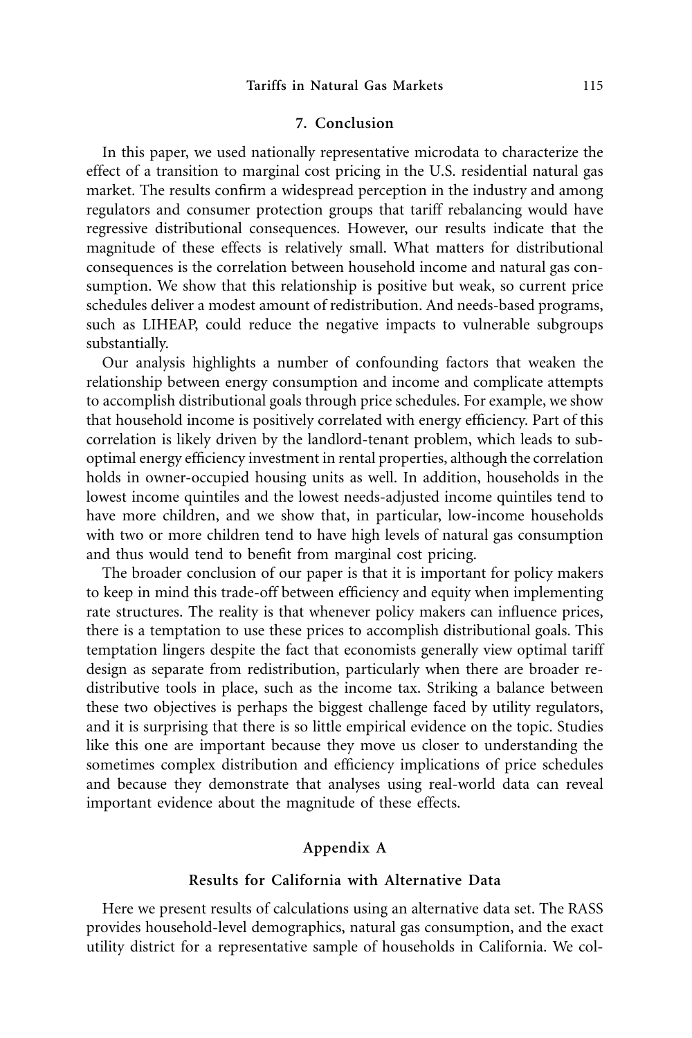## 7. Conclusion

In this paper, we used nationally representative microdata to characterize the effect of a transition to marginal cost pricing in the U.S. residential natural gas market. The results confirm a widespread perception in the industry and among regulators and consumer protection groups that tariff rebalancing would have regressive distributional consequences. However, our results indicate that the magnitude of these effects is relatively small. What matters for distributional consequences is the correlation between household income and natural gas consumption. We show that this relationship is positive but weak, so current price schedules deliver a modest amount of redistribution. And needs-based programs, such as LIHEAP, could reduce the negative impacts to vulnerable subgroups substantially.

Our analysis highlights a number of confounding factors that weaken the relationship between energy consumption and income and complicate attempts to accomplish distributional goals through price schedules. For example, we show that household income is positively correlated with energy efficiency. Part of this correlation is likely driven by the landlord-tenant problem, which leads to suboptimal energy efficiency investment in rental properties, although the correlation holds in owner-occupied housing units as well. In addition, households in the lowest income quintiles and the lowest needs-adjusted income quintiles tend to have more children, and we show that, in particular, low-income households with two or more children tend to have high levels of natural gas consumption and thus would tend to benefit from marginal cost pricing.

The broader conclusion of our paper is that it is important for policy makers to keep in mind this trade-off between efficiency and equity when implementing rate structures. The reality is that whenever policy makers can influence prices, there is a temptation to use these prices to accomplish distributional goals. This temptation lingers despite the fact that economists generally view optimal tariff design as separate from redistribution, particularly when there are broader redistributive tools in place, such as the income tax. Striking a balance between these two objectives is perhaps the biggest challenge faced by utility regulators, and it is surprising that there is so little empirical evidence on the topic. Studies like this one are important because they move us closer to understanding the sometimes complex distribution and efficiency implications of price schedules and because they demonstrate that analyses using real-world data can reveal important evidence about the magnitude of these effects.

## Appendix A

### Results for California with Alternative Data

Here we present results of calculations using an alternative data set. The RASS provides household-level demographics, natural gas consumption, and the exact utility district for a representative sample of households in California. We col-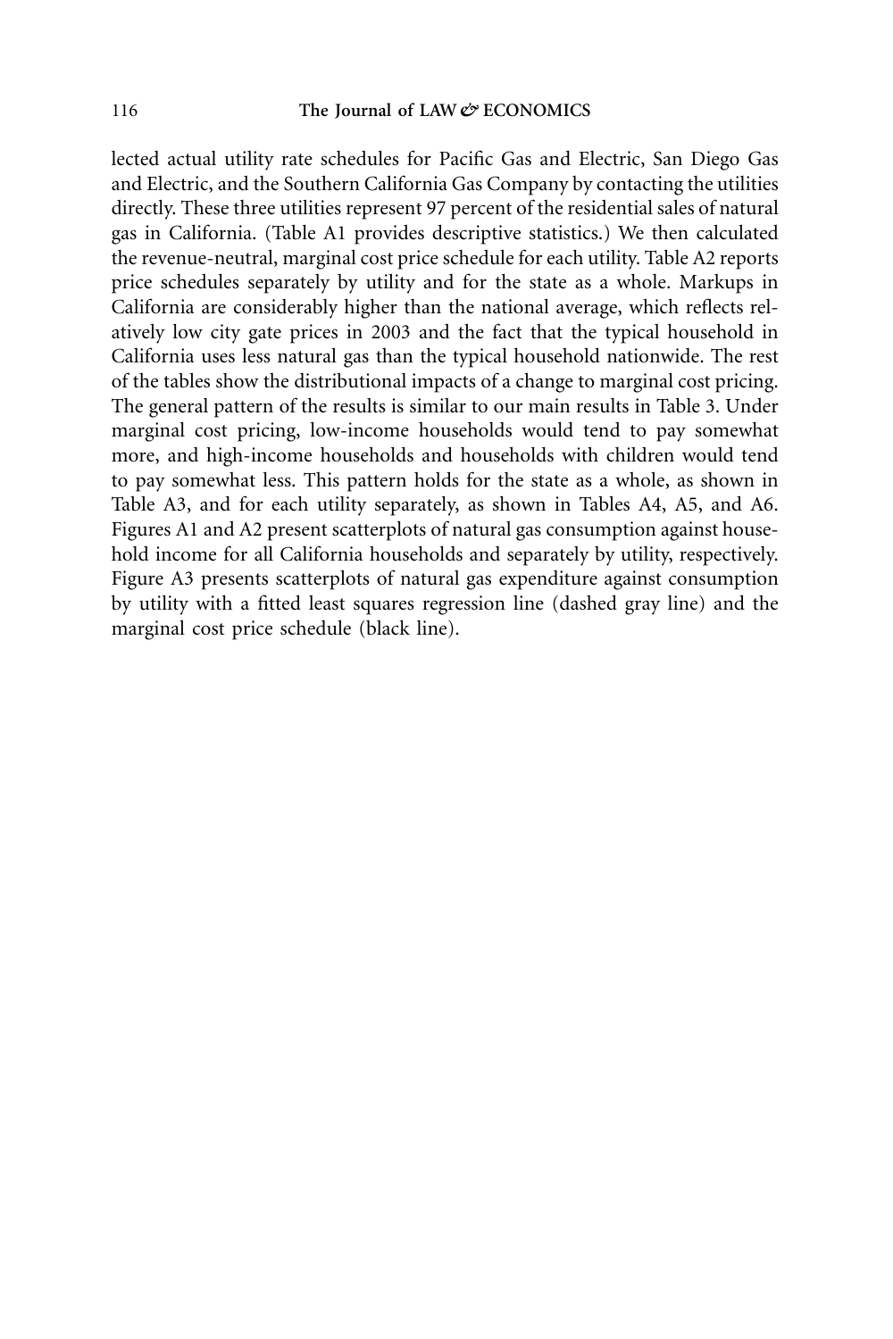lected actual utility rate schedules for Pacific Gas and Electric, San Diego Gas and Electric, and the Southern California Gas Company by contacting the utilities directly. These three utilities represent 97 percent of the residential sales of natural gas in California. (Table A1 provides descriptive statistics.) We then calculated the revenue-neutral, marginal cost price schedule for each utility. Table A2 reports price schedules separately by utility and for the state as a whole. Markups in California are considerably higher than the national average, which reflects relatively low city gate prices in 2003 and the fact that the typical household in California uses less natural gas than the typical household nationwide. The rest of the tables show the distributional impacts of a change to marginal cost pricing. The general pattern of the results is similar to our main results in Table 3. Under marginal cost pricing, low-income households would tend to pay somewhat more, and high-income households and households with children would tend to pay somewhat less. This pattern holds for the state as a whole, as shown in Table A3, and for each utility separately, as shown in Tables A4, A5, and A6. Figures A1 and A2 present scatterplots of natural gas consumption against household income for all California households and separately by utility, respectively. Figure A3 presents scatterplots of natural gas expenditure against consumption by utility with a fitted least squares regression line (dashed gray line) and the marginal cost price schedule (black line).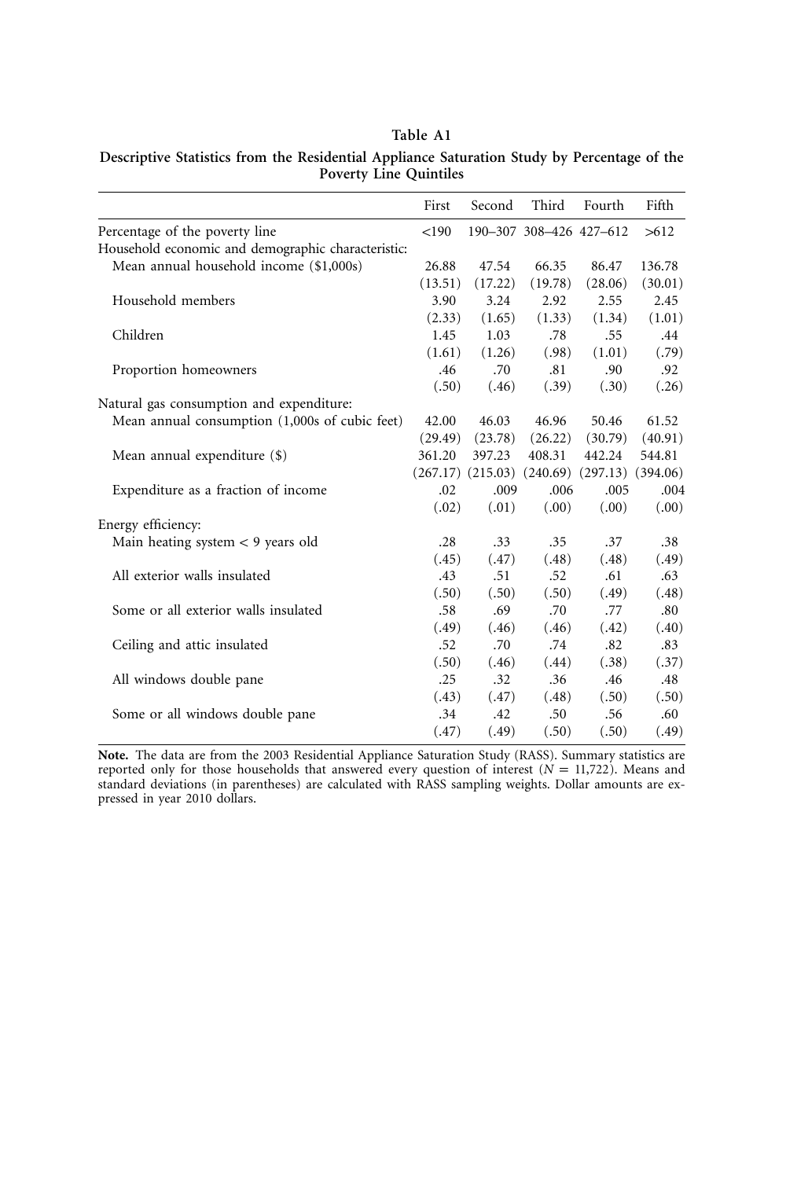**Table A1**

**Descriptive Statistics from the Residential Appliance Saturation Study by Percentage of the Poverty Line Quintiles**

| | First | Second | Third | Fourth | Fifth |
|---|---|---|---|---|---|
| Percentage of the poverty line | <190 | 190–307 | 308–426 | 427–612 | >612 |
| Household economic and demographic characteristic: | | | | | |
| Mean annual household income ($1,000s) | 26.88 | 47.54 | 66.35 | 86.47 | 136.78 |
| | (13.51) | (17.22) | (19.78) | (28.06) | (30.01) |
| Household members | 3.90 | 3.24 | 2.92 | 2.55 | 2.45 |
| | (2.33) | (1.65) | (1.33) | (1.34) | (1.01) |
| Children | 1.45 | 1.03 | .78 | .55 | .44 |
| | (1.61) | (1.26) | (.98) | (1.01) | (.79) |
| Proportion homeowners | .46 | .70 | .81 | .90 | .92 |
| | (.50) | (.46) | (.39) | (.30) | (.26) |
| Natural gas consumption and expenditure: | | | | | |
| Mean annual consumption (1,000s of cubic feet) | 42.00 | 46.03 | 46.96 | 50.46 | 61.52 |
| | (29.49) | (23.78) | (26.22) | (30.79) | (40.91) |
| Mean annual expenditure ($) | 361.20 | 397.23 | 408.31 | 442.24 | 544.81 |
| | (267.17) | (215.03) | (240.69) | (297.13) | (394.06) |
| Expenditure as a fraction of income | .02 | .009 | .006 | .005 | .004 |
| | (.02) | (.01) | (.00) | (.00) | (.00) |
| Energy efficiency: | | | | | |
| Main heating system < 9 years old | .28 | .33 | .35 | .37 | .38 |
| | (.45) | (.47) | (.48) | (.48) | (.49) |
| All exterior walls insulated | .43 | .51 | .52 | .61 | .63 |
| | (.50) | (.50) | (.50) | (.49) | (.48) |
| Some or all exterior walls insulated | .58 | .69 | .70 | .77 | .80 |
| | (.49) | (.46) | (.46) | (.42) | (.40) |
| Ceiling and attic insulated | .52 | .70 | .74 | .82 | .83 |
| | (.50) | (.46) | (.44) | (.38) | (.37) |
| All windows double pane | .25 | .32 | .36 | .46 | .48 |
| | (.43) | (.47) | (.48) | (.50) | (.50) |
| Some or all windows double pane | .34 | .42 | .50 | .56 | .60 |
| | (.47) | (.49) | (.50) | (.50) | (.49) |

**Note.** The data are from the 2003 Residential Appliance Saturation Study (RASS). Summary statistics are reported only for those households that answered every question of interest ($N = 11{,}722$). Means and standard deviations (in parentheses) are calculated with RASS sampling weights. Dollar amounts are expressed in year 2010 dollars.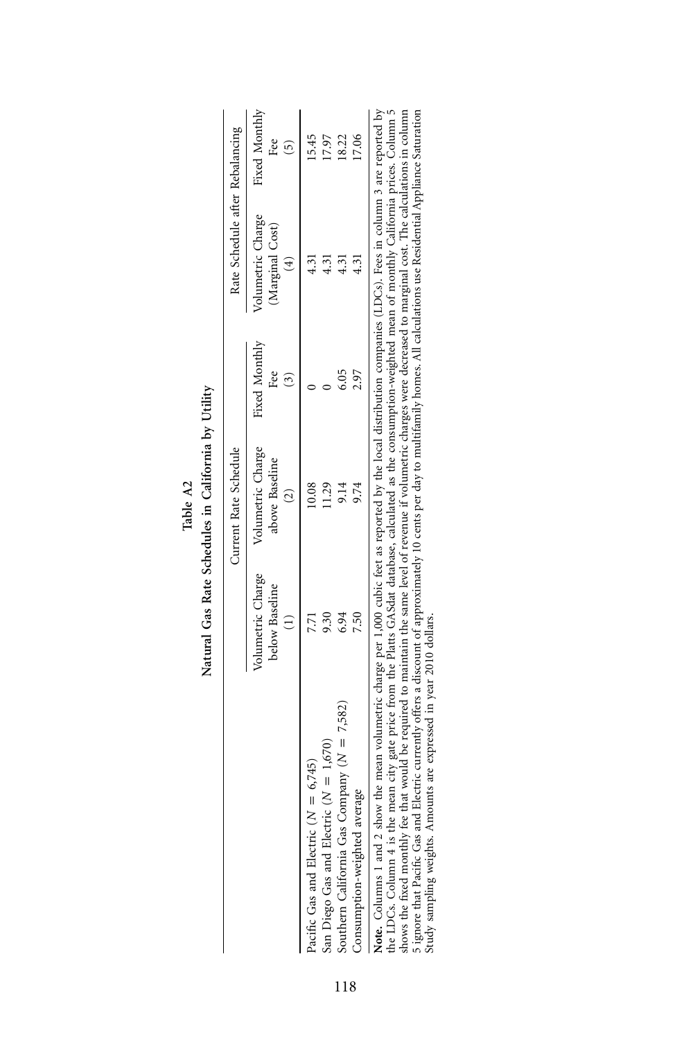**Table A2**

**Natural Gas Rate Schedules in California by Utility**

| | Current Rate Schedule | | | Rate Schedule after Rebalancing | |
|---|---|---|---|---|---|
| | Volumetric Charge below Baseline (1) | Volumetric Charge above Baseline (2) | Fixed Monthly Fee (3) | Volumetric Charge (Marginal Cost) (4) | Fixed Monthly Fee (5) |
| Pacific Gas and Electric ($N$ = 6,745) | 7.71 | 10.08 | 0 | 4.31 | 15.45 |
| San Diego Gas and Electric ($N$ = 1,670) | 9.30 | 11.29 | 0 | 4.31 | 17.97 |
| Southern California Gas Company ($N$ = 7,582) | 6.94 | 9.14 | 6.05 | 4.31 | 18.22 |
| Consumption-weighted average | 7.50 | 9.74 | 2.97 | 4.31 | 17.06 |

**Note.** Columns 1 and 2 show the mean volumetric charge per 1,000 cubic feet as reported by the local distribution companies (LDCs). Fees in column 3 are reported by the LDCs. Column 4 is the mean city gate price from the Platts GASdat database, calculated as the consumption-weighted mean of monthly California prices. Column 5 shows the fixed monthly fee that would be required to maintain the same level of revenue if volumetric charges were decreased to marginal cost. The calculations in column 5 ignore that Pacific Gas and Electric currently offers a discount of approximately 10 cents per day to multifamily homes. All calculations use Residential Appliance Saturation Study sampling weights. Amounts are expressed in year 2010 dollars.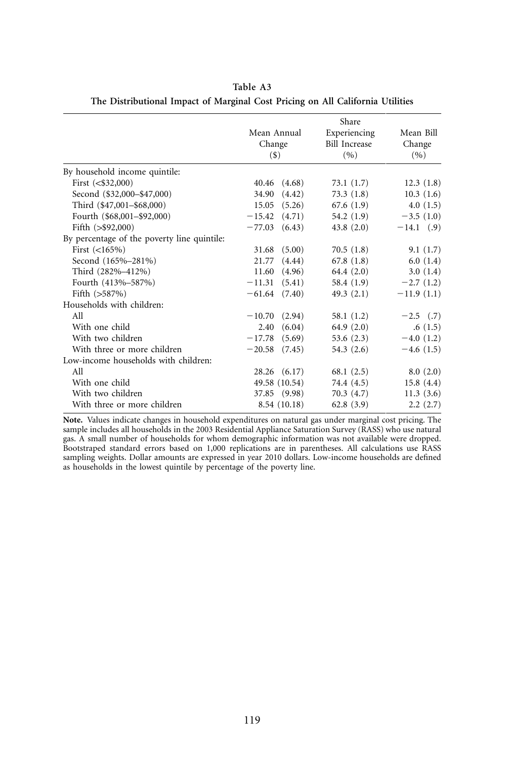**Table A3**
**The Distributional Impact of Marginal Cost Pricing on All California Utilities**

| | Mean Annual Change ($) | Share Experiencing Bill Increase (%) | Mean Bill Change (%) |
|---|---|---|---|
| By household income quintile: | | | |
| First (<$32,000) | 40.46 (4.68) | 73.1 (1.7) | 12.3 (1.8) |
| Second ($32,000–$47,000) | 34.90 (4.42) | 73.3 (1.8) | 10.3 (1.6) |
| Third ($47,001–$68,000) | 15.05 (5.26) | 67.6 (1.9) | 4.0 (1.5) |
| Fourth ($68,001–$92,000) | −15.42 (4.71) | 54.2 (1.9) | −3.5 (1.0) |
| Fifth (>$92,000) | −77.03 (6.43) | 43.8 (2.0) | −14.1 (.9) |
| By percentage of the poverty line quintile: | | | |
| First (<165%) | 31.68 (5.00) | 70.5 (1.8) | 9.1 (1.7) |
| Second (165%–281%) | 21.77 (4.44) | 67.8 (1.8) | 6.0 (1.4) |
| Third (282%–412%) | 11.60 (4.96) | 64.4 (2.0) | 3.0 (1.4) |
| Fourth (413%–587%) | −11.31 (5.41) | 58.4 (1.9) | −2.7 (1.2) |
| Fifth (>587%) | −61.64 (7.40) | 49.3 (2.1) | −11.9 (1.1) |
| Households with children: | | | |
| All | −10.70 (2.94) | 58.1 (1.2) | −2.5 (.7) |
| With one child | 2.40 (6.04) | 64.9 (2.0) | .6 (1.5) |
| With two children | −17.78 (5.69) | 53.6 (2.3) | −4.0 (1.2) |
| With three or more children | −20.58 (7.45) | 54.3 (2.6) | −4.6 (1.5) |
| Low-income households with children: | | | |
| All | 28.26 (6.17) | 68.1 (2.5) | 8.0 (2.0) |
| With one child | 49.58 (10.54) | 74.4 (4.5) | 15.8 (4.4) |
| With two children | 37.85 (9.98) | 70.3 (4.7) | 11.3 (3.6) |
| With three or more children | 8.54 (10.18) | 62.8 (3.9) | 2.2 (2.7) |

**Note.** Values indicate changes in household expenditures on natural gas under marginal cost pricing. The sample includes all households in the 2003 Residential Appliance Saturation Survey (RASS) who use natural gas. A small number of households for whom demographic information was not available were dropped. Bootstraped standard errors based on 1,000 replications are in parentheses. All calculations use RASS sampling weights. Dollar amounts are expressed in year 2010 dollars. Low-income households are defined as households in the lowest quintile by percentage of the poverty line.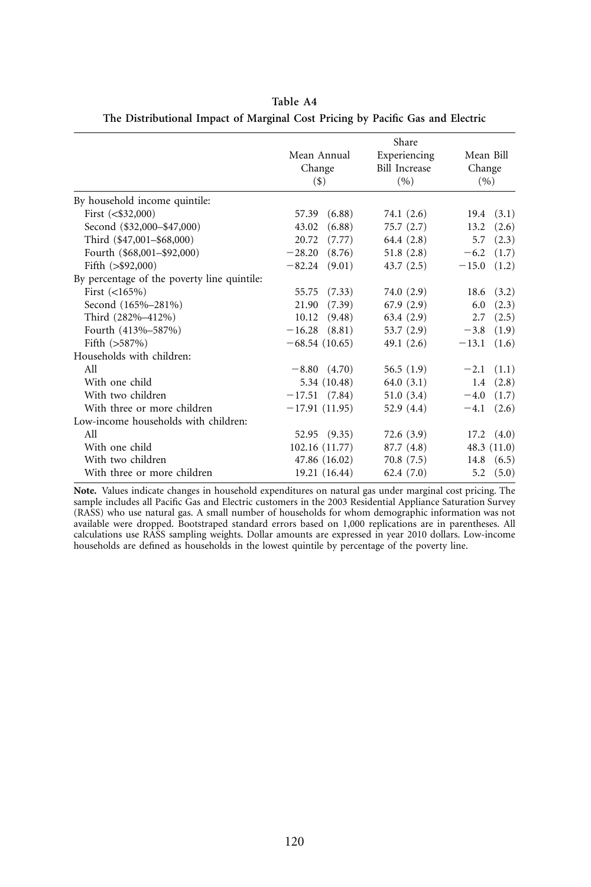**Table A4**

**The Distributional Impact of Marginal Cost Pricing by Pacific Gas and Electric**

| | Mean Annual Change ($) | Share Experiencing Bill Increase (%) | Mean Bill Change (%) |
|---|---|---|---|
| By household income quintile: | | | |
| First (<$32,000) | 57.39 (6.88) | 74.1 (2.6) | 19.4 (3.1) |
| Second ($32,000–$47,000) | 43.02 (6.88) | 75.7 (2.7) | 13.2 (2.6) |
| Third ($47,001–$68,000) | 20.72 (7.77) | 64.4 (2.8) | 5.7 (2.3) |
| Fourth ($68,001–$92,000) | −28.20 (8.76) | 51.8 (2.8) | −6.2 (1.7) |
| Fifth (>$92,000) | −82.24 (9.01) | 43.7 (2.5) | −15.0 (1.2) |
| By percentage of the poverty line quintile: | | | |
| First (<165%) | 55.75 (7.33) | 74.0 (2.9) | 18.6 (3.2) |
| Second (165%–281%) | 21.90 (7.39) | 67.9 (2.9) | 6.0 (2.3) |
| Third (282%–412%) | 10.12 (9.48) | 63.4 (2.9) | 2.7 (2.5) |
| Fourth (413%–587%) | −16.28 (8.81) | 53.7 (2.9) | −3.8 (1.9) |
| Fifth (>587%) | −68.54 (10.65) | 49.1 (2.6) | −13.1 (1.6) |
| Households with children: | | | |
| All | −8.80 (4.70) | 56.5 (1.9) | −2.1 (1.1) |
| With one child | 5.34 (10.48) | 64.0 (3.1) | 1.4 (2.8) |
| With two children | −17.51 (7.84) | 51.0 (3.4) | −4.0 (1.7) |
| With three or more children | −17.91 (11.95) | 52.9 (4.4) | −4.1 (2.6) |
| Low-income households with children: | | | |
| All | 52.95 (9.35) | 72.6 (3.9) | 17.2 (4.0) |
| With one child | 102.16 (11.77) | 87.7 (4.8) | 48.3 (11.0) |
| With two children | 47.86 (16.02) | 70.8 (7.5) | 14.8 (6.5) |
| With three or more children | 19.21 (16.44) | 62.4 (7.0) | 5.2 (5.0) |

**Note.** Values indicate changes in household expenditures on natural gas under marginal cost pricing. The sample includes all Pacific Gas and Electric customers in the 2003 Residential Appliance Saturation Survey (RASS) who use natural gas. A small number of households for whom demographic information was not available were dropped. Bootstraped standard errors based on 1,000 replications are in parentheses. All calculations use RASS sampling weights. Dollar amounts are expressed in year 2010 dollars. Low-income households are defined as households in the lowest quintile by percentage of the poverty line.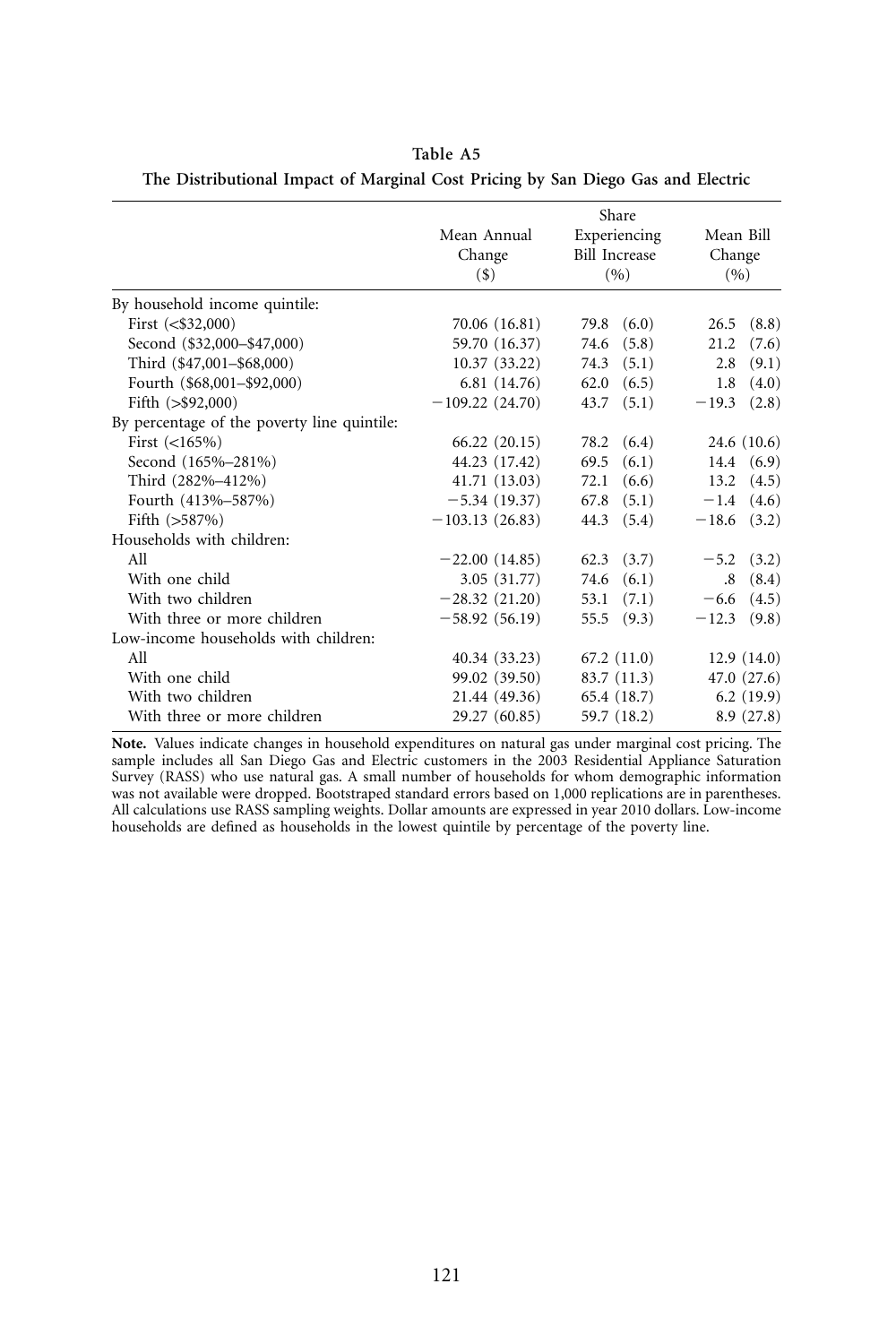**Table A5**

**The Distributional Impact of Marginal Cost Pricing by San Diego Gas and Electric**

| | Mean Annual Change ($) | Share Experiencing Bill Increase (%) | Mean Bill Change (%) |
|---|---|---|---|
| By household income quintile: | | | |
| First (<$32,000) | 70.06 (16.81) | 79.8 (6.0) | 26.5 (8.8) |
| Second ($32,000–$47,000) | 59.70 (16.37) | 74.6 (5.8) | 21.2 (7.6) |
| Third ($47,001–$68,000) | 10.37 (33.22) | 74.3 (5.1) | 2.8 (9.1) |
| Fourth ($68,001–$92,000) | 6.81 (14.76) | 62.0 (6.5) | 1.8 (4.0) |
| Fifth (>$92,000) | −109.22 (24.70) | 43.7 (5.1) | −19.3 (2.8) |
| By percentage of the poverty line quintile: | | | |
| First (<165%) | 66.22 (20.15) | 78.2 (6.4) | 24.6 (10.6) |
| Second (165%–281%) | 44.23 (17.42) | 69.5 (6.1) | 14.4 (6.9) |
| Third (282%–412%) | 41.71 (13.03) | 72.1 (6.6) | 13.2 (4.5) |
| Fourth (413%–587%) | −5.34 (19.37) | 67.8 (5.1) | −1.4 (4.6) |
| Fifth (>587%) | −103.13 (26.83) | 44.3 (5.4) | −18.6 (3.2) |
| Households with children: | | | |
| All | −22.00 (14.85) | 62.3 (3.7) | −5.2 (3.2) |
| With one child | 3.05 (31.77) | 74.6 (6.1) | .8 (8.4) |
| With two children | −28.32 (21.20) | 53.1 (7.1) | −6.6 (4.5) |
| With three or more children | −58.92 (56.19) | 55.5 (9.3) | −12.3 (9.8) |
| Low-income households with children: | | | |
| All | 40.34 (33.23) | 67.2 (11.0) | 12.9 (14.0) |
| With one child | 99.02 (39.50) | 83.7 (11.3) | 47.0 (27.6) |
| With two children | 21.44 (49.36) | 65.4 (18.7) | 6.2 (19.9) |
| With three or more children | 29.27 (60.85) | 59.7 (18.2) | 8.9 (27.8) |

**Note.** Values indicate changes in household expenditures on natural gas under marginal cost pricing. The sample includes all San Diego Gas and Electric customers in the 2003 Residential Appliance Saturation Survey (RASS) who use natural gas. A small number of households for whom demographic information was not available were dropped. Bootstraped standard errors based on 1,000 replications are in parentheses. All calculations use RASS sampling weights. Dollar amounts are expressed in year 2010 dollars. Low-income households are defined as households in the lowest quintile by percentage of the poverty line.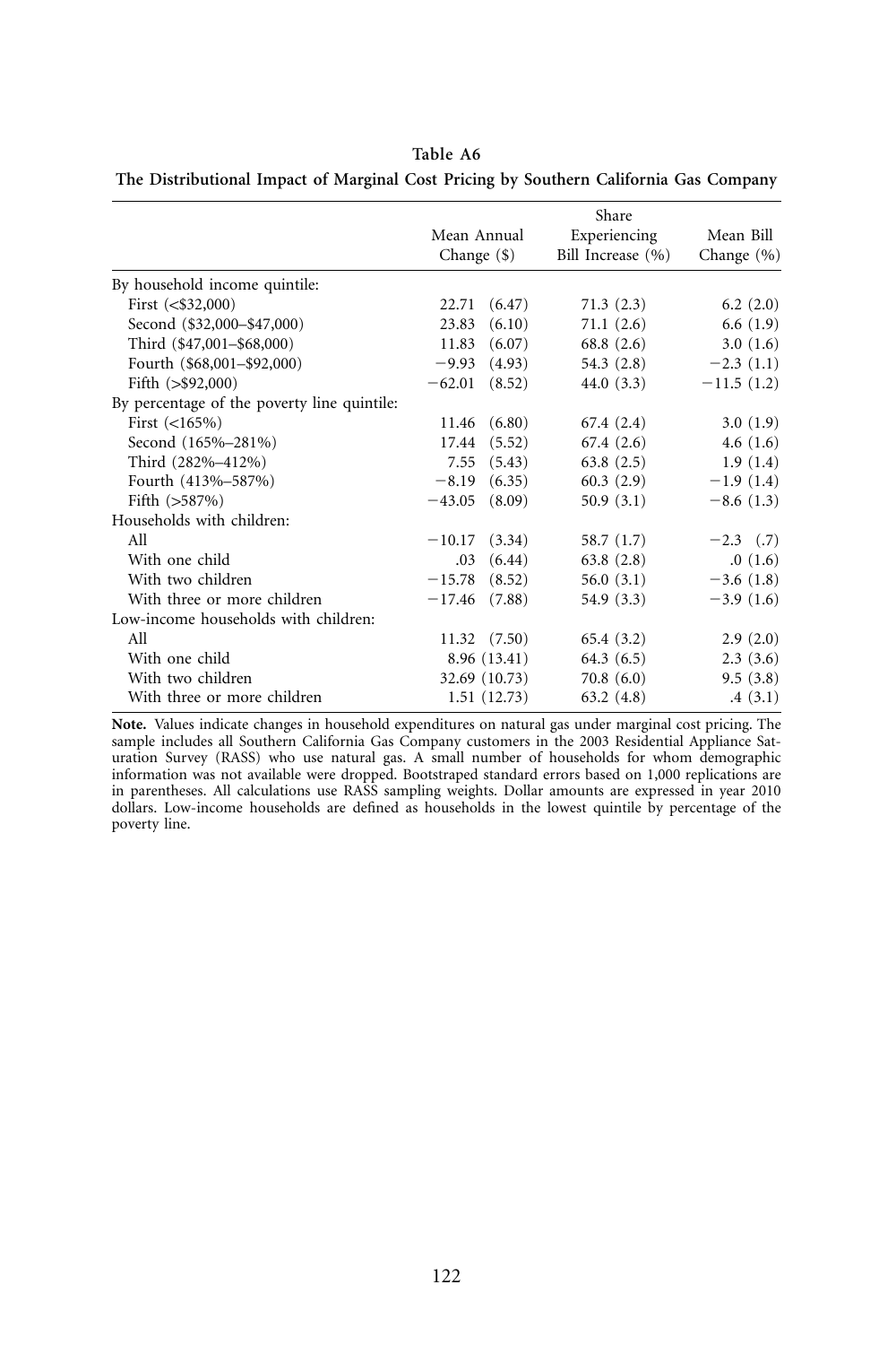**Table A6**

**The Distributional Impact of Marginal Cost Pricing by Southern California Gas Company**

| | Mean Annual Change ($) | Share Experiencing Bill Increase (%) | Mean Bill Change (%) |
|---|---|---|---|
| By household income quintile: | | | |
| First (<$32,000) | 22.71 (6.47) | 71.3 (2.3) | 6.2 (2.0) |
| Second ($32,000–$47,000) | 23.83 (6.10) | 71.1 (2.6) | 6.6 (1.9) |
| Third ($47,001–$68,000) | 11.83 (6.07) | 68.8 (2.6) | 3.0 (1.6) |
| Fourth ($68,001–$92,000) | −9.93 (4.93) | 54.3 (2.8) | −2.3 (1.1) |
| Fifth (>$92,000) | −62.01 (8.52) | 44.0 (3.3) | −11.5 (1.2) |
| By percentage of the poverty line quintile: | | | |
| First (<165%) | 11.46 (6.80) | 67.4 (2.4) | 3.0 (1.9) |
| Second (165%–281%) | 17.44 (5.52) | 67.4 (2.6) | 4.6 (1.6) |
| Third (282%–412%) | 7.55 (5.43) | 63.8 (2.5) | 1.9 (1.4) |
| Fourth (413%–587%) | −8.19 (6.35) | 60.3 (2.9) | −1.9 (1.4) |
| Fifth (>587%) | −43.05 (8.09) | 50.9 (3.1) | −8.6 (1.3) |
| Households with children: | | | |
| All | −10.17 (3.34) | 58.7 (1.7) | −2.3 (.7) |
| With one child | .03 (6.44) | 63.8 (2.8) | .0 (1.6) |
| With two children | −15.78 (8.52) | 56.0 (3.1) | −3.6 (1.8) |
| With three or more children | −17.46 (7.88) | 54.9 (3.3) | −3.9 (1.6) |
| Low-income households with children: | | | |
| All | 11.32 (7.50) | 65.4 (3.2) | 2.9 (2.0) |
| With one child | 8.96 (13.41) | 64.3 (6.5) | 2.3 (3.6) |
| With two children | 32.69 (10.73) | 70.8 (6.0) | 9.5 (3.8) |
| With three or more children | 1.51 (12.73) | 63.2 (4.8) | .4 (3.1) |

**Note.** Values indicate changes in household expenditures on natural gas under marginal cost pricing. The sample includes all Southern California Gas Company customers in the 2003 Residential Appliance Saturation Survey (RASS) who use natural gas. A small number of households for whom demographic information was not available were dropped. Bootstraped standard errors based on 1,000 replications are in parentheses. All calculations use RASS sampling weights. Dollar amounts are expressed in year 2010 dollars. Low-income households are defined as households in the lowest quintile by percentage of the poverty line.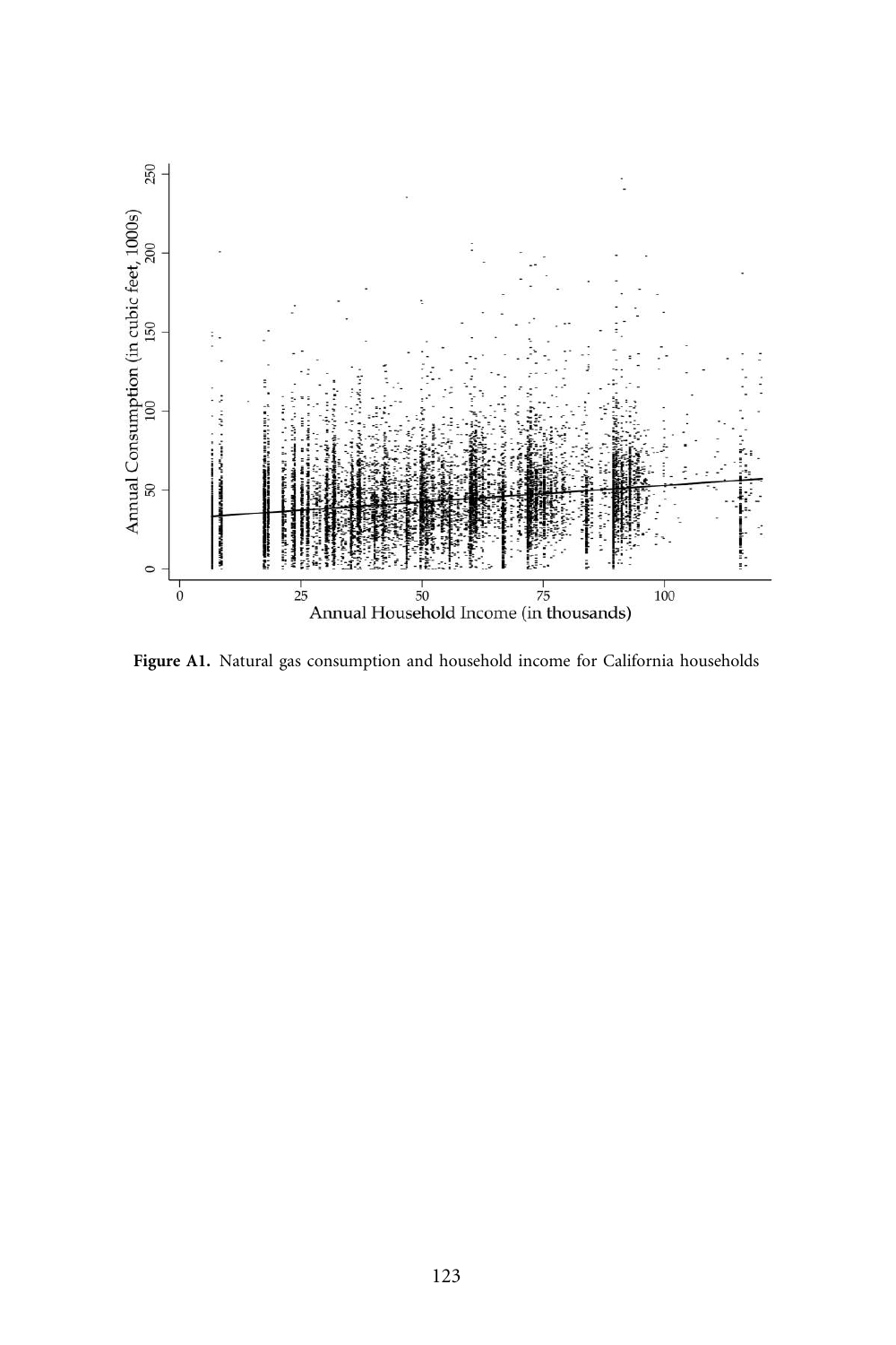**Figure A1.** Natural gas consumption and household income for California households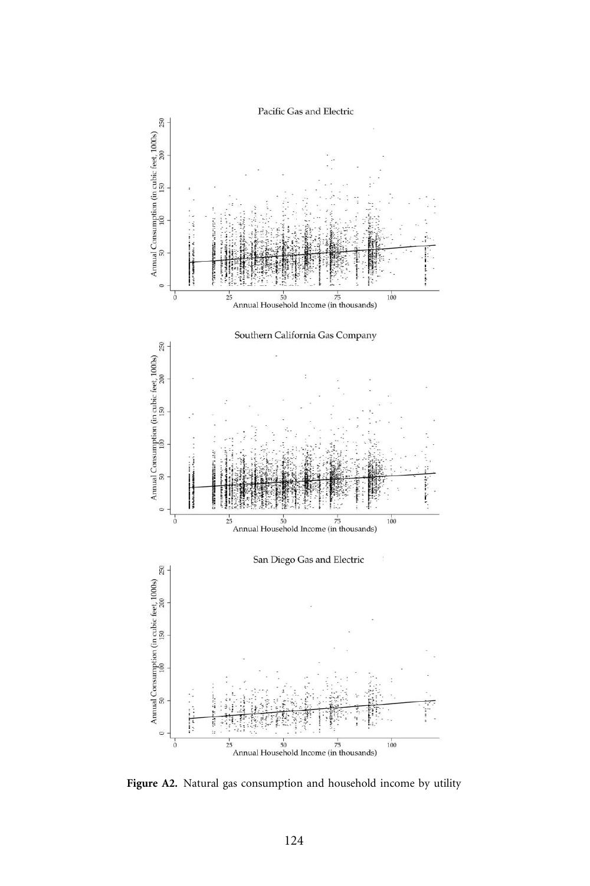**Figure A2.** Natural gas consumption and household income by utility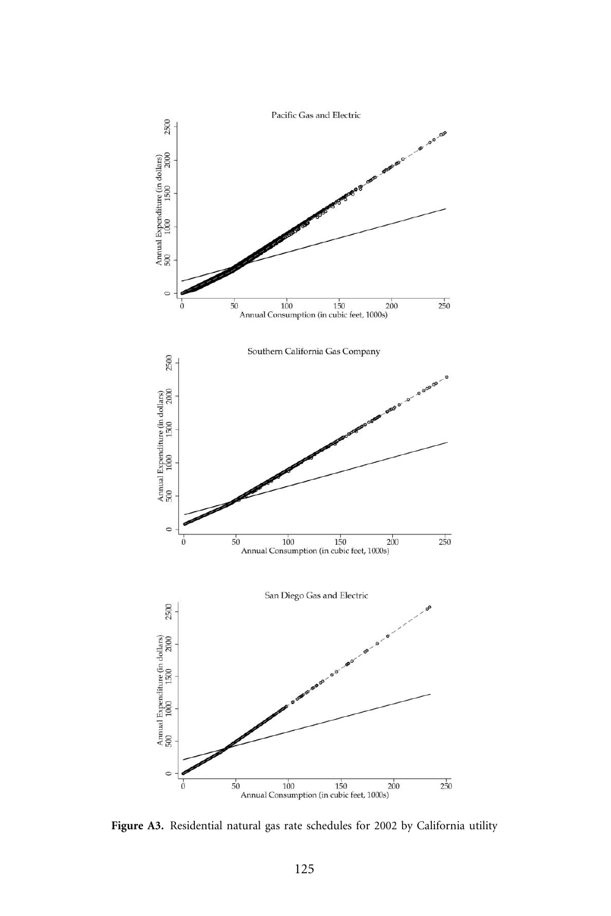**Figure A3.** Residential natural gas rate schedules for 2002 by California utility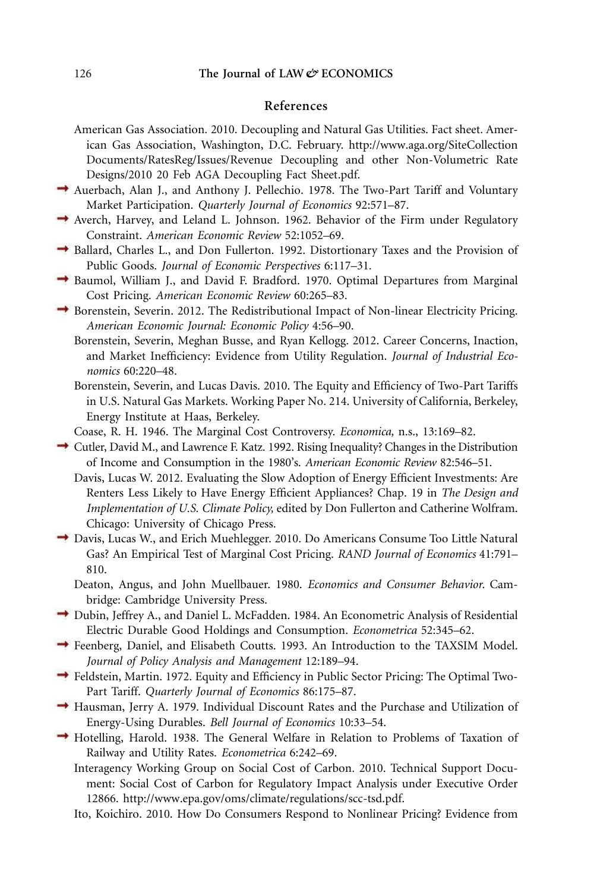## References

American Gas Association. 2010. Decoupling and Natural Gas Utilities. Fact sheet. American Gas Association, Washington, D.C. February. http://www.aga.org/SiteCollection Documents/RatesReg/Issues/Revenue Decoupling and other Non-Volumetric Rate Designs/2010 20 Feb AGA Decoupling Fact Sheet.pdf.

Auerbach, Alan J., and Anthony J. Pellechio. 1978. The Two-Part Tariff and Voluntary Market Participation. *Quarterly Journal of Economics* 92:571–87.

Averch, Harvey, and Leland L. Johnson. 1962. Behavior of the Firm under Regulatory Constraint. *American Economic Review* 52:1052–69.

Ballard, Charles L., and Don Fullerton. 1992. Distortionary Taxes and the Provision of Public Goods. *Journal of Economic Perspectives* 6:117–31.

Baumol, William J., and David F. Bradford. 1970. Optimal Departures from Marginal Cost Pricing. *American Economic Review* 60:265–83.

Borenstein, Severin. 2012. The Redistributional Impact of Non-linear Electricity Pricing. *American Economic Journal: Economic Policy* 4:56–90.

Borenstein, Severin, Meghan Busse, and Ryan Kellogg. 2012. Career Concerns, Inaction, and Market Inefficiency: Evidence from Utility Regulation. *Journal of Industrial Economics* 60:220–48.

Borenstein, Severin, and Lucas Davis. 2010. The Equity and Efficiency of Two-Part Tariffs in U.S. Natural Gas Markets. Working Paper No. 214. University of California, Berkeley, Energy Institute at Haas, Berkeley.

Coase, R. H. 1946. The Marginal Cost Controversy. *Economica,* n.s., 13:169–82.

Cutler, David M., and Lawrence F. Katz. 1992. Rising Inequality? Changes in the Distribution of Income and Consumption in the 1980's. *American Economic Review* 82:546–51.

Davis, Lucas W. 2012. Evaluating the Slow Adoption of Energy Efficient Investments: Are Renters Less Likely to Have Energy Efficient Appliances? Chap. 19 in *The Design and Implementation of U.S. Climate Policy,* edited by Don Fullerton and Catherine Wolfram. Chicago: University of Chicago Press.

Davis, Lucas W., and Erich Muehlegger. 2010. Do Americans Consume Too Little Natural Gas? An Empirical Test of Marginal Cost Pricing. *RAND Journal of Economics* 41:791–810.

Deaton, Angus, and John Muellbauer. 1980. *Economics and Consumer Behavior.* Cambridge: Cambridge University Press.

Dubin, Jeffrey A., and Daniel L. McFadden. 1984. An Econometric Analysis of Residential Electric Durable Good Holdings and Consumption. *Econometrica* 52:345–62.

Feenberg, Daniel, and Elisabeth Coutts. 1993. An Introduction to the TAXSIM Model. *Journal of Policy Analysis and Management* 12:189–94.

Feldstein, Martin. 1972. Equity and Efficiency in Public Sector Pricing: The Optimal Two-Part Tariff. *Quarterly Journal of Economics* 86:175–87.

Hausman, Jerry A. 1979. Individual Discount Rates and the Purchase and Utilization of Energy-Using Durables. *Bell Journal of Economics* 10:33–54.

Hotelling, Harold. 1938. The General Welfare in Relation to Problems of Taxation of Railway and Utility Rates. *Econometrica* 6:242–69.

Interagency Working Group on Social Cost of Carbon. 2010. Technical Support Document: Social Cost of Carbon for Regulatory Impact Analysis under Executive Order 12866. http://www.epa.gov/oms/climate/regulations/scc-tsd.pdf.

Ito, Koichiro. 2010. How Do Consumers Respond to Nonlinear Pricing? Evidence from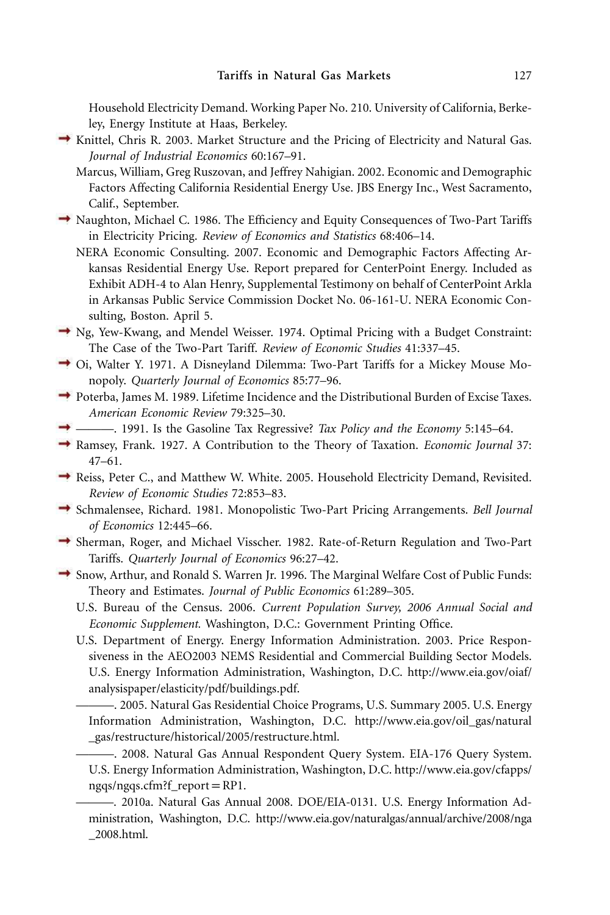Household Electricity Demand. Working Paper No. 210. University of California, Berkeley, Energy Institute at Haas, Berkeley.

Knittel, Chris R. 2003. Market Structure and the Pricing of Electricity and Natural Gas. *Journal of Industrial Economics* 60:167–91.

Marcus, William, Greg Ruszovan, and Jeffrey Nahigian. 2002. Economic and Demographic Factors Affecting California Residential Energy Use. JBS Energy Inc., West Sacramento, Calif., September.

Naughton, Michael C. 1986. The Efficiency and Equity Consequences of Two-Part Tariffs in Electricity Pricing. *Review of Economics and Statistics* 68:406–14.

NERA Economic Consulting. 2007. Economic and Demographic Factors Affecting Arkansas Residential Energy Use. Report prepared for CenterPoint Energy. Included as Exhibit ADH-4 to Alan Henry, Supplemental Testimony on behalf of CenterPoint Arkla in Arkansas Public Service Commission Docket No. 06-161-U. NERA Economic Consulting, Boston. April 5.

Ng, Yew-Kwang, and Mendel Weisser. 1974. Optimal Pricing with a Budget Constraint: The Case of the Two-Part Tariff. *Review of Economic Studies* 41:337–45.

Oi, Walter Y. 1971. A Disneyland Dilemma: Two-Part Tariffs for a Mickey Mouse Monopoly. *Quarterly Journal of Economics* 85:77–96.

Poterba, James M. 1989. Lifetime Incidence and the Distributional Burden of Excise Taxes. *American Economic Review* 79:325–30.

———. 1991. Is the Gasoline Tax Regressive? *Tax Policy and the Economy* 5:145–64.

Ramsey, Frank. 1927. A Contribution to the Theory of Taxation. *Economic Journal* 37: 47–61.

Reiss, Peter C., and Matthew W. White. 2005. Household Electricity Demand, Revisited. *Review of Economic Studies* 72:853–83.

Schmalensee, Richard. 1981. Monopolistic Two-Part Pricing Arrangements. *Bell Journal of Economics* 12:445–66.

Sherman, Roger, and Michael Visscher. 1982. Rate-of-Return Regulation and Two-Part Tariffs. *Quarterly Journal of Economics* 96:27–42.

Snow, Arthur, and Ronald S. Warren Jr. 1996. The Marginal Welfare Cost of Public Funds: Theory and Estimates. *Journal of Public Economics* 61:289–305.

U.S. Bureau of the Census. 2006. *Current Population Survey, 2006 Annual Social and Economic Supplement.* Washington, D.C.: Government Printing Office.

U.S. Department of Energy. Energy Information Administration. 2003. Price Responsiveness in the AEO2003 NEMS Residential and Commercial Building Sector Models. U.S. Energy Information Administration, Washington, D.C. http://www.eia.gov/oiaf/analysispaper/elasticity/pdf/buildings.pdf.

———. 2005. Natural Gas Residential Choice Programs, U.S. Summary 2005. U.S. Energy Information Administration, Washington, D.C. http://www.eia.gov/oil_gas/natural_gas/restructure/historical/2005/restructure.html.

———. 2008. Natural Gas Annual Respondent Query System. EIA-176 Query System. U.S. Energy Information Administration, Washington, D.C. http://www.eia.gov/cfapps/ngqs/ngqs.cfm?f_report = RP1.

———. 2010a. Natural Gas Annual 2008. DOE/EIA-0131. U.S. Energy Information Administration, Washington, D.C. http://www.eia.gov/naturalgas/annual/archive/2008/nga_2008.html.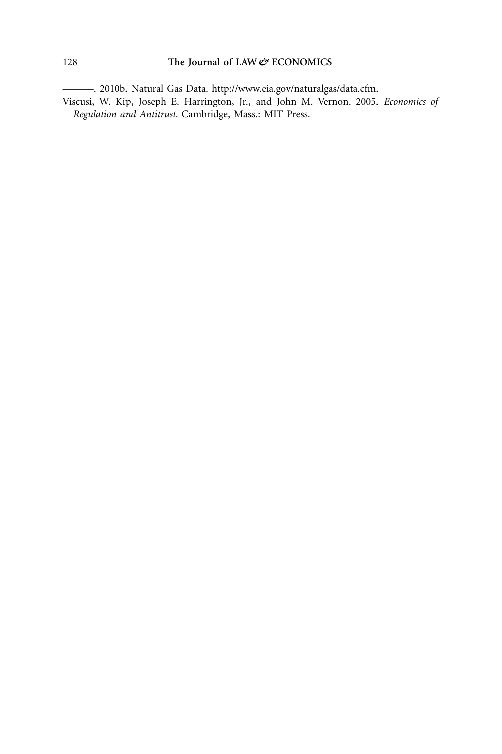———. 2010b. Natural Gas Data. http://www.eia.gov/naturalgas/data.cfm.

Viscusi, W. Kip, Joseph E. Harrington, Jr., and John M. Vernon. 2005. *Economics of Regulation and Antitrust*. Cambridge, Mass.: MIT Press.